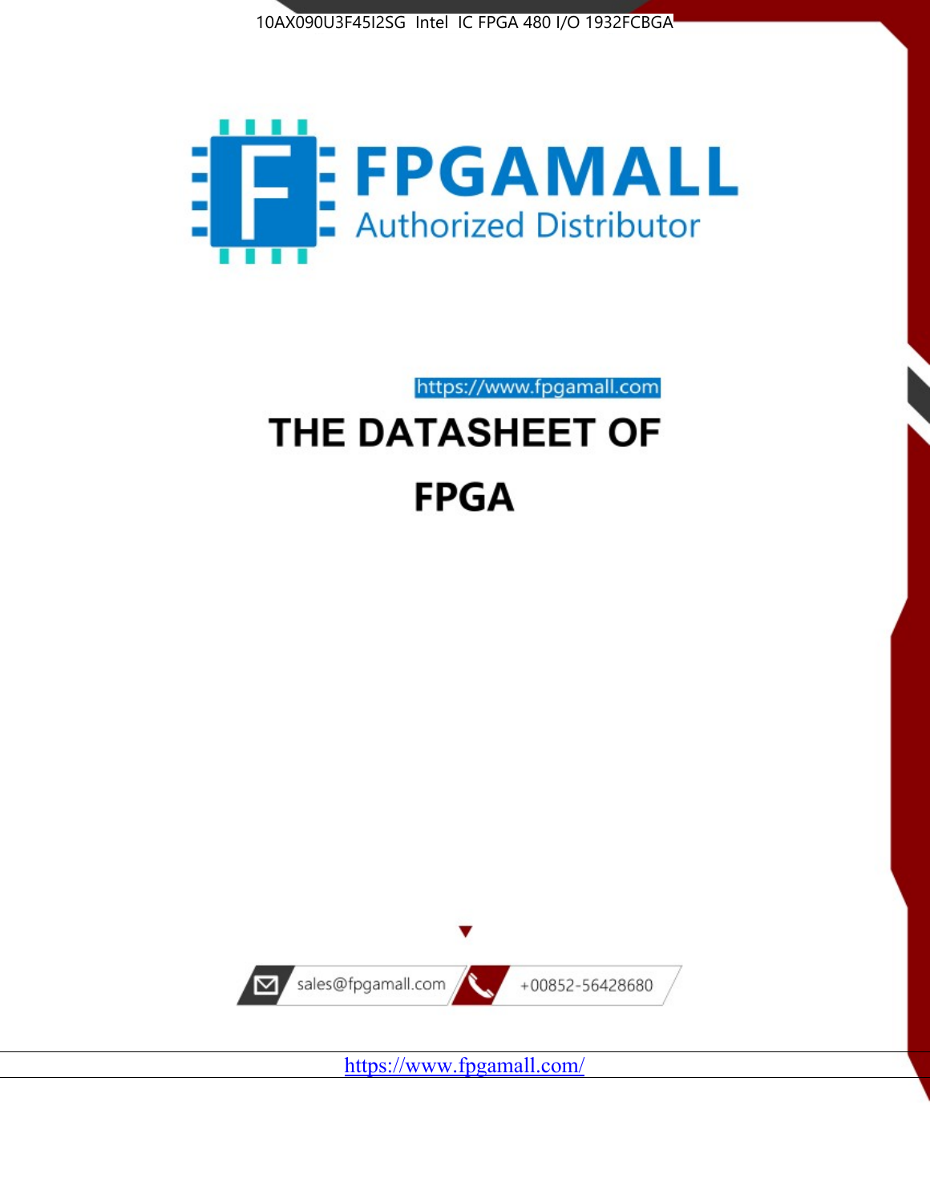10AX090U3F45I2SG Intel IC FPGA 480 I/O 1932FCBGA

# FPGAMALL

Authorized Distributor

https://www.fpgamall.com

# THE DATASHEET OF

# FPGA

sales@fpgamall.com

+00852-56428680

https://www.fpgamall.com/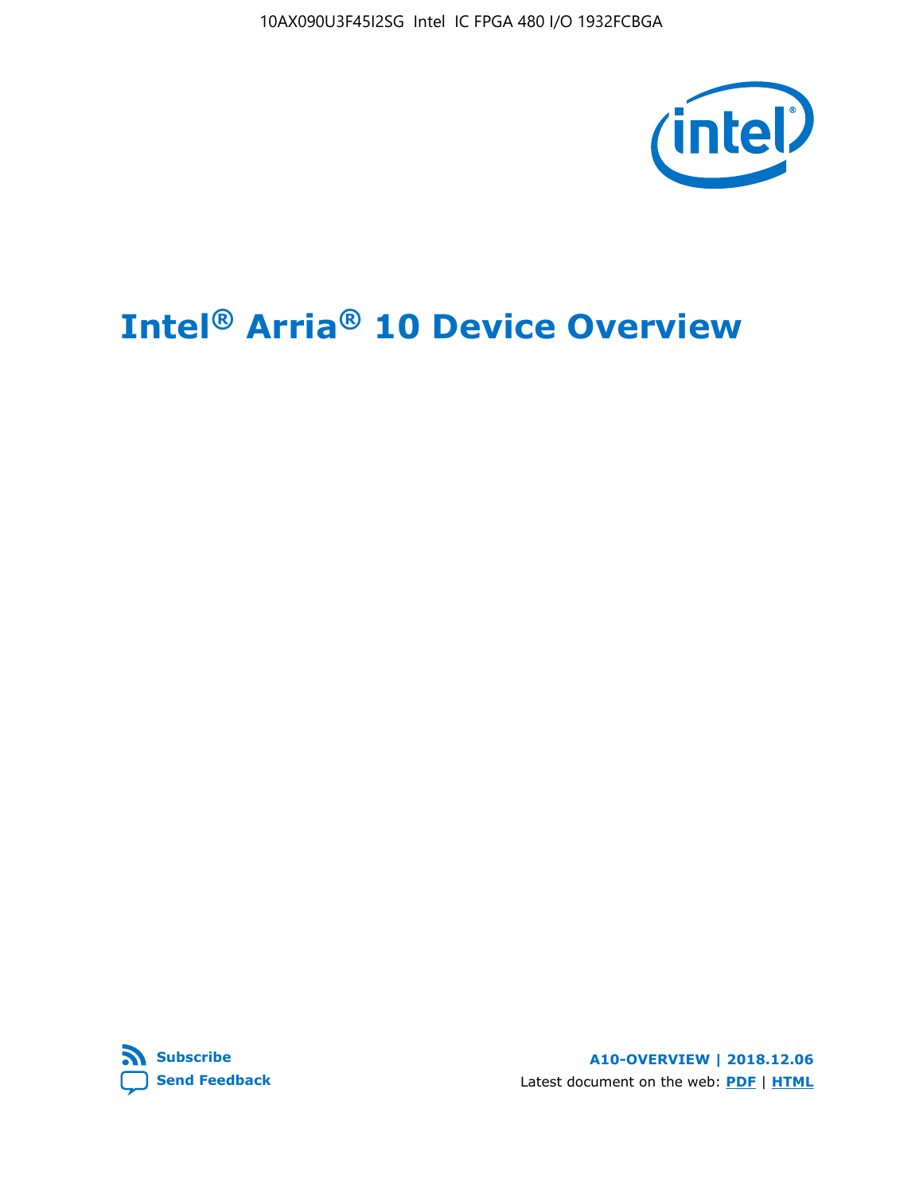# Intel® Arria® 10 Device Overview

Subscribe

Send Feedback

A10-OVERVIEW | 2018.12.06

Latest document on the web: PDF | HTML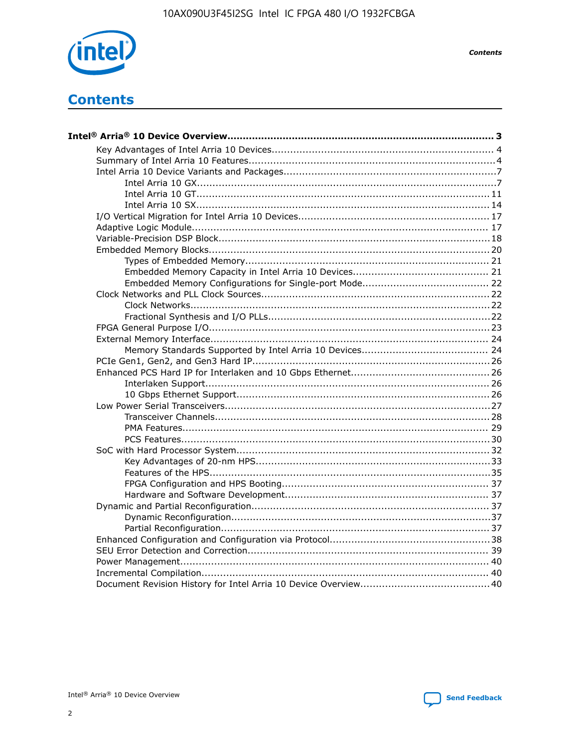# Contents

**Intel® Arria® 10 Device Overview...................................................................................... 3**

- Key Advantages of Intel Arria 10 Devices........................................................................ 4
- Summary of Intel Arria 10 Features................................................................................4
- Intel Arria 10 Device Variants and Packages.....................................................................7
  - Intel Arria 10 GX.................................................................................................7
  - Intel Arria 10 GT............................................................................................... 11
  - Intel Arria 10 SX............................................................................................... 14
- I/O Vertical Migration for Intel Arria 10 Devices.............................................................. 17
- Adaptive Logic Module................................................................................................ 17
- Variable-Precision DSP Block.......................................................................................18
- Embedded Memory Blocks...........................................................................................20
  - Types of Embedded Memory............................................................................... 21
  - Embedded Memory Capacity in Intel Arria 10 Devices............................................ 21
  - Embedded Memory Configurations for Single-port Mode......................................... 22
- Clock Networks and PLL Clock Sources.........................................................................22
  - Clock Networks.................................................................................................22
  - Fractional Synthesis and I/O PLLs........................................................................22
- FPGA General Purpose I/O..........................................................................................23
- External Memory Interface.......................................................................................... 24
  - Memory Standards Supported by Intel Arria 10 Devices......................................... 24
- PCIe Gen1, Gen2, and Gen3 Hard IP.............................................................................26
- Enhanced PCS Hard IP for Interlaken and 10 Gbps Ethernet.............................................26
  - Interlaken Support............................................................................................ 26
  - 10 Gbps Ethernet Support.................................................................................. 26
- Low Power Serial Transceivers.....................................................................................27
  - Transceiver Channels.........................................................................................28
  - PMA Features................................................................................................... 29
  - PCS Features....................................................................................................30
- SoC with Hard Processor System..................................................................................32
  - Key Advantages of 20-nm HPS............................................................................33
  - Features of the HPS...........................................................................................35
  - FPGA Configuration and HPS Booting................................................................... 37
  - Hardware and Software Development.................................................................. 37
- Dynamic and Partial Reconfiguration.............................................................................37
  - Dynamic Reconfiguration....................................................................................37
  - Partial Reconfiguration.......................................................................................37
- Enhanced Configuration and Configuration via Protocol....................................................38
- SEU Error Detection and Correction.............................................................................. 39
- Power Management................................................................................................... 40
- Incremental Compilation............................................................................................ 40
- Document Revision History for Intel Arria 10 Device Overview.......................................... 40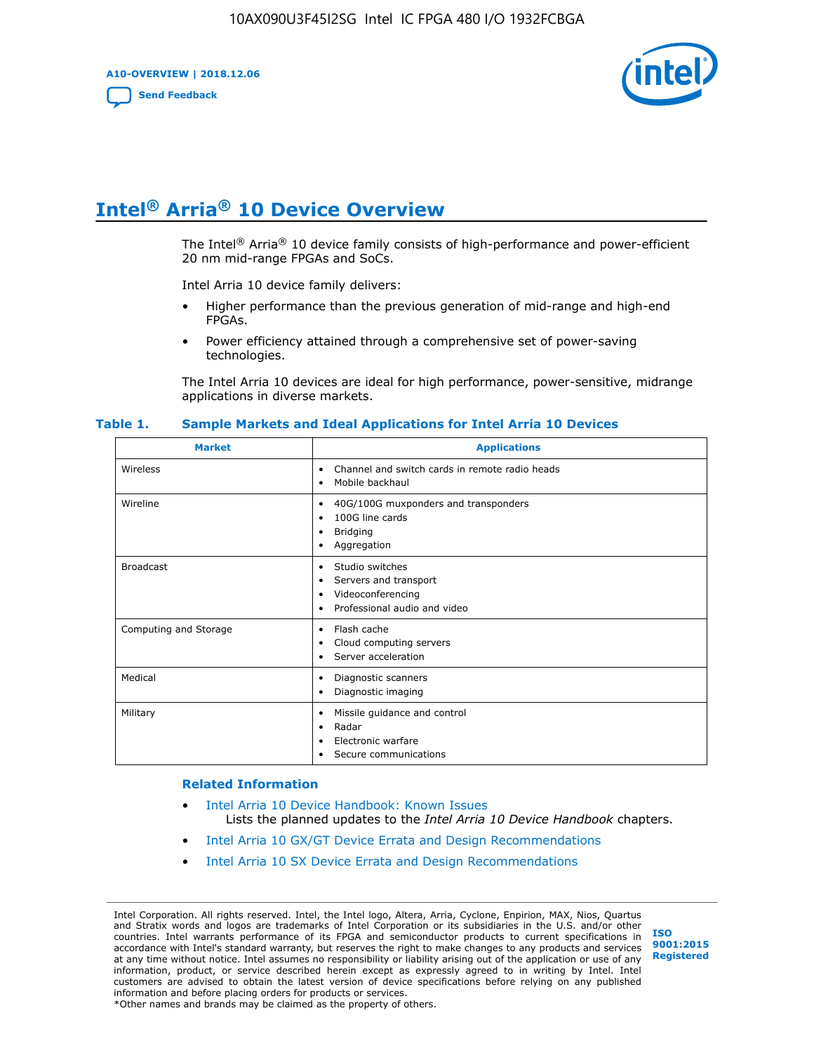# Intel® Arria® 10 Device Overview

The Intel® Arria® 10 device family consists of high-performance and power-efficient 20 nm mid-range FPGAs and SoCs.

Intel Arria 10 device family delivers:

- Higher performance than the previous generation of mid-range and high-end FPGAs.
- Power efficiency attained through a comprehensive set of power-saving technologies.

The Intel Arria 10 devices are ideal for high performance, power-sensitive, midrange applications in diverse markets.

**Table 1. Sample Markets and Ideal Applications for Intel Arria 10 Devices**

| Market | Applications |
| --- | --- |
| Wireless | • Channel and switch cards in remote radio heads<br>• Mobile backhaul |
| Wireline | • 40G/100G muxponders and transponders<br>• 100G line cards<br>• Bridging<br>• Aggregation |
| Broadcast | • Studio switches<br>• Servers and transport<br>• Videoconferencing<br>• Professional audio and video |
| Computing and Storage | • Flash cache<br>• Cloud computing servers<br>• Server acceleration |
| Medical | • Diagnostic scanners<br>• Diagnostic imaging |
| Military | • Missile guidance and control<br>• Radar<br>• Electronic warfare<br>• Secure communications |

### Related Information

- Intel Arria 10 Device Handbook: Known Issues
  Lists the planned updates to the *Intel Arria 10 Device Handbook* chapters.
- Intel Arria 10 GX/GT Device Errata and Design Recommendations
- Intel Arria 10 SX Device Errata and Design Recommendations

Intel Corporation. All rights reserved. Intel, the Intel logo, Altera, Arria, Cyclone, Enpirion, MAX, Nios, Quartus and Stratix words and logos are trademarks of Intel Corporation or its subsidiaries in the U.S. and/or other countries. Intel warrants performance of its FPGA and semiconductor products to current specifications in accordance with Intel's standard warranty, but reserves the right to make changes to any products and services at any time without notice. Intel assumes no responsibility or liability arising out of the application or use of any information, product, or service described herein except as expressly agreed to in writing by Intel. Intel customers are advised to obtain the latest version of device specifications before relying on any published information and before placing orders for products or services.
*Other names and brands may be claimed as the property of others.

ISO 9001:2015 Registered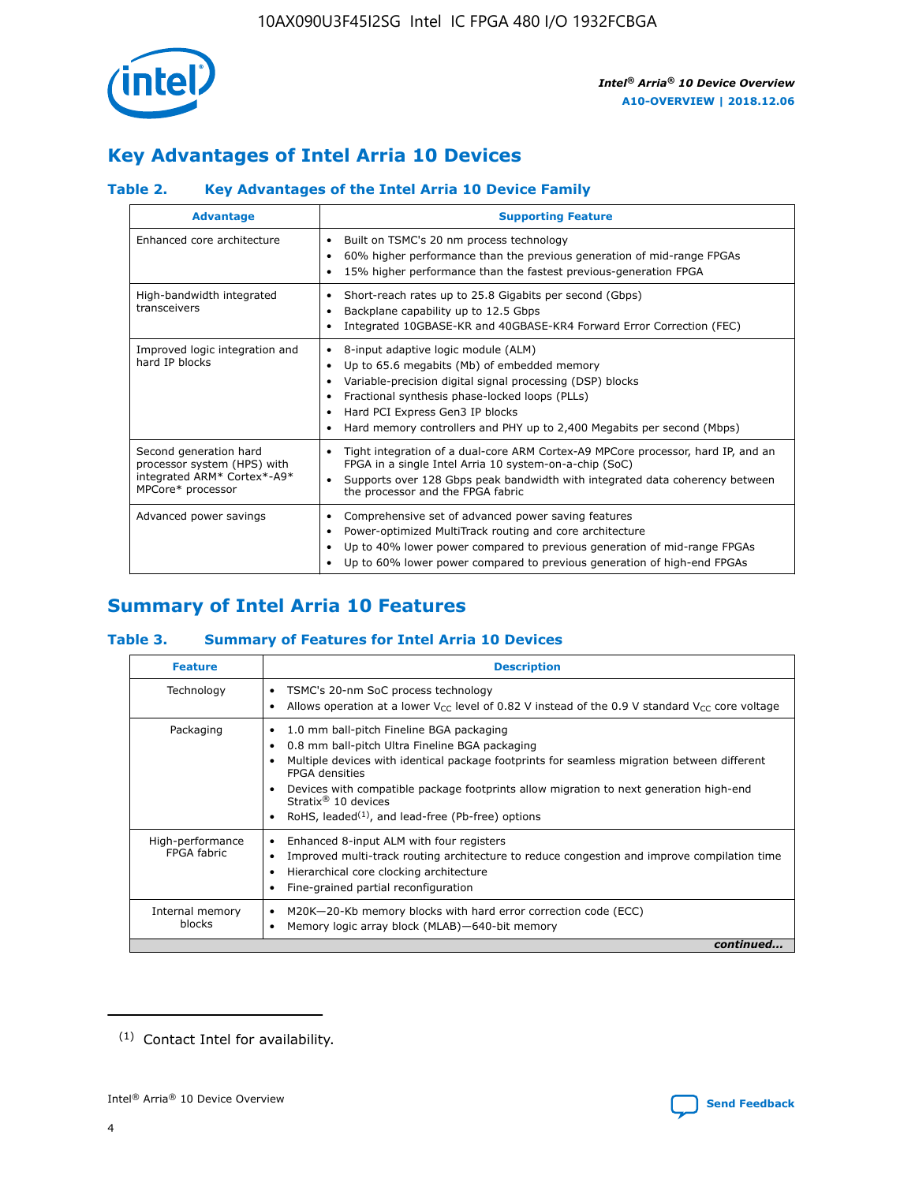## Key Advantages of Intel Arria 10 Devices

### Table 2. Key Advantages of the Intel Arria 10 Device Family

| Advantage | Supporting Feature |
|---|---|
| Enhanced core architecture | • Built on TSMC's 20 nm process technology<br>• 60% higher performance than the previous generation of mid-range FPGAs<br>• 15% higher performance than the fastest previous-generation FPGA |
| High-bandwidth integrated transceivers | • Short-reach rates up to 25.8 Gigabits per second (Gbps)<br>• Backplane capability up to 12.5 Gbps<br>• Integrated 10GBASE-KR and 40GBASE-KR4 Forward Error Correction (FEC) |
| Improved logic integration and hard IP blocks | • 8-input adaptive logic module (ALM)<br>• Up to 65.6 megabits (Mb) of embedded memory<br>• Variable-precision digital signal processing (DSP) blocks<br>• Fractional synthesis phase-locked loops (PLLs)<br>• Hard PCI Express Gen3 IP blocks<br>• Hard memory controllers and PHY up to 2,400 Megabits per second (Mbps) |
| Second generation hard processor system (HPS) with integrated ARM* Cortex*-A9* MPCore* processor | • Tight integration of a dual-core ARM Cortex-A9 MPCore processor, hard IP, and an FPGA in a single Intel Arria 10 system-on-a-chip (SoC)<br>• Supports over 128 Gbps peak bandwidth with integrated data coherency between the processor and the FPGA fabric |
| Advanced power savings | • Comprehensive set of advanced power saving features<br>• Power-optimized MultiTrack routing and core architecture<br>• Up to 40% lower power compared to previous generation of mid-range FPGAs<br>• Up to 60% lower power compared to previous generation of high-end FPGAs |

## Summary of Intel Arria 10 Features

### Table 3. Summary of Features for Intel Arria 10 Devices

| Feature | Description |
|---|---|
| Technology | • TSMC's 20-nm SoC process technology<br>• Allows operation at a lower $V_{CC}$ level of 0.82 V instead of the 0.9 V standard $V_{CC}$ core voltage |
| Packaging | • 1.0 mm ball-pitch Fineline BGA packaging<br>• 0.8 mm ball-pitch Ultra Fineline BGA packaging<br>• Multiple devices with identical package footprints for seamless migration between different FPGA densities<br>• Devices with compatible package footprints allow migration to next generation high-end Stratix® 10 devices<br>• RoHS, leaded[1], and lead-free (Pb-free) options |
| High-performance FPGA fabric | • Enhanced 8-input ALM with four registers<br>• Improved multi-track routing architecture to reduce congestion and improve compilation time<br>• Hierarchical core clocking architecture<br>• Fine-grained partial reconfiguration |
| Internal memory blocks | • M20K—20-Kb memory blocks with hard error correction code (ECC)<br>• Memory logic array block (MLAB)—640-bit memory |

*continued...*

(1) Contact Intel for availability.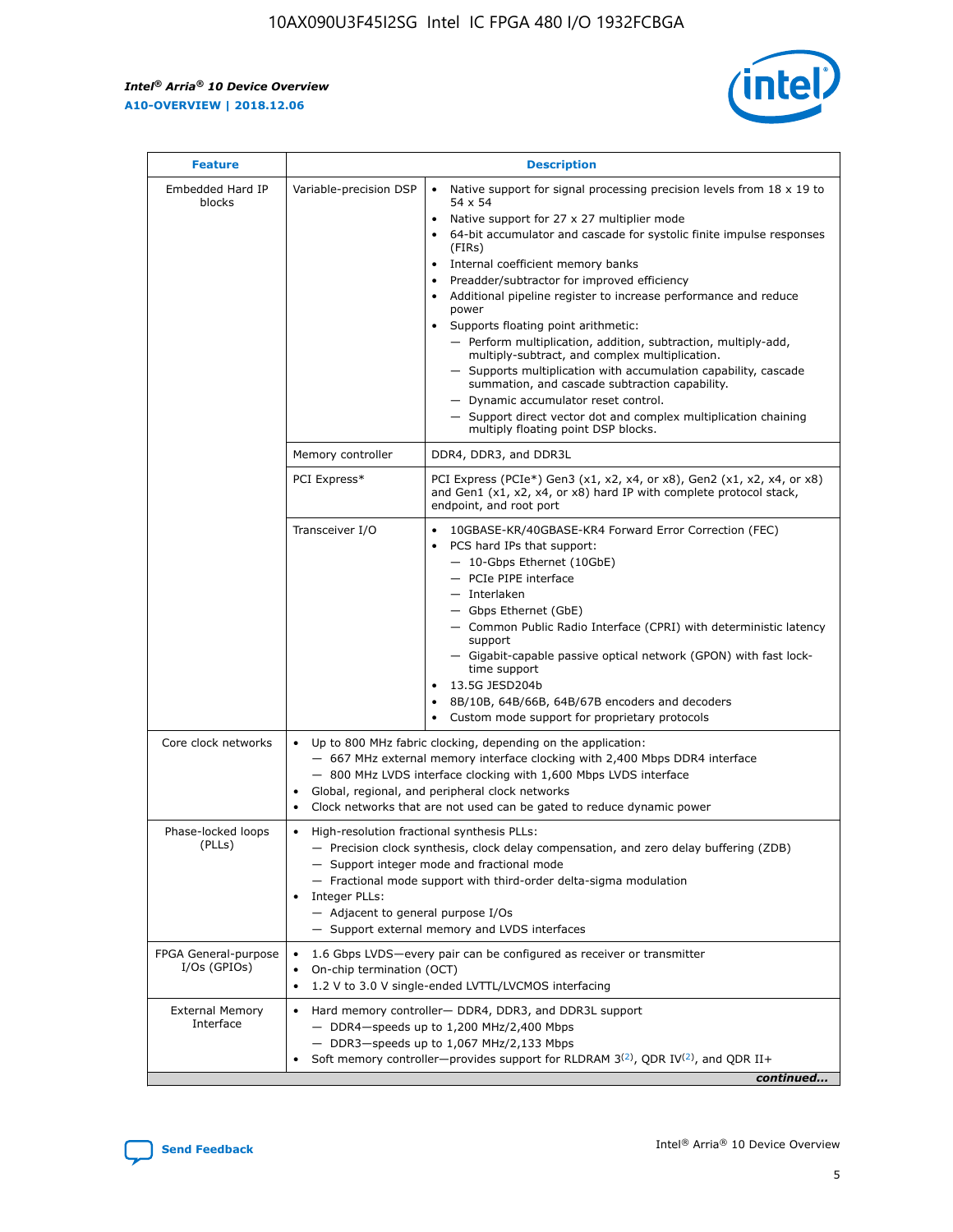| Feature | Description | |
|---|---|---|
| Embedded Hard IP blocks | Variable-precision DSP | • Native support for signal processing precision levels from 18 x 19 to 54 x 54<br>• Native support for 27 x 27 multiplier mode<br>• 64-bit accumulator and cascade for systolic finite impulse responses (FIRs)<br>• Internal coefficient memory banks<br>• Preadder/subtractor for improved efficiency<br>• Additional pipeline register to increase performance and reduce power<br>• Supports floating point arithmetic:<br>— Perform multiplication, addition, subtraction, multiply-add, multiply-subtract, and complex multiplication.<br>— Supports multiplication with accumulation capability, cascade summation, and cascade subtraction capability.<br>— Dynamic accumulator reset control.<br>— Support direct vector dot and complex multiplication chaining multiply floating point DSP blocks. |
| | Memory controller | DDR4, DDR3, and DDR3L |
| | PCI Express* | PCI Express (PCIe*) Gen3 (x1, x2, x4, or x8), Gen2 (x1, x2, x4, or x8) and Gen1 (x1, x2, x4, or x8) hard IP with complete protocol stack, endpoint, and root port |
| | Transceiver I/O | • 10GBASE-KR/40GBASE-KR4 Forward Error Correction (FEC)<br>• PCS hard IPs that support:<br>— 10-Gbps Ethernet (10GbE)<br>— PCIe PIPE interface<br>— Interlaken<br>— Gbps Ethernet (GbE)<br>— Common Public Radio Interface (CPRI) with deterministic latency support<br>— Gigabit-capable passive optical network (GPON) with fast lock-time support<br>• 13.5G JESD204b<br>• 8B/10B, 64B/66B, 64B/67B encoders and decoders<br>• Custom mode support for proprietary protocols |
| Core clock networks | • Up to 800 MHz fabric clocking, depending on the application:<br>— 667 MHz external memory interface clocking with 2,400 Mbps DDR4 interface<br>— 800 MHz LVDS interface clocking with 1,600 Mbps LVDS interface<br>• Global, regional, and peripheral clock networks<br>• Clock networks that are not used can be gated to reduce dynamic power | |
| Phase-locked loops (PLLs) | • High-resolution fractional synthesis PLLs:<br>— Precision clock synthesis, clock delay compensation, and zero delay buffering (ZDB)<br>— Support integer mode and fractional mode<br>— Fractional mode support with third-order delta-sigma modulation<br>• Integer PLLs:<br>— Adjacent to general purpose I/Os<br>— Support external memory and LVDS interfaces | |
| FPGA General-purpose I/Os (GPIOs) | • 1.6 Gbps LVDS—every pair can be configured as receiver or transmitter<br>• On-chip termination (OCT)<br>• 1.2 V to 3.0 V single-ended LVTTL/LVCMOS interfacing | |
| External Memory Interface | • Hard memory controller— DDR4, DDR3, and DDR3L support<br>— DDR4—speeds up to 1,200 MHz/2,400 Mbps<br>— DDR3—speeds up to 1,067 MHz/2,133 Mbps<br>• Soft memory controller—provides support for RLDRAM 3[(2)], QDR IV[(2)], and QDR II+ | |

*continued...*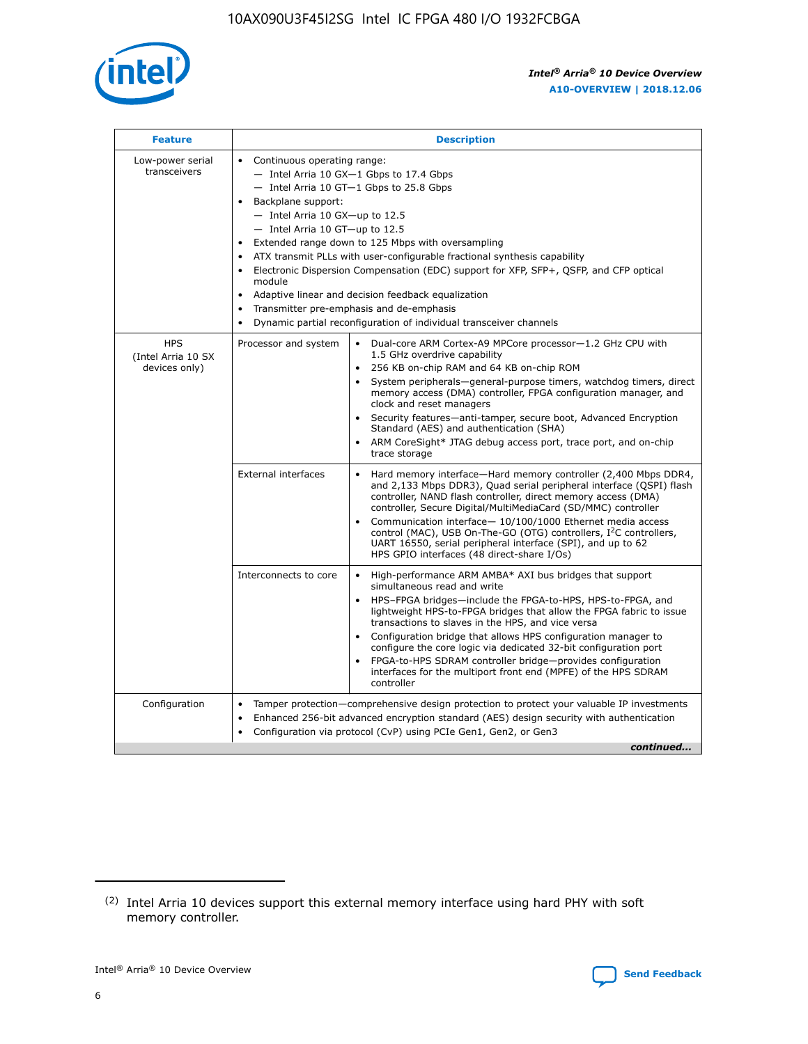| Feature | Description | |
|---|---|---|
| Low-power serial transceivers | • Continuous operating range:<br>— Intel Arria 10 GX—1 Gbps to 17.4 Gbps<br>— Intel Arria 10 GT—1 Gbps to 25.8 Gbps<br>• Backplane support:<br>— Intel Arria 10 GX—up to 12.5<br>— Intel Arria 10 GT—up to 12.5<br>• Extended range down to 125 Mbps with oversampling<br>• ATX transmit PLLs with user-configurable fractional synthesis capability<br>• Electronic Dispersion Compensation (EDC) support for XFP, SFP+, QSFP, and CFP optical module<br>• Adaptive linear and decision feedback equalization<br>• Transmitter pre-emphasis and de-emphasis<br>• Dynamic partial reconfiguration of individual transceiver channels | |
| HPS (Intel Arria 10 SX devices only) | Processor and system | • Dual-core ARM Cortex-A9 MPCore processor—1.2 GHz CPU with 1.5 GHz overdrive capability<br>• 256 KB on-chip RAM and 64 KB on-chip ROM<br>• System peripherals—general-purpose timers, watchdog timers, direct memory access (DMA) controller, FPGA configuration manager, and clock and reset managers<br>• Security features—anti-tamper, secure boot, Advanced Encryption Standard (AES) and authentication (SHA)<br>• ARM CoreSight* JTAG debug access port, trace port, and on-chip trace storage |
| | External interfaces | • Hard memory interface—Hard memory controller (2,400 Mbps DDR4, and 2,133 Mbps DDR3), Quad serial peripheral interface (QSPI) flash controller, NAND flash controller, direct memory access (DMA) controller, Secure Digital/MultiMediaCard (SD/MMC) controller<br>• Communication interface— 10/100/1000 Ethernet media access control (MAC), USB On-The-GO (OTG) controllers, I²C controllers, UART 16550, serial peripheral interface (SPI), and up to 62 HPS GPIO interfaces (48 direct-share I/Os) |
| | Interconnects to core | • High-performance ARM AMBA* AXI bus bridges that support simultaneous read and write<br>• HPS–FPGA bridges—include the FPGA-to-HPS, HPS-to-FPGA, and lightweight HPS-to-FPGA bridges that allow the FPGA fabric to issue transactions to slaves in the HPS, and vice versa<br>• Configuration bridge that allows HPS configuration manager to configure the core logic via dedicated 32-bit configuration port<br>• FPGA-to-HPS SDRAM controller bridge—provides configuration interfaces for the multiport front end (MPFE) of the HPS SDRAM controller |
| Configuration | • Tamper protection—comprehensive design protection to protect your valuable IP investments<br>• Enhanced 256-bit advanced encryption standard (AES) design security with authentication<br>• Configuration via protocol (CvP) using PCIe Gen1, Gen2, or Gen3 | |

*continued...*

(2) Intel Arria 10 devices support this external memory interface using hard PHY with soft memory controller.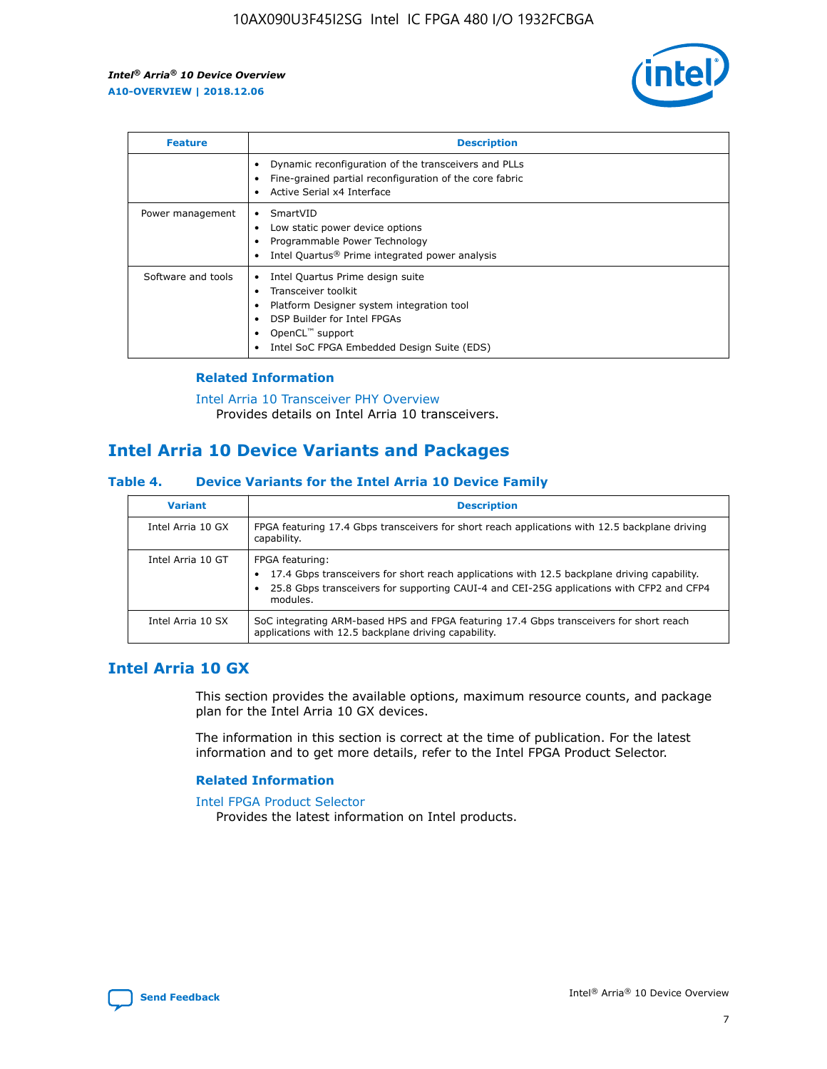| Feature | Description |
| --- | --- |
| | • Dynamic reconfiguration of the transceivers and PLLs<br>• Fine-grained partial reconfiguration of the core fabric<br>• Active Serial x4 Interface |
| Power management | • SmartVID<br>• Low static power device options<br>• Programmable Power Technology<br>• Intel Quartus® Prime integrated power analysis |
| Software and tools | • Intel Quartus Prime design suite<br>• Transceiver toolkit<br>• Platform Designer system integration tool<br>• DSP Builder for Intel FPGAs<br>• OpenCL™ support<br>• Intel SoC FPGA Embedded Design Suite (EDS) |

### Related Information

Intel Arria 10 Transceiver PHY Overview
Provides details on Intel Arria 10 transceivers.

## Intel Arria 10 Device Variants and Packages

### Table 4. Device Variants for the Intel Arria 10 Device Family

| Variant | Description |
| --- | --- |
| Intel Arria 10 GX | FPGA featuring 17.4 Gbps transceivers for short reach applications with 12.5 backplane driving capability. |
| Intel Arria 10 GT | FPGA featuring:<br>• 17.4 Gbps transceivers for short reach applications with 12.5 backplane driving capability.<br>• 25.8 Gbps transceivers for supporting CAUI-4 and CEI-25G applications with CFP2 and CFP4 modules. |
| Intel Arria 10 SX | SoC integrating ARM-based HPS and FPGA featuring 17.4 Gbps transceivers for short reach applications with 12.5 backplane driving capability. |

## Intel Arria 10 GX

This section provides the available options, maximum resource counts, and package plan for the Intel Arria 10 GX devices.

The information in this section is correct at the time of publication. For the latest information and to get more details, refer to the Intel FPGA Product Selector.

### Related Information

Intel FPGA Product Selector
Provides the latest information on Intel products.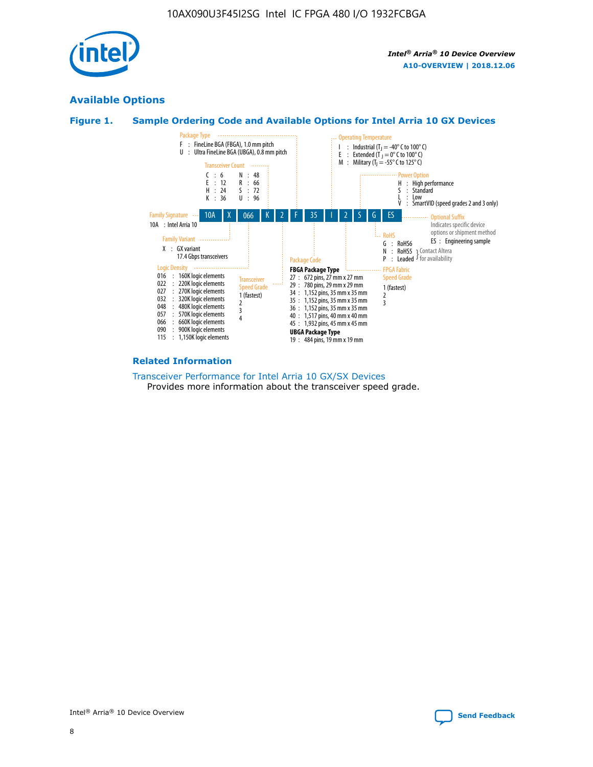## Available Options

### Figure 1. Sample Ordering Code and Available Options for Intel Arria 10 GX Devices

Sample ordering code: 10A X 066 K 2 F 35 I 2 S G ES

**Family Signature**
- 10A : Intel Arria 10

**Family Variant**
- X : GX variant 17.4 Gbps transceivers

**Logic Density**
- 016 : 160K logic elements
- 022 : 220K logic elements
- 027 : 270K logic elements
- 032 : 320K logic elements
- 048 : 480K logic elements
- 057 : 570K logic elements
- 066 : 660K logic elements
- 090 : 900K logic elements
- 115 : 1,150K logic elements

**Transceiver Count**
- C : 6
- E : 12
- H : 24
- K : 36
- N : 48
- R : 66
- S : 72
- U : 96

**Transceiver Speed Grade**
- 1 (fastest)
- 2
- 3
- 4

**Package Type**
- F : FineLine BGA (FBGA), 1.0 mm pitch
- U : Ultra FineLine BGA (UBGA), 0.8 mm pitch

**Package Code**

FBGA Package Type
- 27 : 672 pins, 27 mm x 27 mm
- 29 : 780 pins, 29 mm x 29 mm
- 34 : 1,152 pins, 35 mm x 35 mm
- 35 : 1,152 pins, 35 mm x 35 mm
- 36 : 1,152 pins, 35 mm x 35 mm
- 40 : 1,517 pins, 40 mm x 40 mm
- 45 : 1,932 pins, 45 mm x 45 mm

UBGA Package Type
- 19 : 484 pins, 19 mm x 19 mm

**Operating Temperature**
- I : Industrial ($T_J$ = -40° C to 100° C)
- E : Extended ($T_J$ = 0° C to 100° C)
- M : Military ($T_J$ = -55° C to 125° C)

**FPGA Fabric Speed Grade**
- 1 (fastest)
- 2
- 3

**Power Option**
- H : High performance
- S : Standard
- L : Low
- V : SmartVID (speed grades 2 and 3 only)

**RoHS**
- G : RoHS6
- N : RoHS5 (Contact Altera for availability)
- P : Leaded (Contact Altera for availability)

**Optional Suffix**

Indicates specific device options or shipment method
- ES : Engineering sample

### Related Information

Transceiver Performance for Intel Arria 10 GX/SX Devices

Provides more information about the transceiver speed grade.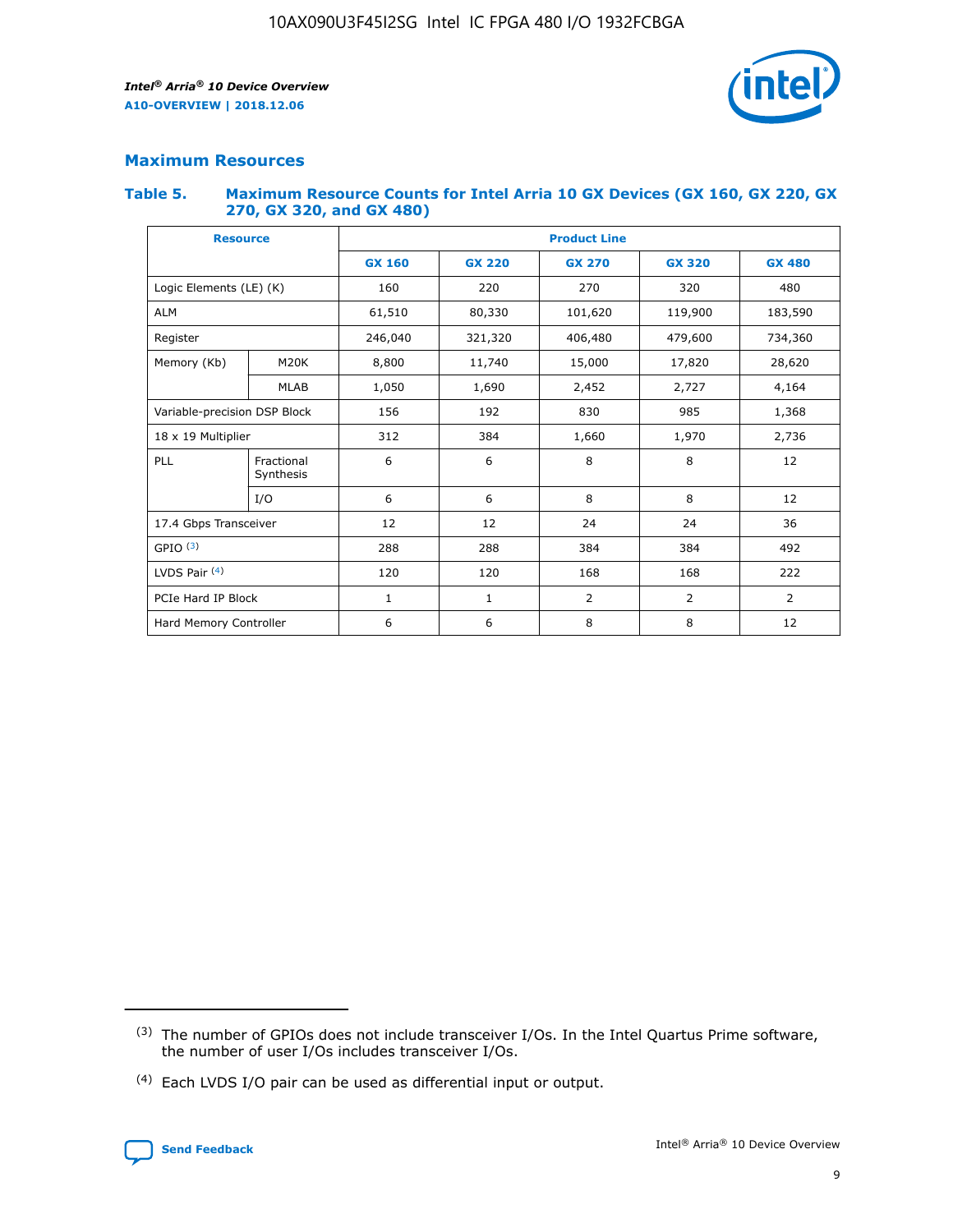## Maximum Resources

### Table 5. Maximum Resource Counts for Intel Arria 10 GX Devices (GX 160, GX 220, GX 270, GX 320, and GX 480)

| Resource | | Product Line | | | | |
|---|---|---|---|---|---|---|
| | | GX 160 | GX 220 | GX 270 | GX 320 | GX 480 |
| Logic Elements (LE) (K) | | 160 | 220 | 270 | 320 | 480 |
| ALM | | 61,510 | 80,330 | 101,620 | 119,900 | 183,590 |
| Register | | 246,040 | 321,320 | 406,480 | 479,600 | 734,360 |
| Memory (Kb) | M20K | 8,800 | 11,740 | 15,000 | 17,820 | 28,620 |
| | MLAB | 1,050 | 1,690 | 2,452 | 2,727 | 4,164 |
| Variable-precision DSP Block | | 156 | 192 | 830 | 985 | 1,368 |
| 18 x 19 Multiplier | | 312 | 384 | 1,660 | 1,970 | 2,736 |
| PLL | Fractional Synthesis | 6 | 6 | 8 | 8 | 12 |
| | I/O | 6 | 6 | 8 | 8 | 12 |
| 17.4 Gbps Transceiver | | 12 | 12 | 24 | 24 | 36 |
| GPIO [3] | | 288 | 288 | 384 | 384 | 492 |
| LVDS Pair [4] | | 120 | 120 | 168 | 168 | 222 |
| PCIe Hard IP Block | | 1 | 1 | 2 | 2 | 2 |
| Hard Memory Controller | | 6 | 6 | 8 | 8 | 12 |

(3) The number of GPIOs does not include transceiver I/Os. In the Intel Quartus Prime software, the number of user I/Os includes transceiver I/Os.

(4) Each LVDS I/O pair can be used as differential input or output.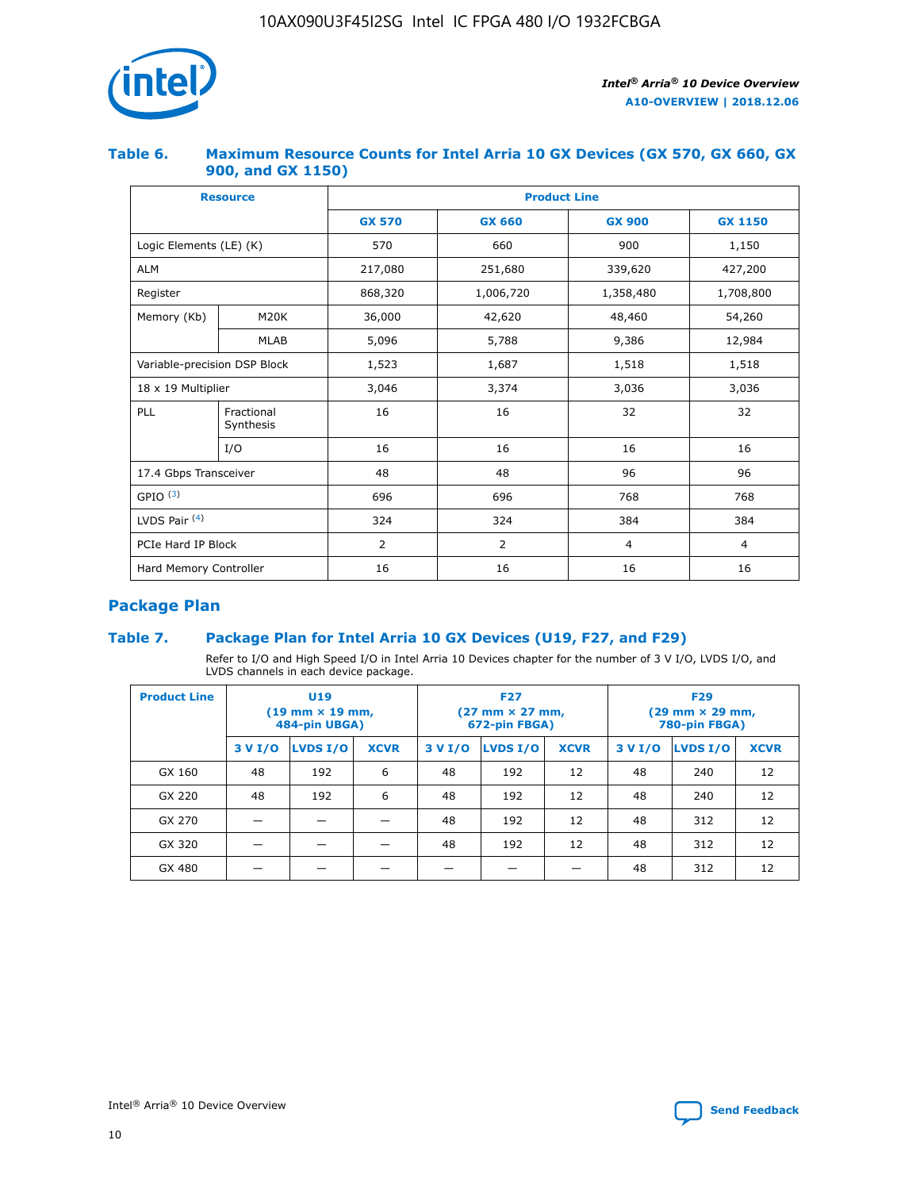### Table 6. Maximum Resource Counts for Intel Arria 10 GX Devices (GX 570, GX 660, GX 900, and GX 1150)

| Resource | | Product Line | | | |
|---|---|---|---|---|---|
| | | GX 570 | GX 660 | GX 900 | GX 1150 |
| Logic Elements (LE) (K) | | 570 | 660 | 900 | 1,150 |
| ALM | | 217,080 | 251,680 | 339,620 | 427,200 |
| Register | | 868,320 | 1,006,720 | 1,358,480 | 1,708,800 |
| Memory (Kb) | M20K | 36,000 | 42,620 | 48,460 | 54,260 |
| | MLAB | 5,096 | 5,788 | 9,386 | 12,984 |
| Variable-precision DSP Block | | 1,523 | 1,687 | 1,518 | 1,518 |
| 18 x 19 Multiplier | | 3,046 | 3,374 | 3,036 | 3,036 |
| PLL | Fractional Synthesis | 16 | 16 | 32 | 32 |
| | I/O | 16 | 16 | 16 | 16 |
| 17.4 Gbps Transceiver | | 48 | 48 | 96 | 96 |
| GPIO [(3)] | | 696 | 696 | 768 | 768 |
| LVDS Pair [(4)] | | 324 | 324 | 384 | 384 |
| PCIe Hard IP Block | | 2 | 2 | 4 | 4 |
| Hard Memory Controller | | 16 | 16 | 16 | 16 |

## Package Plan

### Table 7. Package Plan for Intel Arria 10 GX Devices (U19, F27, and F29)

Refer to I/O and High Speed I/O in Intel Arria 10 Devices chapter for the number of 3 V I/O, LVDS I/O, and LVDS channels in each device package.

| Product Line | U19 (19 mm × 19 mm, 484-pin UBGA) | | | F27 (27 mm × 27 mm, 672-pin FBGA) | | | F29 (29 mm × 29 mm, 780-pin FBGA) | | |
|---|---|---|---|---|---|---|---|---|---|
| | 3 V I/O | LVDS I/O | XCVR | 3 V I/O | LVDS I/O | XCVR | 3 V I/O | LVDS I/O | XCVR |
| GX 160 | 48 | 192 | 6 | 48 | 192 | 12 | 48 | 240 | 12 |
| GX 220 | 48 | 192 | 6 | 48 | 192 | 12 | 48 | 240 | 12 |
| GX 270 | — | — | — | 48 | 192 | 12 | 48 | 312 | 12 |
| GX 320 | — | — | — | 48 | 192 | 12 | 48 | 312 | 12 |
| GX 480 | — | — | — | — | — | — | 48 | 312 | 12 |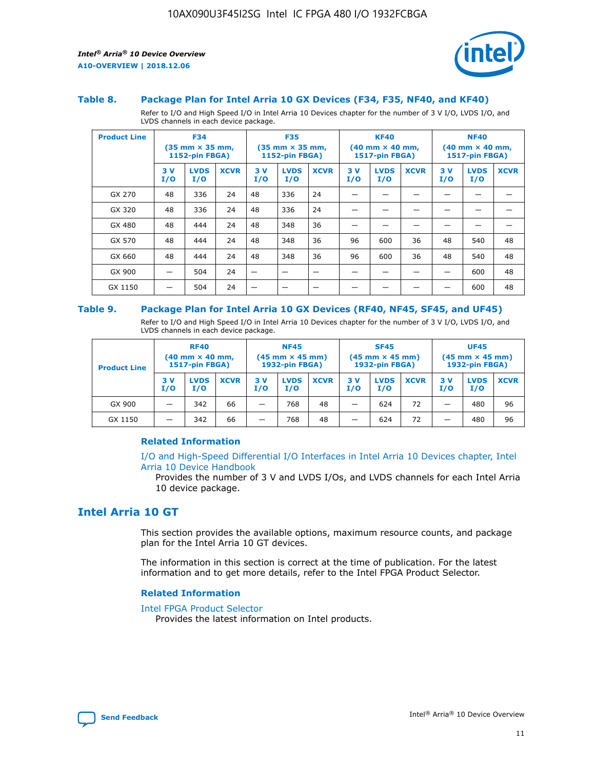### Table 8. Package Plan for Intel Arria 10 GX Devices (F34, F35, NF40, and KF40)

Refer to I/O and High Speed I/O in Intel Arria 10 Devices chapter for the number of 3 V I/O, LVDS I/O, and LVDS channels in each device package.

| Product Line | F34 (35 mm × 35 mm, 1152-pin FBGA) | | | F35 (35 mm × 35 mm, 1152-pin FBGA) | | | KF40 (40 mm × 40 mm, 1517-pin FBGA) | | | NF40 (40 mm × 40 mm, 1517-pin FBGA) | | |
|---|---|---|---|---|---|---|---|---|---|---|---|---|
| | 3 V I/O | LVDS I/O | XCVR | 3 V I/O | LVDS I/O | XCVR | 3 V I/O | LVDS I/O | XCVR | 3 V I/O | LVDS I/O | XCVR |
| GX 270 | 48 | 336 | 24 | 48 | 336 | 24 | — | — | — | — | — | — |
| GX 320 | 48 | 336 | 24 | 48 | 336 | 24 | — | — | — | — | — | — |
| GX 480 | 48 | 444 | 24 | 48 | 348 | 36 | — | — | — | — | — | — |
| GX 570 | 48 | 444 | 24 | 48 | 348 | 36 | 96 | 600 | 36 | 48 | 540 | 48 |
| GX 660 | 48 | 444 | 24 | 48 | 348 | 36 | 96 | 600 | 36 | 48 | 540 | 48 |
| GX 900 | — | 504 | 24 | — | — | — | — | — | — | — | 600 | 48 |
| GX 1150 | — | 504 | 24 | — | — | — | — | — | — | — | 600 | 48 |

### Table 9. Package Plan for Intel Arria 10 GX Devices (RF40, NF45, SF45, and UF45)

Refer to I/O and High Speed I/O in Intel Arria 10 Devices chapter for the number of 3 V I/O, LVDS I/O, and LVDS channels in each device package.

| Product Line | RF40 (40 mm × 40 mm, 1517-pin FBGA) | | | NF45 (45 mm × 45 mm) 1932-pin FBGA) | | | SF45 (45 mm × 45 mm) 1932-pin FBGA) | | | UF45 (45 mm × 45 mm) 1932-pin FBGA) | | |
|---|---|---|---|---|---|---|---|---|---|---|---|---|
| | 3 V I/O | LVDS I/O | XCVR | 3 V I/O | LVDS I/O | XCVR | 3 V I/O | LVDS I/O | XCVR | 3 V I/O | LVDS I/O | XCVR |
| GX 900 | — | 342 | 66 | — | 768 | 48 | — | 624 | 72 | — | 480 | 96 |
| GX 1150 | — | 342 | 66 | — | 768 | 48 | — | 624 | 72 | — | 480 | 96 |

#### Related Information

I/O and High-Speed Differential I/O Interfaces in Intel Arria 10 Devices chapter, Intel Arria 10 Device Handbook

Provides the number of 3 V and LVDS I/Os, and LVDS channels for each Intel Arria 10 device package.

## Intel Arria 10 GT

This section provides the available options, maximum resource counts, and package plan for the Intel Arria 10 GT devices.

The information in this section is correct at the time of publication. For the latest information and to get more details, refer to the Intel FPGA Product Selector.

#### Related Information

Intel FPGA Product Selector

Provides the latest information on Intel products.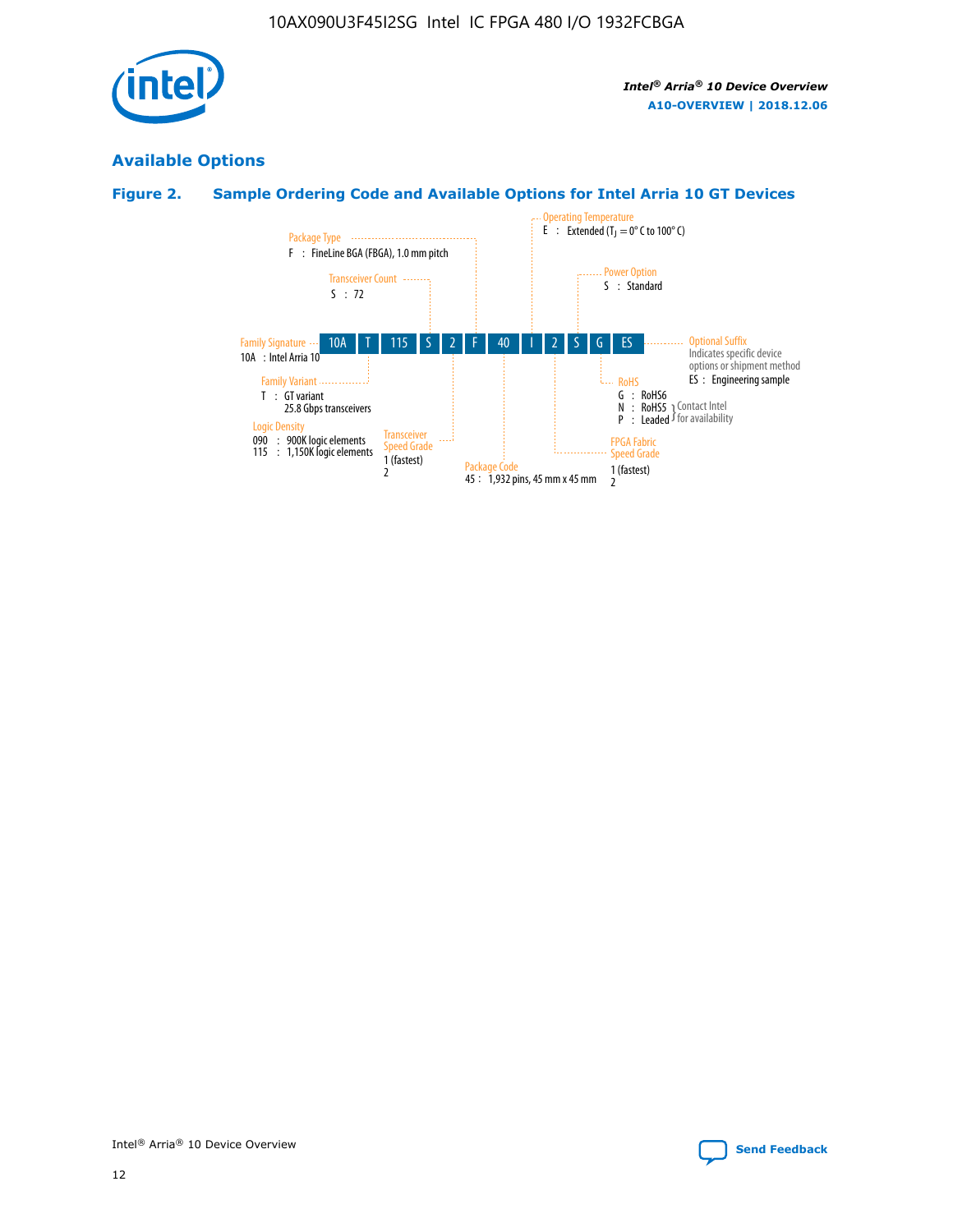## Available Options

### Figure 2. Sample Ordering Code and Available Options for Intel Arria 10 GT Devices

| 10A | T | 115 | S | 2 | F | 40 | I | 2 | S | G | ES |
|---|---|---|---|---|---|---|---|---|---|---|---|

**Family Signature**
10A : Intel Arria 10

**Family Variant**
T : GT variant
25.8 Gbps transceivers

**Logic Density**
090 : 900K logic elements
115 : 1,150K logic elements

**Transceiver Count**
S : 72

**Transceiver Speed Grade**
1 (fastest)
2

**Package Type**
F : FineLine BGA (FBGA), 1.0 mm pitch

**Package Code**
45 : 1,932 pins, 45 mm x 45 mm

**Operating Temperature**
E : Extended ($T_J$ = 0° C to 100° C)

**FPGA Fabric Speed Grade**
1 (fastest)
2

**Power Option**
S : Standard

**RoHS**
G : RoHS6
N : RoHS5 } Contact Intel for availability
P : Leaded } Contact Intel for availability

**Optional Suffix**
Indicates specific device options or shipment method
ES : Engineering sample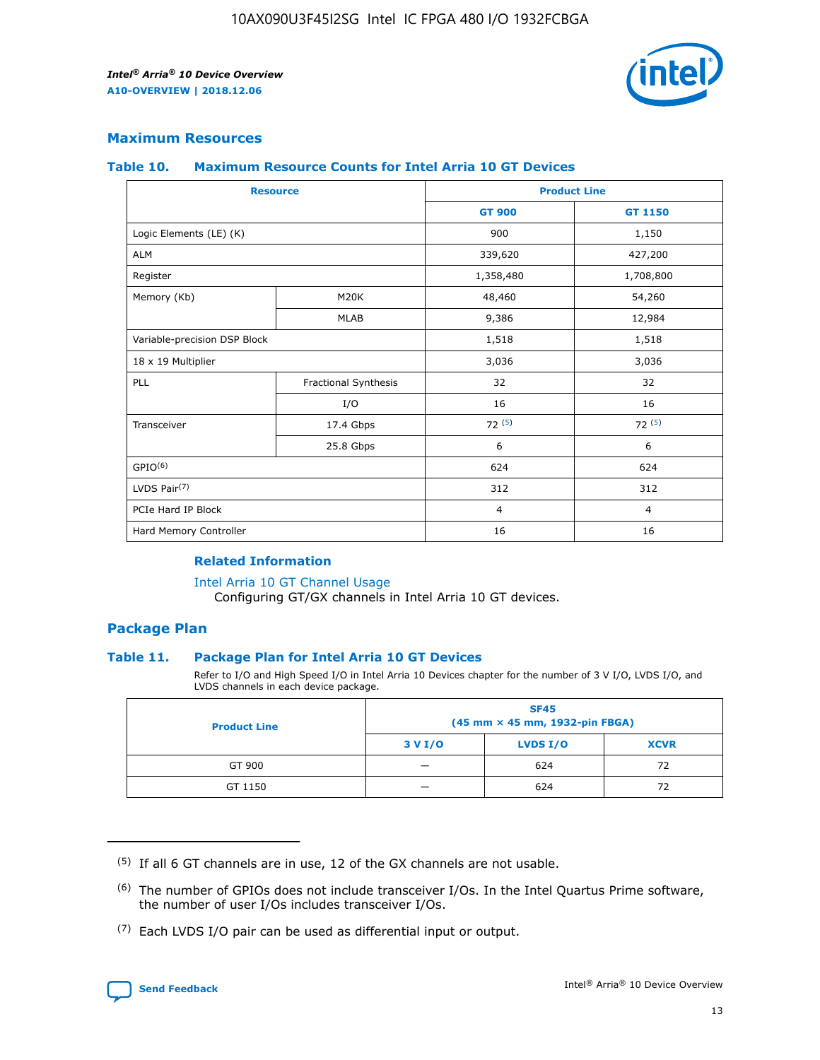## Maximum Resources

### Table 10. Maximum Resource Counts for Intel Arria 10 GT Devices

| Resource | | Product Line | |
|---|---|---|---|
| | | GT 900 | GT 1150 |
| Logic Elements (LE) (K) | | 900 | 1,150 |
| ALM | | 339,620 | 427,200 |
| Register | | 1,358,480 | 1,708,800 |
| Memory (Kb) | M20K | 48,460 | 54,260 |
| | MLAB | 9,386 | 12,984 |
| Variable-precision DSP Block | | 1,518 | 1,518 |
| 18 x 19 Multiplier | | 3,036 | 3,036 |
| PLL | Fractional Synthesis | 32 | 32 |
| | I/O | 16 | 16 |
| Transceiver | 17.4 Gbps | 72 (5) | 72 (5) |
| | 25.8 Gbps | 6 | 6 |
| GPIO(6) | | 624 | 624 |
| LVDS Pair(7) | | 312 | 312 |
| PCIe Hard IP Block | | 4 | 4 |
| Hard Memory Controller | | 16 | 16 |

#### Related Information

Intel Arria 10 GT Channel Usage
Configuring GT/GX channels in Intel Arria 10 GT devices.

## Package Plan

### Table 11. Package Plan for Intel Arria 10 GT Devices

Refer to I/O and High Speed I/O in Intel Arria 10 Devices chapter for the number of 3 V I/O, LVDS I/O, and LVDS channels in each device package.

| Product Line | SF45 (45 mm × 45 mm, 1932-pin FBGA) | | |
|---|---|---|---|
| | 3 V I/O | LVDS I/O | XCVR |
| GT 900 | — | 624 | 72 |
| GT 1150 | — | 624 | 72 |

(5) If all 6 GT channels are in use, 12 of the GX channels are not usable.

(6) The number of GPIOs does not include transceiver I/Os. In the Intel Quartus Prime software, the number of user I/Os includes transceiver I/Os.

(7) Each LVDS I/O pair can be used as differential input or output.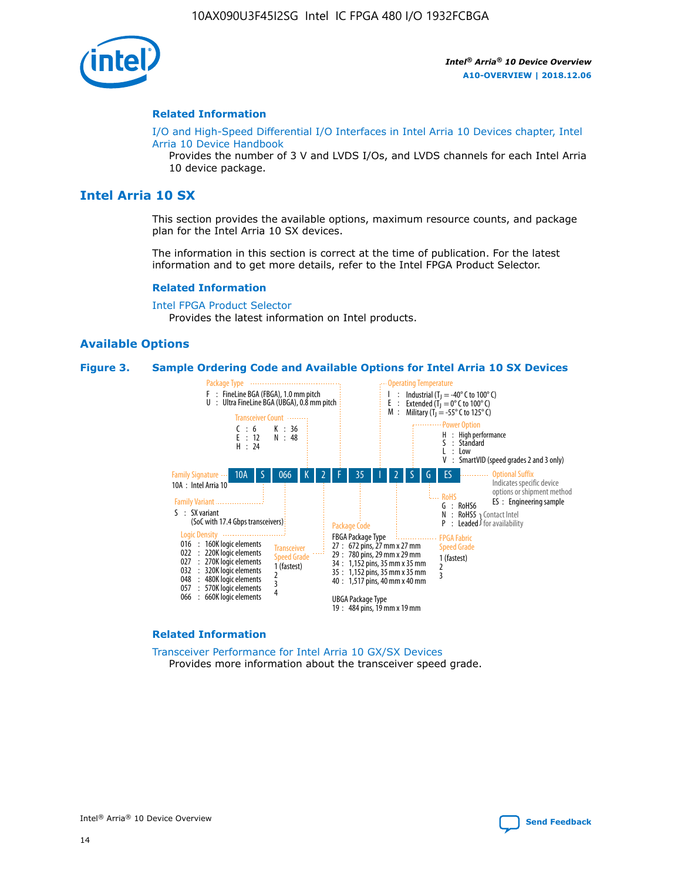## Related Information

I/O and High-Speed Differential I/O Interfaces in Intel Arria 10 Devices chapter, Intel Arria 10 Device Handbook

Provides the number of 3 V and LVDS I/Os, and LVDS channels for each Intel Arria 10 device package.

# Intel Arria 10 SX

This section provides the available options, maximum resource counts, and package plan for the Intel Arria 10 SX devices.

The information in this section is correct at the time of publication. For the latest information and to get more details, refer to the Intel FPGA Product Selector.

## Related Information

Intel FPGA Product Selector

Provides the latest information on Intel products.

## Available Options

**Figure 3. Sample Ordering Code and Available Options for Intel Arria 10 SX Devices**

Sample ordering code: 10A | S | 066 | K | 2 | F | 35 | I | 2 | S | G | ES

**Family Signature**
- 10A : Intel Arria 10

**Family Variant**
- S : SX variant (SoC with 17.4 Gbps transceivers)

**Logic Density**
- 016 : 160K logic elements
- 022 : 220K logic elements
- 027 : 270K logic elements
- 032 : 320K logic elements
- 048 : 480K logic elements
- 057 : 570K logic elements
- 066 : 660K logic elements

**Transceiver Count**
- C : 6
- E : 12
- H : 24
- K : 36
- N : 48

**Transceiver Speed Grade**
- 1 (fastest)
- 2
- 3
- 4

**Package Type**
- F : FineLine BGA (FBGA), 1.0 mm pitch
- U : Ultra FineLine BGA (UBGA), 0.8 mm pitch

**Package Code**

FBGA Package Type
- 27 : 672 pins, 27 mm x 27 mm
- 29 : 780 pins, 29 mm x 29 mm
- 34 : 1,152 pins, 35 mm x 35 mm
- 35 : 1,152 pins, 35 mm x 35 mm
- 40 : 1,517 pins, 40 mm x 40 mm

UBGA Package Type
- 19 : 484 pins, 19 mm x 19 mm

**Operating Temperature**
- I : Industrial ($T_J$ = -40° C to 100° C)
- E : Extended ($T_J$ = 0° C to 100° C)
- M : Military ($T_J$ = -55° C to 125° C)

**FPGA Fabric Speed Grade**
- 1 (fastest)
- 2
- 3

**Power Option**
- H : High performance
- S : Standard
- L : Low
- V : SmartVID (speed grades 2 and 3 only)

**RoHS**
- G : RoHS6
- N : RoHS5 (Contact Intel for availability)
- P : Leaded (Contact Intel for availability)

**Optional Suffix**

Indicates specific device options or shipment method
- ES : Engineering sample

## Related Information

Transceiver Performance for Intel Arria 10 GX/SX Devices

Provides more information about the transceiver speed grade.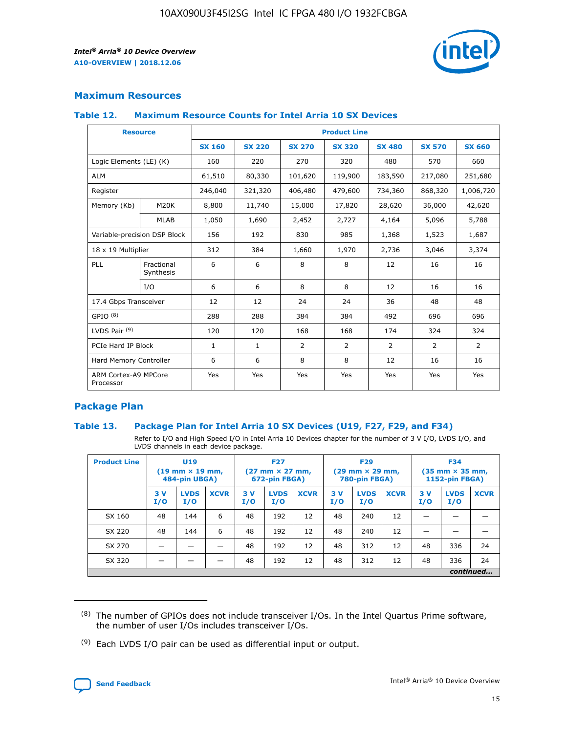## Maximum Resources

### Table 12. Maximum Resource Counts for Intel Arria 10 SX Devices

| Resource | | Product Line | | | | | | |
|---|---|---|---|---|---|---|---|---|
| | | SX 160 | SX 220 | SX 270 | SX 320 | SX 480 | SX 570 | SX 660 |
| Logic Elements (LE) (K) | | 160 | 220 | 270 | 320 | 480 | 570 | 660 |
| ALM | | 61,510 | 80,330 | 101,620 | 119,900 | 183,590 | 217,080 | 251,680 |
| Register | | 246,040 | 321,320 | 406,480 | 479,600 | 734,360 | 868,320 | 1,006,720 |
| Memory (Kb) | M20K | 8,800 | 11,740 | 15,000 | 17,820 | 28,620 | 36,000 | 42,620 |
| | MLAB | 1,050 | 1,690 | 2,452 | 2,727 | 4,164 | 5,096 | 5,788 |
| Variable-precision DSP Block | | 156 | 192 | 830 | 985 | 1,368 | 1,523 | 1,687 |
| 18 x 19 Multiplier | | 312 | 384 | 1,660 | 1,970 | 2,736 | 3,046 | 3,374 |
| PLL | Fractional Synthesis | 6 | 6 | 8 | 8 | 12 | 16 | 16 |
| | I/O | 6 | 6 | 8 | 8 | 12 | 16 | 16 |
| 17.4 Gbps Transceiver | | 12 | 12 | 24 | 24 | 36 | 48 | 48 |
| GPIO [8] | | 288 | 288 | 384 | 384 | 492 | 696 | 696 |
| LVDS Pair [9] | | 120 | 120 | 168 | 168 | 174 | 324 | 324 |
| PCIe Hard IP Block | | 1 | 1 | 2 | 2 | 2 | 2 | 2 |
| Hard Memory Controller | | 6 | 6 | 8 | 8 | 12 | 16 | 16 |
| ARM Cortex-A9 MPCore Processor | | Yes | Yes | Yes | Yes | Yes | Yes | Yes |

## Package Plan

### Table 13. Package Plan for Intel Arria 10 SX Devices (U19, F27, F29, and F34)

Refer to I/O and High Speed I/O in Intel Arria 10 Devices chapter for the number of 3 V I/O, LVDS I/O, and LVDS channels in each device package.

| Product Line | U19 (19 mm × 19 mm, 484-pin UBGA) | | | F27 (27 mm × 27 mm, 672-pin FBGA) | | | F29 (29 mm × 29 mm, 780-pin FBGA) | | | F34 (35 mm × 35 mm, 1152-pin FBGA) | | |
|---|---|---|---|---|---|---|---|---|---|---|---|---|
| | 3 V I/O | LVDS I/O | XCVR | 3 V I/O | LVDS I/O | XCVR | 3 V I/O | LVDS I/O | XCVR | 3 V I/O | LVDS I/O | XCVR |
| SX 160 | 48 | 144 | 6 | 48 | 192 | 12 | 48 | 240 | 12 | — | — | — |
| SX 220 | 48 | 144 | 6 | 48 | 192 | 12 | 48 | 240 | 12 | — | — | — |
| SX 270 | — | — | — | 48 | 192 | 12 | 48 | 312 | 12 | 48 | 336 | 24 |
| SX 320 | — | — | — | 48 | 192 | 12 | 48 | 312 | 12 | 48 | 336 | 24 |

*continued...*

(8) The number of GPIOs does not include transceiver I/Os. In the Intel Quartus Prime software, the number of user I/Os includes transceiver I/Os.

(9) Each LVDS I/O pair can be used as differential input or output.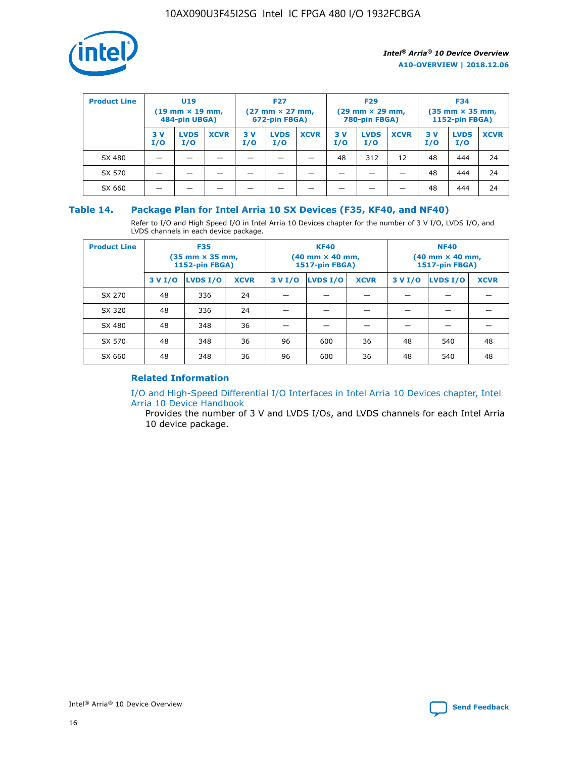| Product Line | U19 (19 mm × 19 mm, 484-pin UBGA) | | | F27 (27 mm × 27 mm, 672-pin FBGA) | | | F29 (29 mm × 29 mm, 780-pin FBGA) | | | F34 (35 mm × 35 mm, 1152-pin FBGA) | | |
|---|---|---|---|---|---|---|---|---|---|---|---|---|
| | 3 V I/O | LVDS I/O | XCVR | 3 V I/O | LVDS I/O | XCVR | 3 V I/O | LVDS I/O | XCVR | 3 V I/O | LVDS I/O | XCVR |
| SX 480 | — | — | — | — | — | — | 48 | 312 | 12 | 48 | 444 | 24 |
| SX 570 | — | — | — | — | — | — | — | — | — | 48 | 444 | 24 |
| SX 660 | — | — | — | — | — | — | — | — | — | 48 | 444 | 24 |

## Table 14. Package Plan for Intel Arria 10 SX Devices (F35, KF40, and NF40)

Refer to I/O and High Speed I/O in Intel Arria 10 Devices chapter for the number of 3 V I/O, LVDS I/O, and LVDS channels in each device package.

| Product Line | F35 (35 mm × 35 mm, 1152-pin FBGA) | | | KF40 (40 mm × 40 mm, 1517-pin FBGA) | | | NF40 (40 mm × 40 mm, 1517-pin FBGA) | | |
|---|---|---|---|---|---|---|---|---|---|
| | 3 V I/O | LVDS I/O | XCVR | 3 V I/O | LVDS I/O | XCVR | 3 V I/O | LVDS I/O | XCVR |
| SX 270 | 48 | 336 | 24 | — | — | — | — | — | — |
| SX 320 | 48 | 336 | 24 | — | — | — | — | — | — |
| SX 480 | 48 | 348 | 36 | — | — | — | — | — | — |
| SX 570 | 48 | 348 | 36 | 96 | 600 | 36 | 48 | 540 | 48 |
| SX 660 | 48 | 348 | 36 | 96 | 600 | 36 | 48 | 540 | 48 |

### Related Information

I/O and High-Speed Differential I/O Interfaces in Intel Arria 10 Devices chapter, Intel Arria 10 Device Handbook

Provides the number of 3 V and LVDS I/Os, and LVDS channels for each Intel Arria 10 device package.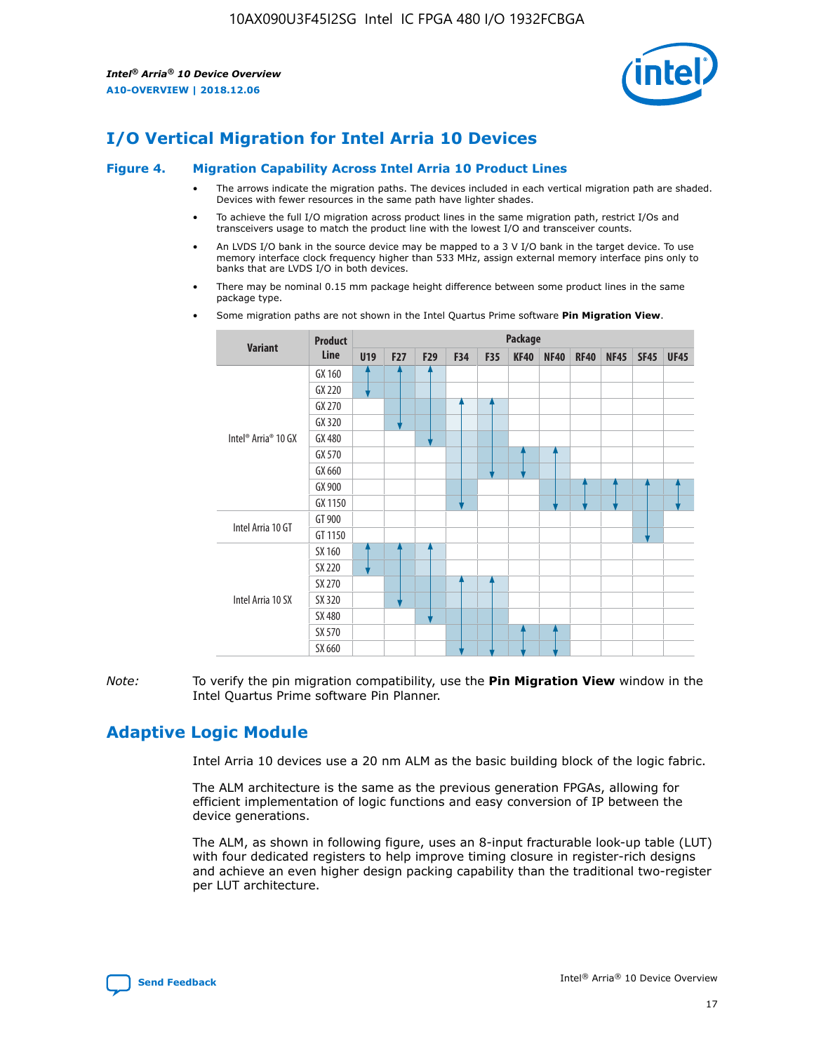# I/O Vertical Migration for Intel Arria 10 Devices

**Figure 4. Migration Capability Across Intel Arria 10 Product Lines**

- The arrows indicate the migration paths. The devices included in each vertical migration path are shaded. Devices with fewer resources in the same path have lighter shades.
- To achieve the full I/O migration across product lines in the same migration path, restrict I/Os and transceivers usage to match the product line with the lowest I/O and transceiver counts.
- An LVDS I/O bank in the source device may be mapped to a 3 V I/O bank in the target device. To use memory interface clock frequency higher than 533 MHz, assign external memory interface pins only to banks that are LVDS I/O in both devices.
- There may be nominal 0.15 mm package height difference between some product lines in the same package type.
- Some migration paths are not shown in the Intel Quartus Prime software **Pin Migration View**.

| Variant | Product Line | Package | | | | | | | | | | |
|---|---|---|---|---|---|---|---|---|---|---|---|---|
| | | U19 | F27 | F29 | F34 | F35 | KF40 | NF40 | RF40 | NF45 | SF45 | UF45 |
| Intel® Arria® 10 GX | GX 160 | | | | | | | | | | | |
| | GX 220 | | | | | | | | | | | |
| | GX 270 | | | | | | | | | | | |
| | GX 320 | | | | | | | | | | | |
| | GX 480 | | | | | | | | | | | |
| | GX 570 | | | | | | | | | | | |
| | GX 660 | | | | | | | | | | | |
| | GX 900 | | | | | | | | | | | |
| | GX 1150 | | | | | | | | | | | |
| Intel Arria 10 GT | GT 900 | | | | | | | | | | | |
| | GT 1150 | | | | | | | | | | | |
| Intel Arria 10 SX | SX 160 | | | | | | | | | | | |
| | SX 220 | | | | | | | | | | | |
| | SX 270 | | | | | | | | | | | |
| | SX 320 | | | | | | | | | | | |
| | SX 480 | | | | | | | | | | | |
| | SX 570 | | | | | | | | | | | |
| | SX 660 | | | | | | | | | | | |

*Note:* To verify the pin migration compatibility, use the **Pin Migration View** window in the Intel Quartus Prime software Pin Planner.

# Adaptive Logic Module

Intel Arria 10 devices use a 20 nm ALM as the basic building block of the logic fabric.

The ALM architecture is the same as the previous generation FPGAs, allowing for efficient implementation of logic functions and easy conversion of IP between the device generations.

The ALM, as shown in following figure, uses an 8-input fracturable look-up table (LUT) with four dedicated registers to help improve timing closure in register-rich designs and achieve an even higher design packing capability than the traditional two-register per LUT architecture.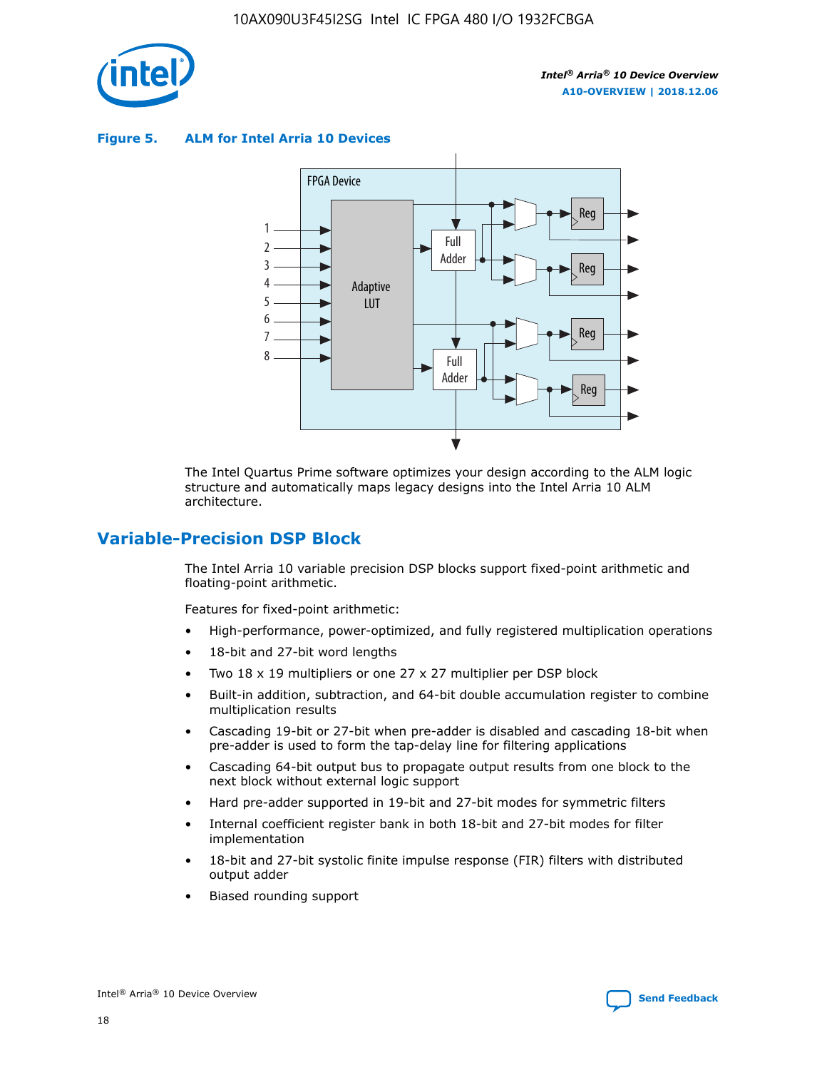**Figure 5. ALM for Intel Arria 10 Devices**

The Intel Quartus Prime software optimizes your design according to the ALM logic structure and automatically maps legacy designs into the Intel Arria 10 ALM architecture.

## Variable-Precision DSP Block

The Intel Arria 10 variable precision DSP blocks support fixed-point arithmetic and floating-point arithmetic.

Features for fixed-point arithmetic:

- High-performance, power-optimized, and fully registered multiplication operations
- 18-bit and 27-bit word lengths
- Two 18 x 19 multipliers or one 27 x 27 multiplier per DSP block
- Built-in addition, subtraction, and 64-bit double accumulation register to combine multiplication results
- Cascading 19-bit or 27-bit when pre-adder is disabled and cascading 18-bit when pre-adder is used to form the tap-delay line for filtering applications
- Cascading 64-bit output bus to propagate output results from one block to the next block without external logic support
- Hard pre-adder supported in 19-bit and 27-bit modes for symmetric filters
- Internal coefficient register bank in both 18-bit and 27-bit modes for filter implementation
- 18-bit and 27-bit systolic finite impulse response (FIR) filters with distributed output adder
- Biased rounding support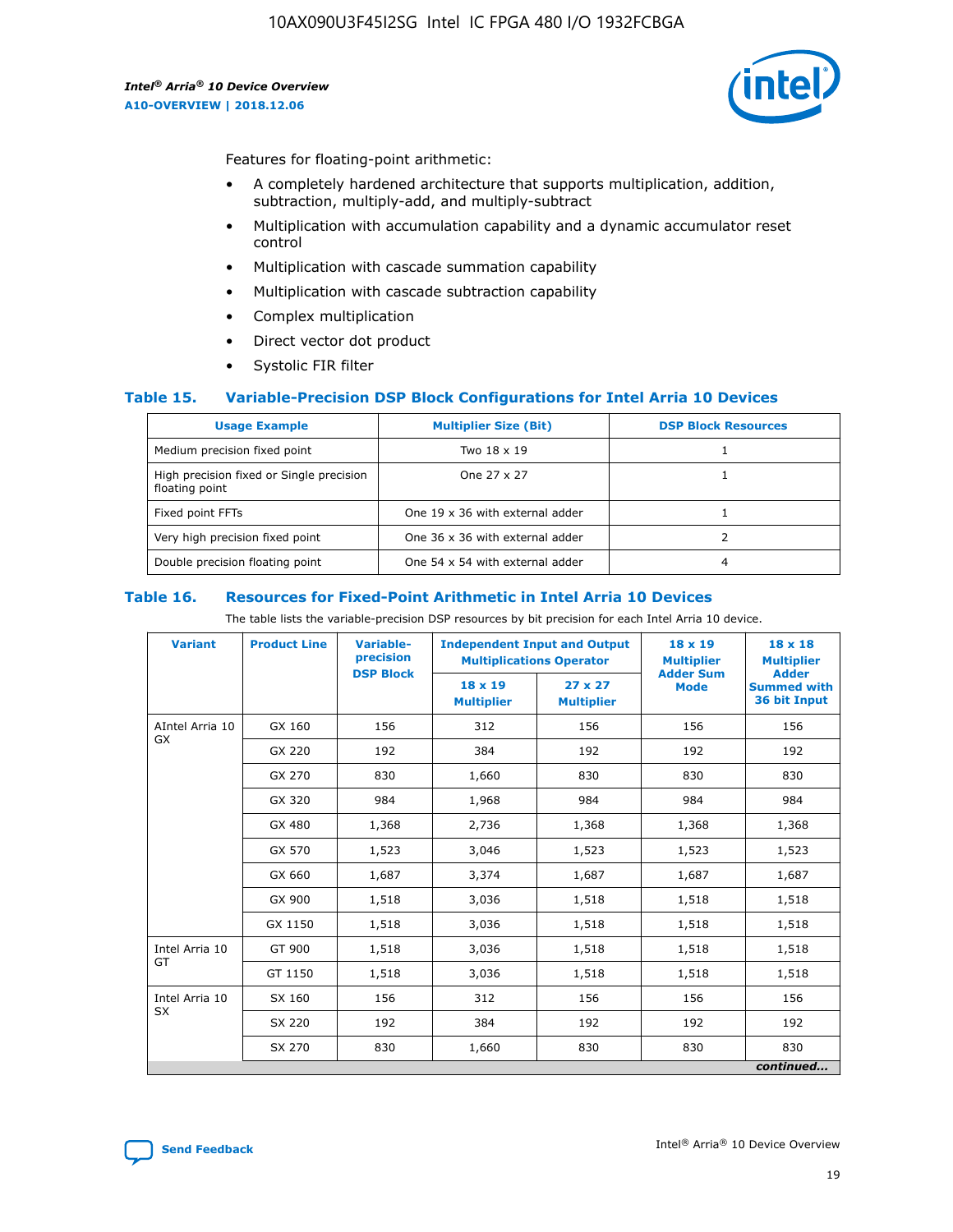Features for floating-point arithmetic:

- A completely hardened architecture that supports multiplication, addition, subtraction, multiply-add, and multiply-subtract
- Multiplication with accumulation capability and a dynamic accumulator reset control
- Multiplication with cascade summation capability
- Multiplication with cascade subtraction capability
- Complex multiplication
- Direct vector dot product
- Systolic FIR filter

### Table 15. Variable-Precision DSP Block Configurations for Intel Arria 10 Devices

| Usage Example | Multiplier Size (Bit) | DSP Block Resources |
|---|---|---|
| Medium precision fixed point | Two 18 x 19 | 1 |
| High precision fixed or Single precision floating point | One 27 x 27 | 1 |
| Fixed point FFTs | One 19 x 36 with external adder | 1 |
| Very high precision fixed point | One 36 x 36 with external adder | 2 |
| Double precision floating point | One 54 x 54 with external adder | 4 |

### Table 16. Resources for Fixed-Point Arithmetic in Intel Arria 10 Devices

The table lists the variable-precision DSP resources by bit precision for each Intel Arria 10 device.

| Variant | Product Line | Variable-precision DSP Block | Independent Input and Output Multiplications Operator | | 18 x 19 Multiplier Adder Sum Mode | 18 x 18 Multiplier Adder Summed with 36 bit Input |
|---|---|---|---|---|---|---|
| | | | 18 x 19 Multiplier | 27 x 27 Multiplier | | |
| AIntel Arria 10 GX | GX 160 | 156 | 312 | 156 | 156 | 156 |
| | GX 220 | 192 | 384 | 192 | 192 | 192 |
| | GX 270 | 830 | 1,660 | 830 | 830 | 830 |
| | GX 320 | 984 | 1,968 | 984 | 984 | 984 |
| | GX 480 | 1,368 | 2,736 | 1,368 | 1,368 | 1,368 |
| | GX 570 | 1,523 | 3,046 | 1,523 | 1,523 | 1,523 |
| | GX 660 | 1,687 | 3,374 | 1,687 | 1,687 | 1,687 |
| | GX 900 | 1,518 | 3,036 | 1,518 | 1,518 | 1,518 |
| | GX 1150 | 1,518 | 3,036 | 1,518 | 1,518 | 1,518 |
| Intel Arria 10 GT | GT 900 | 1,518 | 3,036 | 1,518 | 1,518 | 1,518 |
| | GT 1150 | 1,518 | 3,036 | 1,518 | 1,518 | 1,518 |
| Intel Arria 10 SX | SX 160 | 156 | 312 | 156 | 156 | 156 |
| | SX 220 | 192 | 384 | 192 | 192 | 192 |
| | SX 270 | 830 | 1,660 | 830 | 830 | 830 |

*continued...*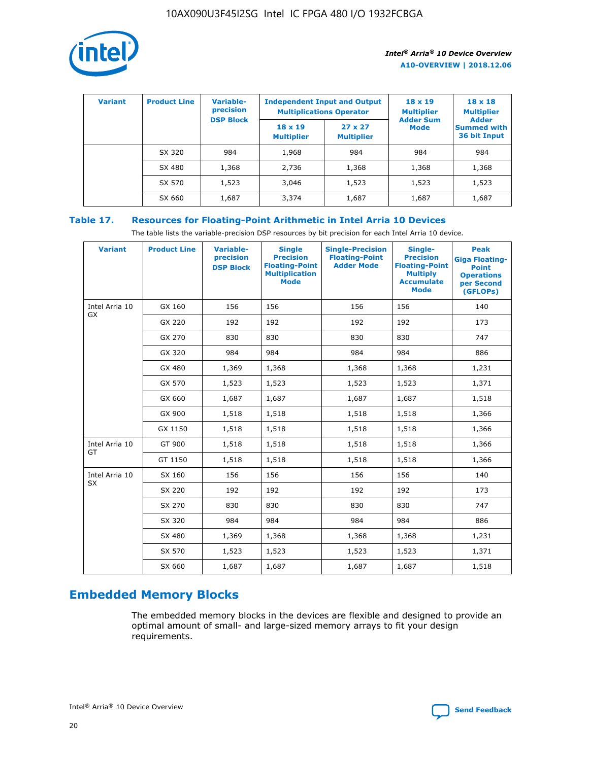| Variant | Product Line | Variable-precision DSP Block | Independent Input and Output Multiplications Operator | | 18 x 19 Multiplier Adder Sum Mode | 18 x 18 Multiplier Adder Summed with 36 bit Input |
|---|---|---|---|---|---|---|
| | | | 18 x 19 Multiplier | 27 x 27 Multiplier | | |
| | SX 320 | 984 | 1,968 | 984 | 984 | 984 |
| | SX 480 | 1,368 | 2,736 | 1,368 | 1,368 | 1,368 |
| | SX 570 | 1,523 | 3,046 | 1,523 | 1,523 | 1,523 |
| | SX 660 | 1,687 | 3,374 | 1,687 | 1,687 | 1,687 |

**Table 17. Resources for Floating-Point Arithmetic in Intel Arria 10 Devices**

The table lists the variable-precision DSP resources by bit precision for each Intel Arria 10 device.

| Variant | Product Line | Variable-precision DSP Block | Single Precision Floating-Point Multiplication Mode | Single-Precision Floating-Point Adder Mode | Single-Precision Floating-Point Multiply Accumulate Mode | Peak Giga Floating-Point Operations per Second (GFLOPs) |
|---|---|---|---|---|---|---|
| Intel Arria 10 GX | GX 160 | 156 | 156 | 156 | 156 | 140 |
| | GX 220 | 192 | 192 | 192 | 192 | 173 |
| | GX 270 | 830 | 830 | 830 | 830 | 747 |
| | GX 320 | 984 | 984 | 984 | 984 | 886 |
| | GX 480 | 1,369 | 1,368 | 1,368 | 1,368 | 1,231 |
| | GX 570 | 1,523 | 1,523 | 1,523 | 1,523 | 1,371 |
| | GX 660 | 1,687 | 1,687 | 1,687 | 1,687 | 1,518 |
| | GX 900 | 1,518 | 1,518 | 1,518 | 1,518 | 1,366 |
| | GX 1150 | 1,518 | 1,518 | 1,518 | 1,518 | 1,366 |
| Intel Arria 10 GT | GT 900 | 1,518 | 1,518 | 1,518 | 1,518 | 1,366 |
| | GT 1150 | 1,518 | 1,518 | 1,518 | 1,518 | 1,366 |
| Intel Arria 10 SX | SX 160 | 156 | 156 | 156 | 156 | 140 |
| | SX 220 | 192 | 192 | 192 | 192 | 173 |
| | SX 270 | 830 | 830 | 830 | 830 | 747 |
| | SX 320 | 984 | 984 | 984 | 984 | 886 |
| | SX 480 | 1,369 | 1,368 | 1,368 | 1,368 | 1,231 |
| | SX 570 | 1,523 | 1,523 | 1,523 | 1,523 | 1,371 |
| | SX 660 | 1,687 | 1,687 | 1,687 | 1,687 | 1,518 |

## Embedded Memory Blocks

The embedded memory blocks in the devices are flexible and designed to provide an optimal amount of small- and large-sized memory arrays to fit your design requirements.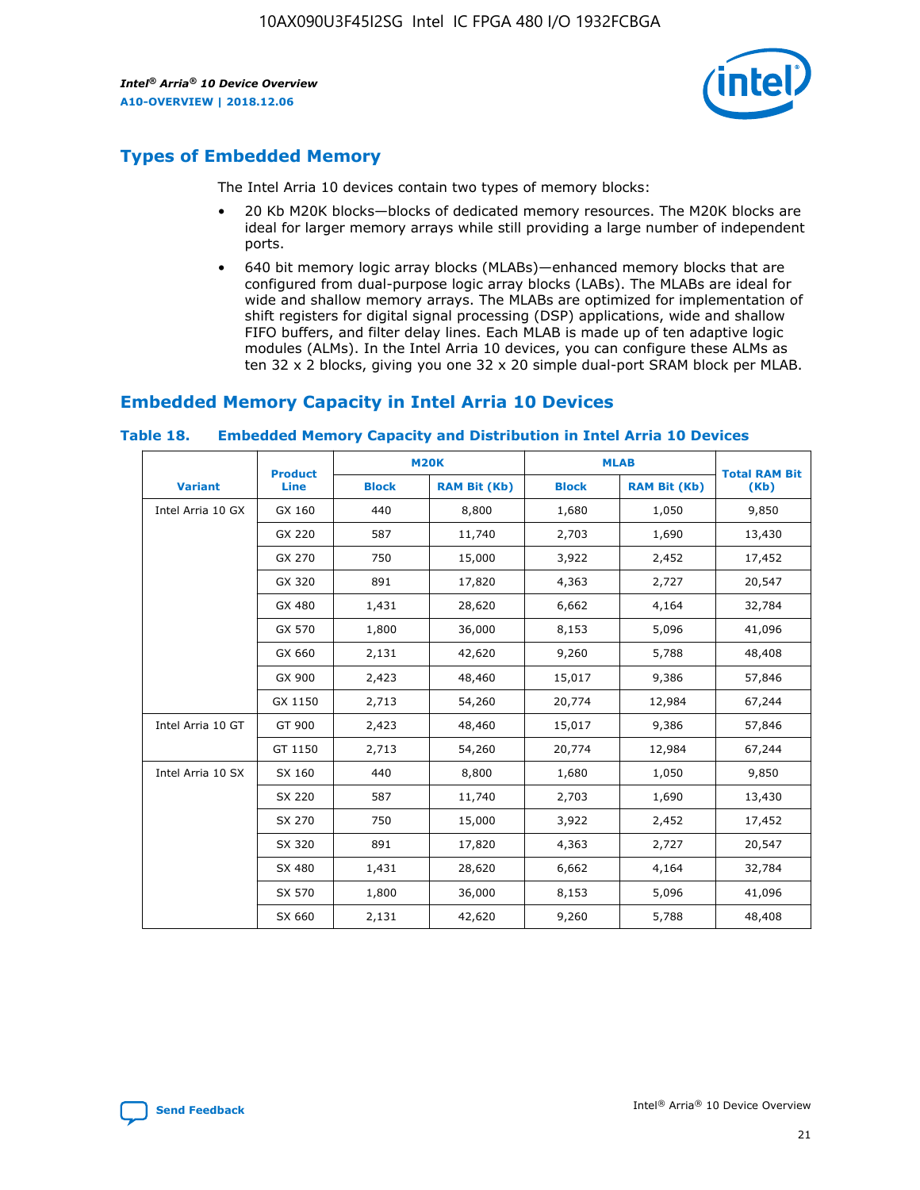## Types of Embedded Memory

The Intel Arria 10 devices contain two types of memory blocks:

- 20 Kb M20K blocks—blocks of dedicated memory resources. The M20K blocks are ideal for larger memory arrays while still providing a large number of independent ports.
- 640 bit memory logic array blocks (MLABs)—enhanced memory blocks that are configured from dual-purpose logic array blocks (LABs). The MLABs are ideal for wide and shallow memory arrays. The MLABs are optimized for implementation of shift registers for digital signal processing (DSP) applications, wide and shallow FIFO buffers, and filter delay lines. Each MLAB is made up of ten adaptive logic modules (ALMs). In the Intel Arria 10 devices, you can configure these ALMs as ten 32 x 2 blocks, giving you one 32 x 20 simple dual-port SRAM block per MLAB.

## Embedded Memory Capacity in Intel Arria 10 Devices

**Table 18. Embedded Memory Capacity and Distribution in Intel Arria 10 Devices**

| Variant | Product Line | M20K | | MLAB | | Total RAM Bit (Kb) |
|---|---|---|---|---|---|---|
| | | Block | RAM Bit (Kb) | Block | RAM Bit (Kb) | |
| Intel Arria 10 GX | GX 160 | 440 | 8,800 | 1,680 | 1,050 | 9,850 |
| | GX 220 | 587 | 11,740 | 2,703 | 1,690 | 13,430 |
| | GX 270 | 750 | 15,000 | 3,922 | 2,452 | 17,452 |
| | GX 320 | 891 | 17,820 | 4,363 | 2,727 | 20,547 |
| | GX 480 | 1,431 | 28,620 | 6,662 | 4,164 | 32,784 |
| | GX 570 | 1,800 | 36,000 | 8,153 | 5,096 | 41,096 |
| | GX 660 | 2,131 | 42,620 | 9,260 | 5,788 | 48,408 |
| | GX 900 | 2,423 | 48,460 | 15,017 | 9,386 | 57,846 |
| | GX 1150 | 2,713 | 54,260 | 20,774 | 12,984 | 67,244 |
| Intel Arria 10 GT | GT 900 | 2,423 | 48,460 | 15,017 | 9,386 | 57,846 |
| | GT 1150 | 2,713 | 54,260 | 20,774 | 12,984 | 67,244 |
| Intel Arria 10 SX | SX 160 | 440 | 8,800 | 1,680 | 1,050 | 9,850 |
| | SX 220 | 587 | 11,740 | 2,703 | 1,690 | 13,430 |
| | SX 270 | 750 | 15,000 | 3,922 | 2,452 | 17,452 |
| | SX 320 | 891 | 17,820 | 4,363 | 2,727 | 20,547 |
| | SX 480 | 1,431 | 28,620 | 6,662 | 4,164 | 32,784 |
| | SX 570 | 1,800 | 36,000 | 8,153 | 5,096 | 41,096 |
| | SX 660 | 2,131 | 42,620 | 9,260 | 5,788 | 48,408 |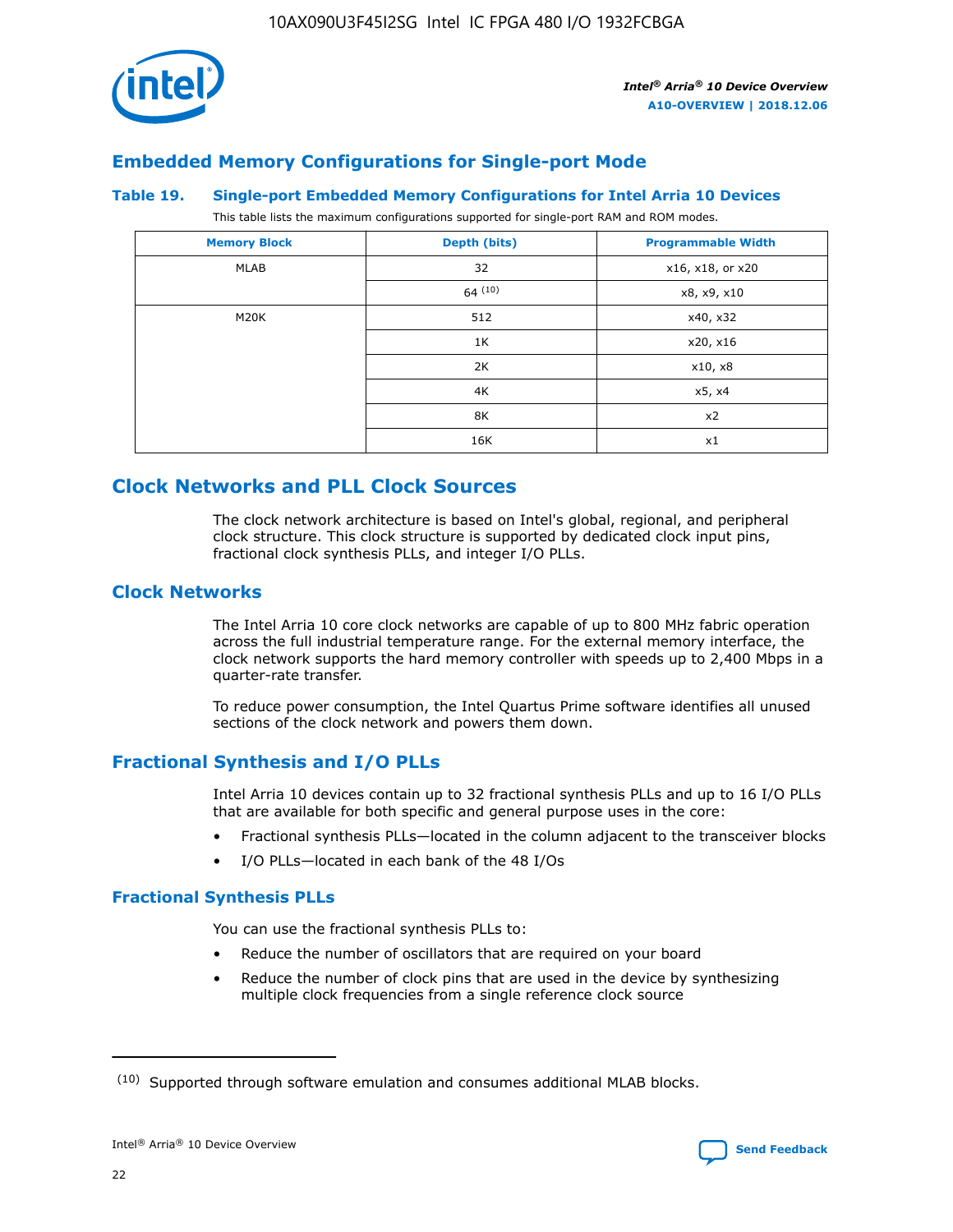## Embedded Memory Configurations for Single-port Mode

**Table 19. Single-port Embedded Memory Configurations for Intel Arria 10 Devices**

This table lists the maximum configurations supported for single-port RAM and ROM modes.

| Memory Block | Depth (bits) | Programmable Width |
|---|---|---|
| MLAB | 32 | x16, x18, or x20 |
| | 64 [10] | x8, x9, x10 |
| M20K | 512 | x40, x32 |
| | 1K | x20, x16 |
| | 2K | x10, x8 |
| | 4K | x5, x4 |
| | 8K | x2 |
| | 16K | x1 |

# Clock Networks and PLL Clock Sources

The clock network architecture is based on Intel's global, regional, and peripheral clock structure. This clock structure is supported by dedicated clock input pins, fractional clock synthesis PLLs, and integer I/O PLLs.

## Clock Networks

The Intel Arria 10 core clock networks are capable of up to 800 MHz fabric operation across the full industrial temperature range. For the external memory interface, the clock network supports the hard memory controller with speeds up to 2,400 Mbps in a quarter-rate transfer.

To reduce power consumption, the Intel Quartus Prime software identifies all unused sections of the clock network and powers them down.

## Fractional Synthesis and I/O PLLs

Intel Arria 10 devices contain up to 32 fractional synthesis PLLs and up to 16 I/O PLLs that are available for both specific and general purpose uses in the core:

- Fractional synthesis PLLs—located in the column adjacent to the transceiver blocks
- I/O PLLs—located in each bank of the 48 I/Os

### Fractional Synthesis PLLs

You can use the fractional synthesis PLLs to:

- Reduce the number of oscillators that are required on your board
- Reduce the number of clock pins that are used in the device by synthesizing multiple clock frequencies from a single reference clock source

[10] Supported through software emulation and consumes additional MLAB blocks.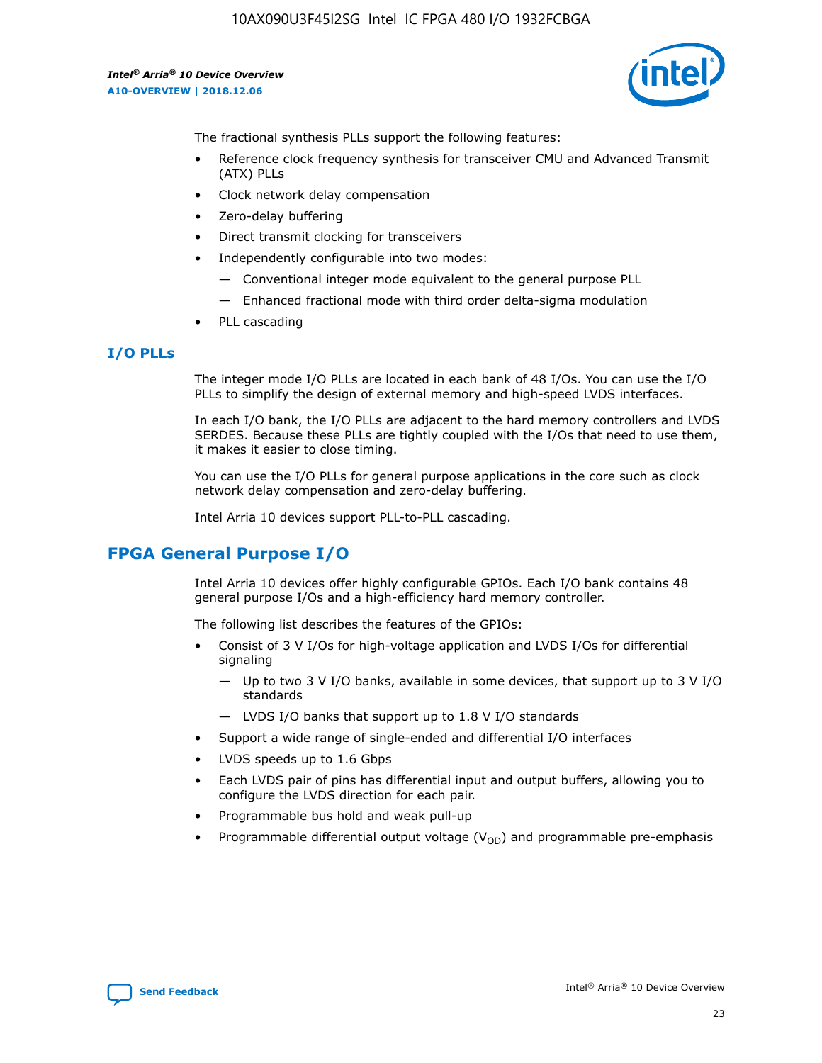The fractional synthesis PLLs support the following features:

- Reference clock frequency synthesis for transceiver CMU and Advanced Transmit (ATX) PLLs
- Clock network delay compensation
- Zero-delay buffering
- Direct transmit clocking for transceivers
- Independently configurable into two modes:
  - — Conventional integer mode equivalent to the general purpose PLL
  - — Enhanced fractional mode with third order delta-sigma modulation
- PLL cascading

### I/O PLLs

The integer mode I/O PLLs are located in each bank of 48 I/Os. You can use the I/O PLLs to simplify the design of external memory and high-speed LVDS interfaces.

In each I/O bank, the I/O PLLs are adjacent to the hard memory controllers and LVDS SERDES. Because these PLLs are tightly coupled with the I/Os that need to use them, it makes it easier to close timing.

You can use the I/O PLLs for general purpose applications in the core such as clock network delay compensation and zero-delay buffering.

Intel Arria 10 devices support PLL-to-PLL cascading.

## FPGA General Purpose I/O

Intel Arria 10 devices offer highly configurable GPIOs. Each I/O bank contains 48 general purpose I/Os and a high-efficiency hard memory controller.

The following list describes the features of the GPIOs:

- Consist of 3 V I/Os for high-voltage application and LVDS I/Os for differential signaling
  - — Up to two 3 V I/O banks, available in some devices, that support up to 3 V I/O standards
  - — LVDS I/O banks that support up to 1.8 V I/O standards
- Support a wide range of single-ended and differential I/O interfaces
- LVDS speeds up to 1.6 Gbps
- Each LVDS pair of pins has differential input and output buffers, allowing you to configure the LVDS direction for each pair.
- Programmable bus hold and weak pull-up
- Programmable differential output voltage ($V_{OD}$) and programmable pre-emphasis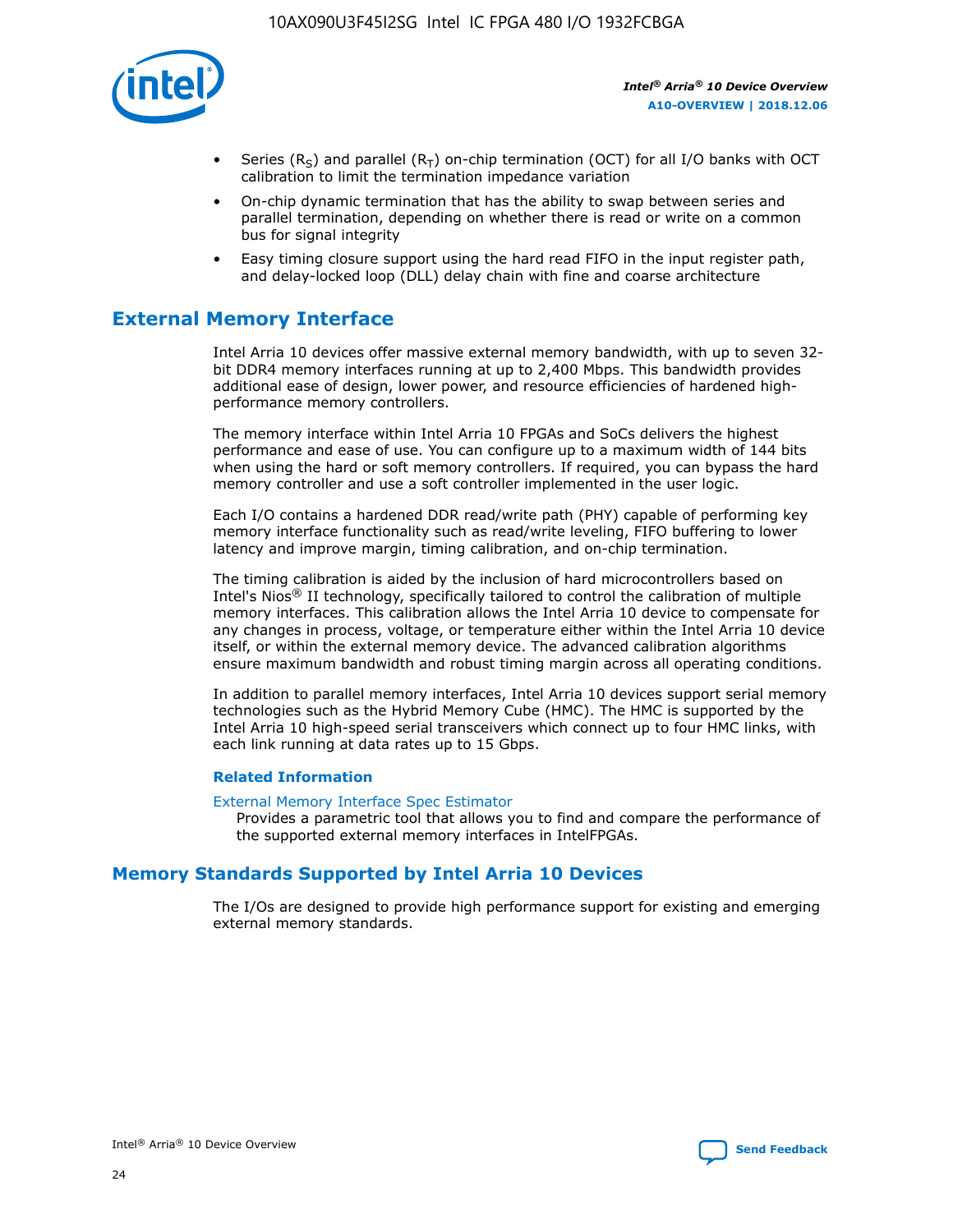- Series ($R_S$) and parallel ($R_T$) on-chip termination (OCT) for all I/O banks with OCT calibration to limit the termination impedance variation
- On-chip dynamic termination that has the ability to swap between series and parallel termination, depending on whether there is read or write on a common bus for signal integrity
- Easy timing closure support using the hard read FIFO in the input register path, and delay-locked loop (DLL) delay chain with fine and coarse architecture

## External Memory Interface

Intel Arria 10 devices offer massive external memory bandwidth, with up to seven 32-bit DDR4 memory interfaces running at up to 2,400 Mbps. This bandwidth provides additional ease of design, lower power, and resource efficiencies of hardened high-performance memory controllers.

The memory interface within Intel Arria 10 FPGAs and SoCs delivers the highest performance and ease of use. You can configure up to a maximum width of 144 bits when using the hard or soft memory controllers. If required, you can bypass the hard memory controller and use a soft controller implemented in the user logic.

Each I/O contains a hardened DDR read/write path (PHY) capable of performing key memory interface functionality such as read/write leveling, FIFO buffering to lower latency and improve margin, timing calibration, and on-chip termination.

The timing calibration is aided by the inclusion of hard microcontrollers based on Intel's Nios® II technology, specifically tailored to control the calibration of multiple memory interfaces. This calibration allows the Intel Arria 10 device to compensate for any changes in process, voltage, or temperature either within the Intel Arria 10 device itself, or within the external memory device. The advanced calibration algorithms ensure maximum bandwidth and robust timing margin across all operating conditions.

In addition to parallel memory interfaces, Intel Arria 10 devices support serial memory technologies such as the Hybrid Memory Cube (HMC). The HMC is supported by the Intel Arria 10 high-speed serial transceivers which connect up to four HMC links, with each link running at data rates up to 15 Gbps.

### Related Information

External Memory Interface Spec Estimator
Provides a parametric tool that allows you to find and compare the performance of the supported external memory interfaces in IntelFPGAs.

## Memory Standards Supported by Intel Arria 10 Devices

The I/Os are designed to provide high performance support for existing and emerging external memory standards.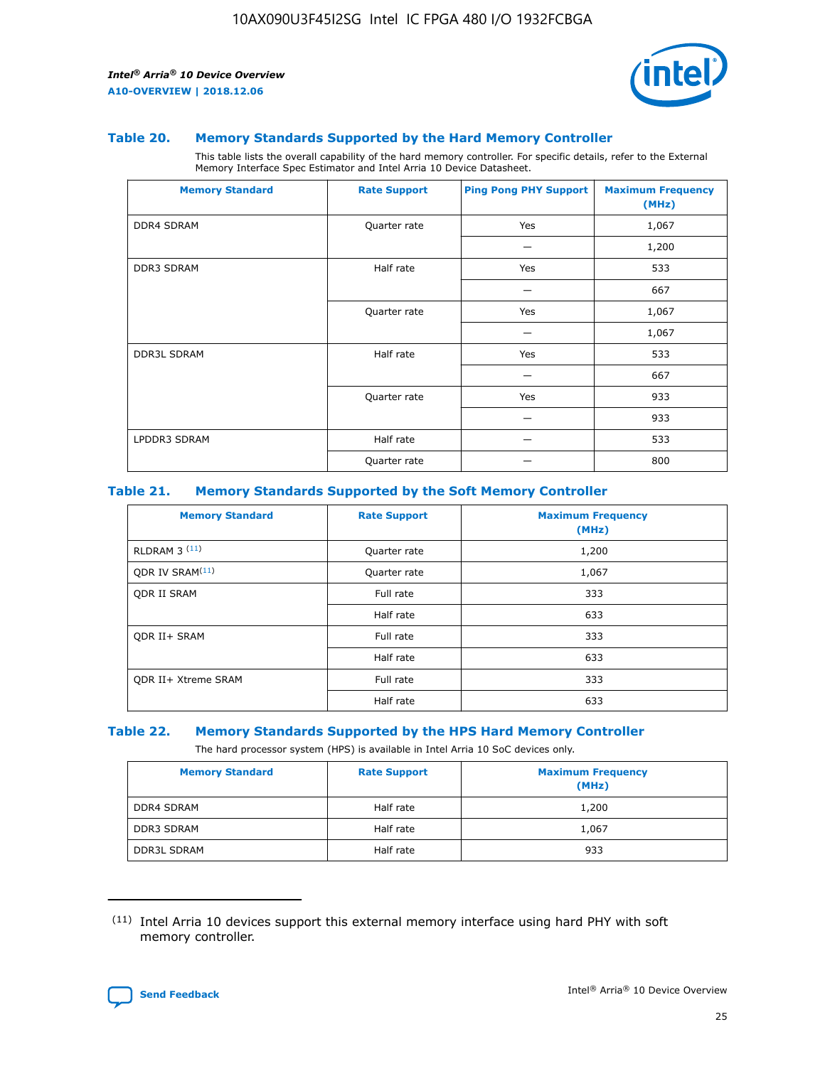### Table 20. Memory Standards Supported by the Hard Memory Controller

This table lists the overall capability of the hard memory controller. For specific details, refer to the External Memory Interface Spec Estimator and Intel Arria 10 Device Datasheet.

| Memory Standard | Rate Support | Ping Pong PHY Support | Maximum Frequency (MHz) |
|---|---|---|---|
| DDR4 SDRAM | Quarter rate | Yes | 1,067 |
| | | — | 1,200 |
| DDR3 SDRAM | Half rate | Yes | 533 |
| | | — | 667 |
| | Quarter rate | Yes | 1,067 |
| | | — | 1,067 |
| DDR3L SDRAM | Half rate | Yes | 533 |
| | | — | 667 |
| | Quarter rate | Yes | 933 |
| | | — | 933 |
| LPDDR3 SDRAM | Half rate | — | 533 |
| | Quarter rate | — | 800 |

### Table 21. Memory Standards Supported by the Soft Memory Controller

| Memory Standard | Rate Support | Maximum Frequency (MHz) |
|---|---|---|
| RLDRAM 3 [11] | Quarter rate | 1,200 |
| QDR IV SRAM[11] | Quarter rate | 1,067 |
| QDR II SRAM | Full rate | 333 |
| | Half rate | 633 |
| QDR II+ SRAM | Full rate | 333 |
| | Half rate | 633 |
| QDR II+ Xtreme SRAM | Full rate | 333 |
| | Half rate | 633 |

### Table 22. Memory Standards Supported by the HPS Hard Memory Controller

The hard processor system (HPS) is available in Intel Arria 10 SoC devices only.

| Memory Standard | Rate Support | Maximum Frequency (MHz) |
|---|---|---|
| DDR4 SDRAM | Half rate | 1,200 |
| DDR3 SDRAM | Half rate | 1,067 |
| DDR3L SDRAM | Half rate | 933 |

(11) Intel Arria 10 devices support this external memory interface using hard PHY with soft memory controller.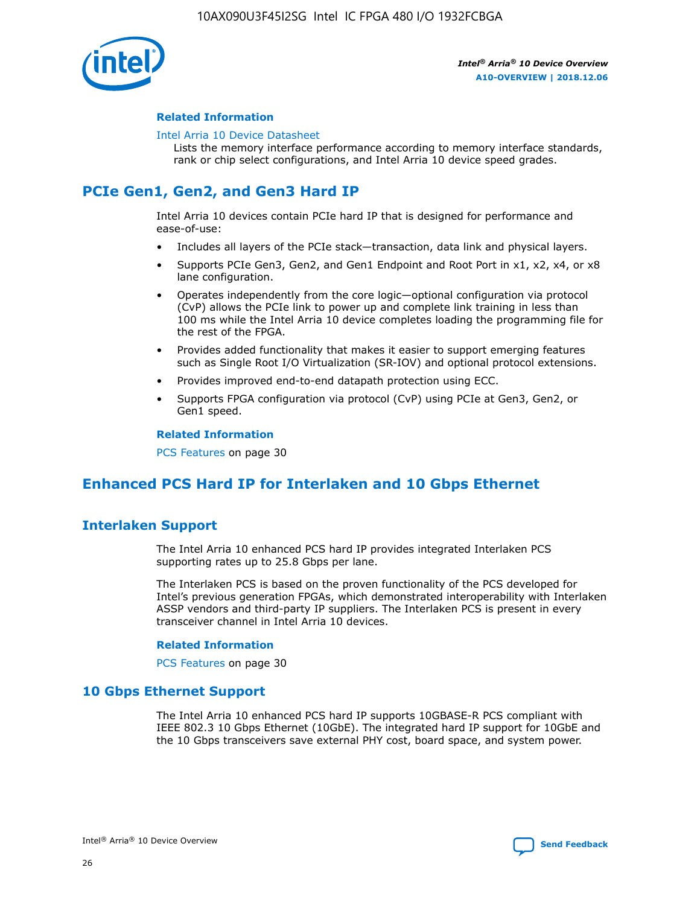#### Related Information

Intel Arria 10 Device Datasheet
Lists the memory interface performance according to memory interface standards, rank or chip select configurations, and Intel Arria 10 device speed grades.

## PCIe Gen1, Gen2, and Gen3 Hard IP

Intel Arria 10 devices contain PCIe hard IP that is designed for performance and ease-of-use:

- Includes all layers of the PCIe stack—transaction, data link and physical layers.
- Supports PCIe Gen3, Gen2, and Gen1 Endpoint and Root Port in x1, x2, x4, or x8 lane configuration.
- Operates independently from the core logic—optional configuration via protocol (CvP) allows the PCIe link to power up and complete link training in less than 100 ms while the Intel Arria 10 device completes loading the programming file for the rest of the FPGA.
- Provides added functionality that makes it easier to support emerging features such as Single Root I/O Virtualization (SR-IOV) and optional protocol extensions.
- Provides improved end-to-end datapath protection using ECC.
- Supports FPGA configuration via protocol (CvP) using PCIe at Gen3, Gen2, or Gen1 speed.

#### Related Information

PCS Features on page 30

## Enhanced PCS Hard IP for Interlaken and 10 Gbps Ethernet

### Interlaken Support

The Intel Arria 10 enhanced PCS hard IP provides integrated Interlaken PCS supporting rates up to 25.8 Gbps per lane.

The Interlaken PCS is based on the proven functionality of the PCS developed for Intel's previous generation FPGAs, which demonstrated interoperability with Interlaken ASSP vendors and third-party IP suppliers. The Interlaken PCS is present in every transceiver channel in Intel Arria 10 devices.

#### Related Information

PCS Features on page 30

### 10 Gbps Ethernet Support

The Intel Arria 10 enhanced PCS hard IP supports 10GBASE-R PCS compliant with IEEE 802.3 10 Gbps Ethernet (10GbE). The integrated hard IP support for 10GbE and the 10 Gbps transceivers save external PHY cost, board space, and system power.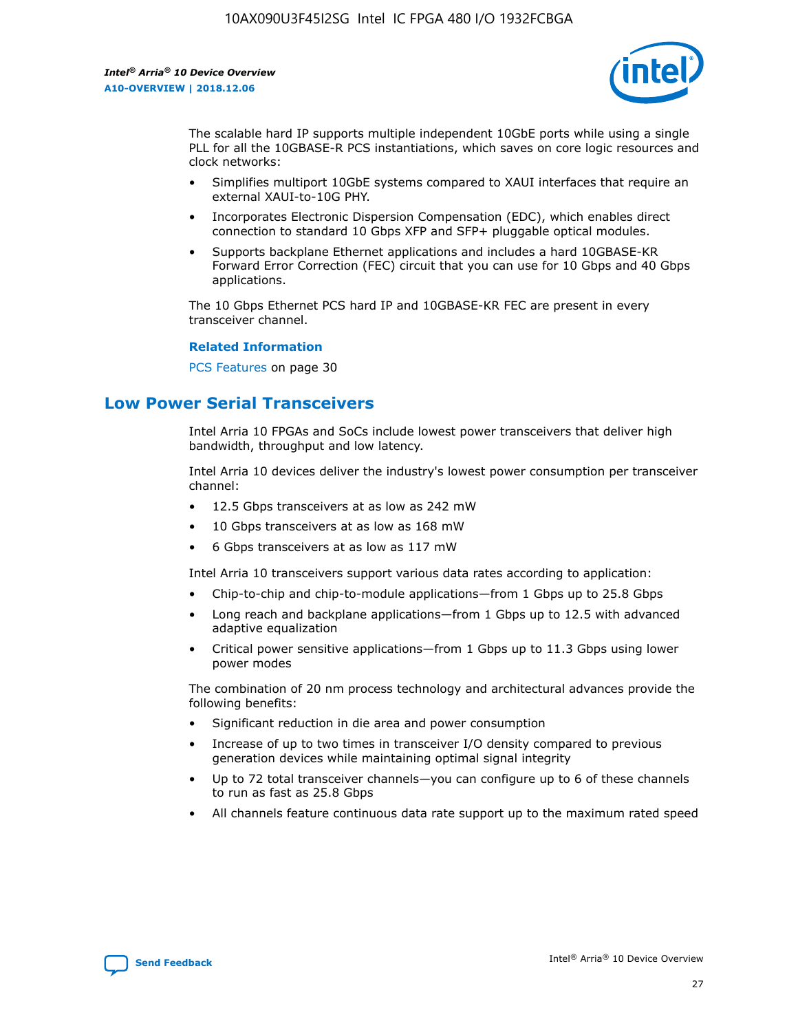The scalable hard IP supports multiple independent 10GbE ports while using a single PLL for all the 10GBASE-R PCS instantiations, which saves on core logic resources and clock networks:

- Simplifies multiport 10GbE systems compared to XAUI interfaces that require an external XAUI-to-10G PHY.
- Incorporates Electronic Dispersion Compensation (EDC), which enables direct connection to standard 10 Gbps XFP and SFP+ pluggable optical modules.
- Supports backplane Ethernet applications and includes a hard 10GBASE-KR Forward Error Correction (FEC) circuit that you can use for 10 Gbps and 40 Gbps applications.

The 10 Gbps Ethernet PCS hard IP and 10GBASE-KR FEC are present in every transceiver channel.

**Related Information**

PCS Features on page 30

## Low Power Serial Transceivers

Intel Arria 10 FPGAs and SoCs include lowest power transceivers that deliver high bandwidth, throughput and low latency.

Intel Arria 10 devices deliver the industry's lowest power consumption per transceiver channel:

- 12.5 Gbps transceivers at as low as 242 mW
- 10 Gbps transceivers at as low as 168 mW
- 6 Gbps transceivers at as low as 117 mW

Intel Arria 10 transceivers support various data rates according to application:

- Chip-to-chip and chip-to-module applications—from 1 Gbps up to 25.8 Gbps
- Long reach and backplane applications—from 1 Gbps up to 12.5 with advanced adaptive equalization
- Critical power sensitive applications—from 1 Gbps up to 11.3 Gbps using lower power modes

The combination of 20 nm process technology and architectural advances provide the following benefits:

- Significant reduction in die area and power consumption
- Increase of up to two times in transceiver I/O density compared to previous generation devices while maintaining optimal signal integrity
- Up to 72 total transceiver channels—you can configure up to 6 of these channels to run as fast as 25.8 Gbps
- All channels feature continuous data rate support up to the maximum rated speed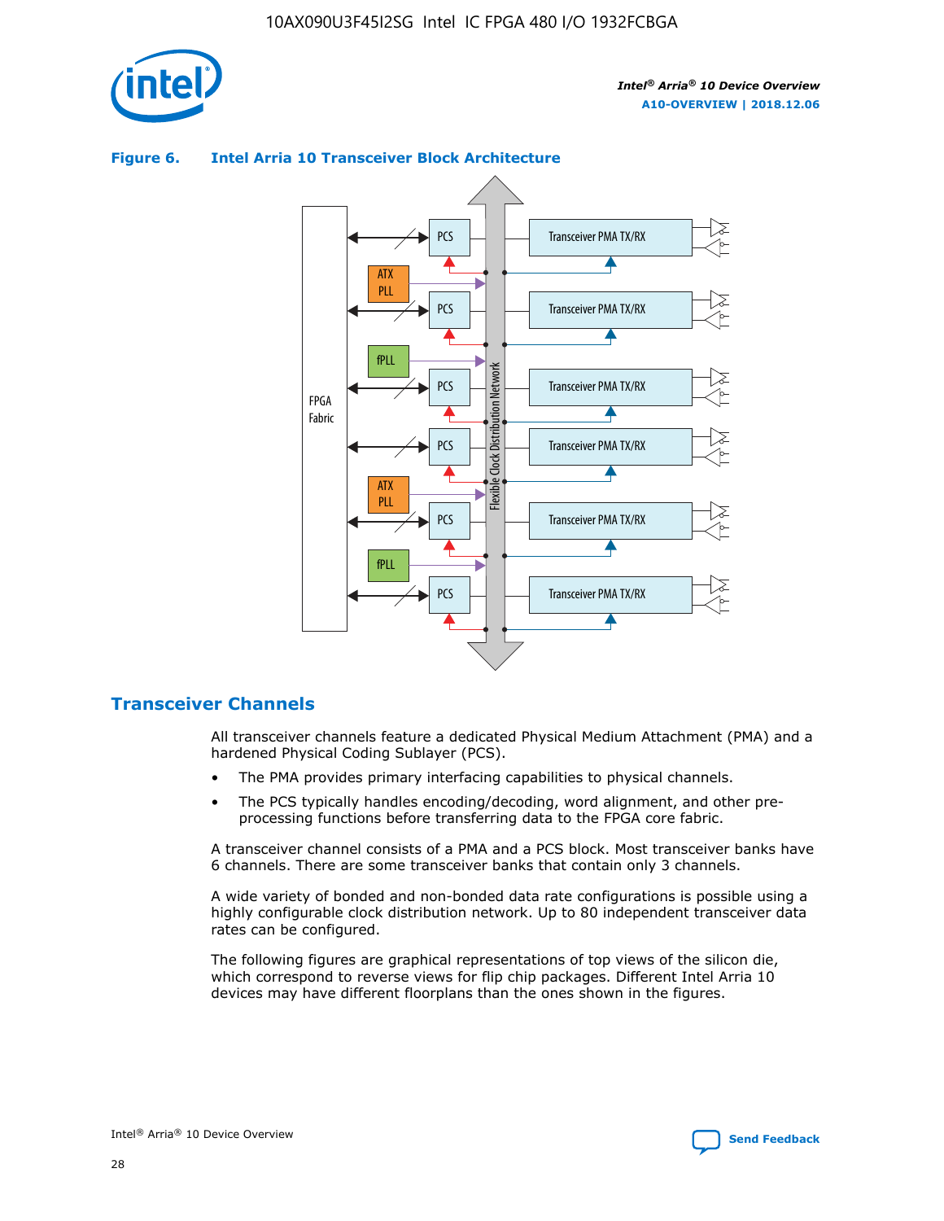**Figure 6. Intel Arria 10 Transceiver Block Architecture**

## Transceiver Channels

All transceiver channels feature a dedicated Physical Medium Attachment (PMA) and a hardened Physical Coding Sublayer (PCS).

- The PMA provides primary interfacing capabilities to physical channels.
- The PCS typically handles encoding/decoding, word alignment, and other pre-processing functions before transferring data to the FPGA core fabric.

A transceiver channel consists of a PMA and a PCS block. Most transceiver banks have 6 channels. There are some transceiver banks that contain only 3 channels.

A wide variety of bonded and non-bonded data rate configurations is possible using a highly configurable clock distribution network. Up to 80 independent transceiver data rates can be configured.

The following figures are graphical representations of top views of the silicon die, which correspond to reverse views for flip chip packages. Different Intel Arria 10 devices may have different floorplans than the ones shown in the figures.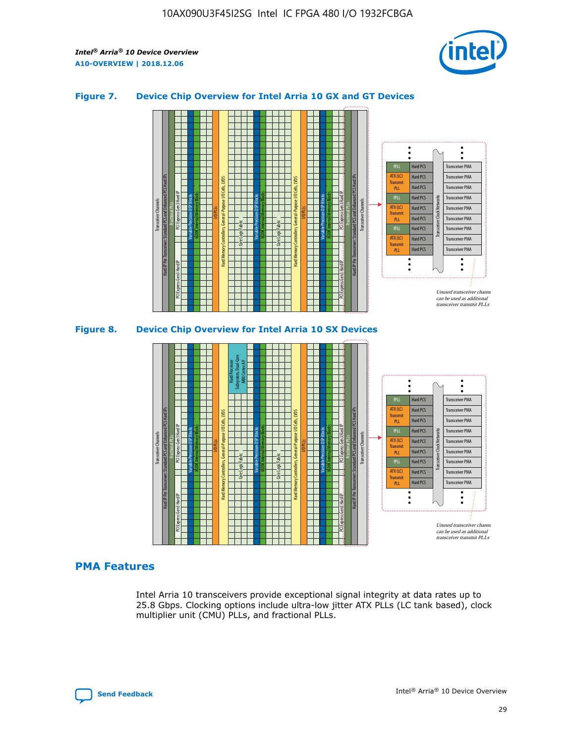### Figure 7. Device Chip Overview for Intel Arria 10 GX and GT Devices

### Figure 8. Device Chip Overview for Intel Arria 10 SX Devices

## PMA Features

Intel Arria 10 transceivers provide exceptional signal integrity at data rates up to 25.8 Gbps. Clocking options include ultra-low jitter ATX PLLs (LC tank based), clock multiplier unit (CMU) PLLs, and fractional PLLs.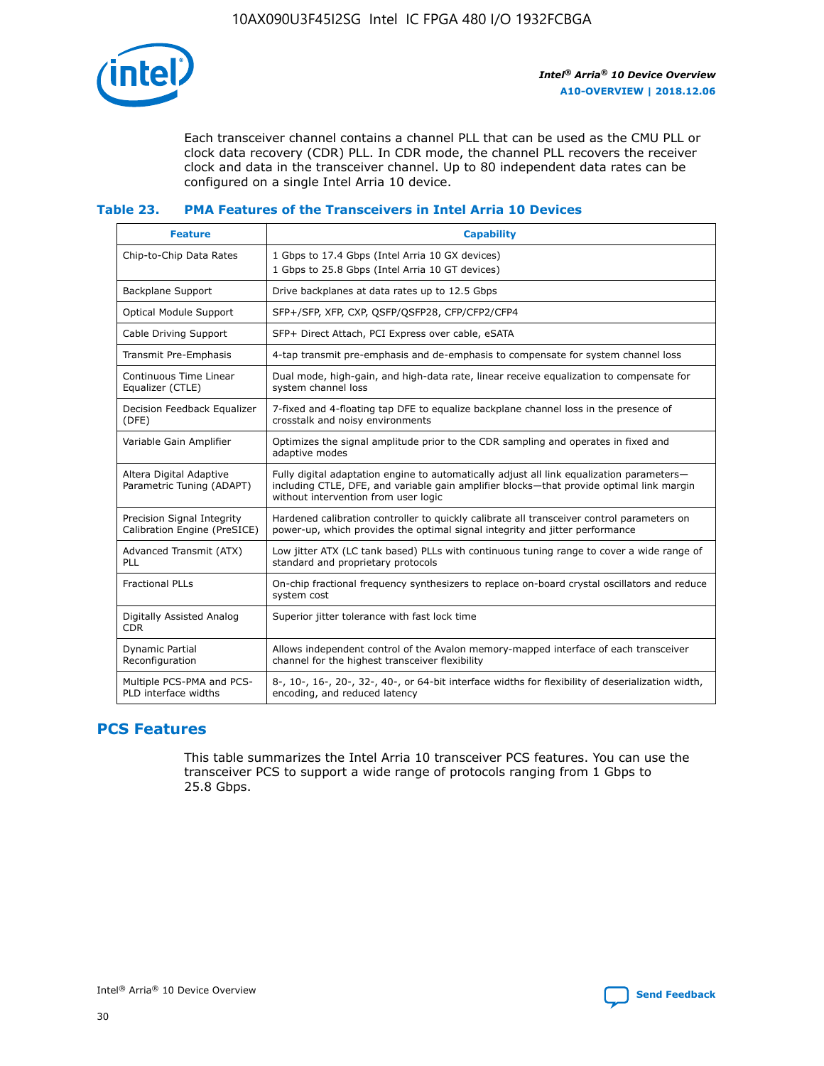Each transceiver channel contains a channel PLL that can be used as the CMU PLL or clock data recovery (CDR) PLL. In CDR mode, the channel PLL recovers the receiver clock and data in the transceiver channel. Up to 80 independent data rates can be configured on a single Intel Arria 10 device.

### Table 23. PMA Features of the Transceivers in Intel Arria 10 Devices

| Feature | Capability |
| --- | --- |
| Chip-to-Chip Data Rates | 1 Gbps to 17.4 Gbps (Intel Arria 10 GX devices)<br>1 Gbps to 25.8 Gbps (Intel Arria 10 GT devices) |
| Backplane Support | Drive backplanes at data rates up to 12.5 Gbps |
| Optical Module Support | SFP+/SFP, XFP, CXP, QSFP/QSFP28, CFP/CFP2/CFP4 |
| Cable Driving Support | SFP+ Direct Attach, PCI Express over cable, eSATA |
| Transmit Pre-Emphasis | 4-tap transmit pre-emphasis and de-emphasis to compensate for system channel loss |
| Continuous Time Linear Equalizer (CTLE) | Dual mode, high-gain, and high-data rate, linear receive equalization to compensate for system channel loss |
| Decision Feedback Equalizer (DFE) | 7-fixed and 4-floating tap DFE to equalize backplane channel loss in the presence of crosstalk and noisy environments |
| Variable Gain Amplifier | Optimizes the signal amplitude prior to the CDR sampling and operates in fixed and adaptive modes |
| Altera Digital Adaptive Parametric Tuning (ADAPT) | Fully digital adaptation engine to automatically adjust all link equalization parameters—including CTLE, DFE, and variable gain amplifier blocks—that provide optimal link margin without intervention from user logic |
| Precision Signal Integrity Calibration Engine (PreSICE) | Hardened calibration controller to quickly calibrate all transceiver control parameters on power-up, which provides the optimal signal integrity and jitter performance |
| Advanced Transmit (ATX) PLL | Low jitter ATX (LC tank based) PLLs with continuous tuning range to cover a wide range of standard and proprietary protocols |
| Fractional PLLs | On-chip fractional frequency synthesizers to replace on-board crystal oscillators and reduce system cost |
| Digitally Assisted Analog CDR | Superior jitter tolerance with fast lock time |
| Dynamic Partial Reconfiguration | Allows independent control of the Avalon memory-mapped interface of each transceiver channel for the highest transceiver flexibility |
| Multiple PCS-PMA and PCS-PLD interface widths | 8-, 10-, 16-, 20-, 32-, 40-, or 64-bit interface widths for flexibility of deserialization width, encoding, and reduced latency |

## PCS Features

This table summarizes the Intel Arria 10 transceiver PCS features. You can use the transceiver PCS to support a wide range of protocols ranging from 1 Gbps to 25.8 Gbps.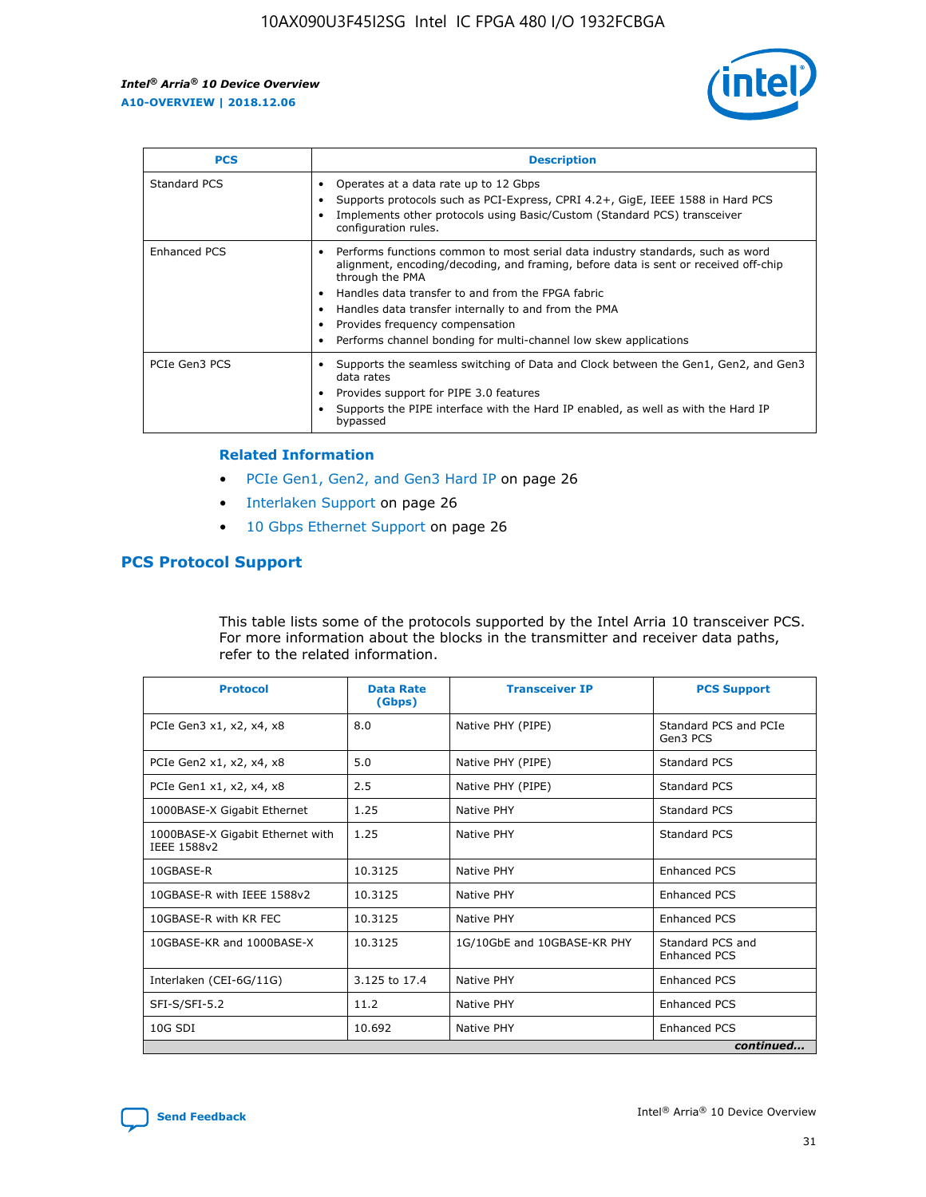| PCS | Description |
| --- | --- |
| Standard PCS | • Operates at a data rate up to 12 Gbps<br>• Supports protocols such as PCI-Express, CPRI 4.2+, GigE, IEEE 1588 in Hard PCS<br>• Implements other protocols using Basic/Custom (Standard PCS) transceiver configuration rules. |
| Enhanced PCS | • Performs functions common to most serial data industry standards, such as word alignment, encoding/decoding, and framing, before data is sent or received off-chip through the PMA<br>• Handles data transfer to and from the FPGA fabric<br>• Handles data transfer internally to and from the PMA<br>• Provides frequency compensation<br>• Performs channel bonding for multi-channel low skew applications |
| PCIe Gen3 PCS | • Supports the seamless switching of Data and Clock between the Gen1, Gen2, and Gen3 data rates<br>• Provides support for PIPE 3.0 features<br>• Supports the PIPE interface with the Hard IP enabled, as well as with the Hard IP bypassed |

### Related Information

- PCIe Gen1, Gen2, and Gen3 Hard IP on page 26
- Interlaken Support on page 26
- 10 Gbps Ethernet Support on page 26

## PCS Protocol Support

This table lists some of the protocols supported by the Intel Arria 10 transceiver PCS. For more information about the blocks in the transmitter and receiver data paths, refer to the related information.

| Protocol | Data Rate (Gbps) | Transceiver IP | PCS Support |
| --- | --- | --- | --- |
| PCIe Gen3 x1, x2, x4, x8 | 8.0 | Native PHY (PIPE) | Standard PCS and PCIe Gen3 PCS |
| PCIe Gen2 x1, x2, x4, x8 | 5.0 | Native PHY (PIPE) | Standard PCS |
| PCIe Gen1 x1, x2, x4, x8 | 2.5 | Native PHY (PIPE) | Standard PCS |
| 1000BASE-X Gigabit Ethernet | 1.25 | Native PHY | Standard PCS |
| 1000BASE-X Gigabit Ethernet with IEEE 1588v2 | 1.25 | Native PHY | Standard PCS |
| 10GBASE-R | 10.3125 | Native PHY | Enhanced PCS |
| 10GBASE-R with IEEE 1588v2 | 10.3125 | Native PHY | Enhanced PCS |
| 10GBASE-R with KR FEC | 10.3125 | Native PHY | Enhanced PCS |
| 10GBASE-KR and 1000BASE-X | 10.3125 | 1G/10GbE and 10GBASE-KR PHY | Standard PCS and Enhanced PCS |
| Interlaken (CEI-6G/11G) | 3.125 to 17.4 | Native PHY | Enhanced PCS |
| SFI-S/SFI-5.2 | 11.2 | Native PHY | Enhanced PCS |
| 10G SDI | 10.692 | Native PHY | Enhanced PCS |

*continued...*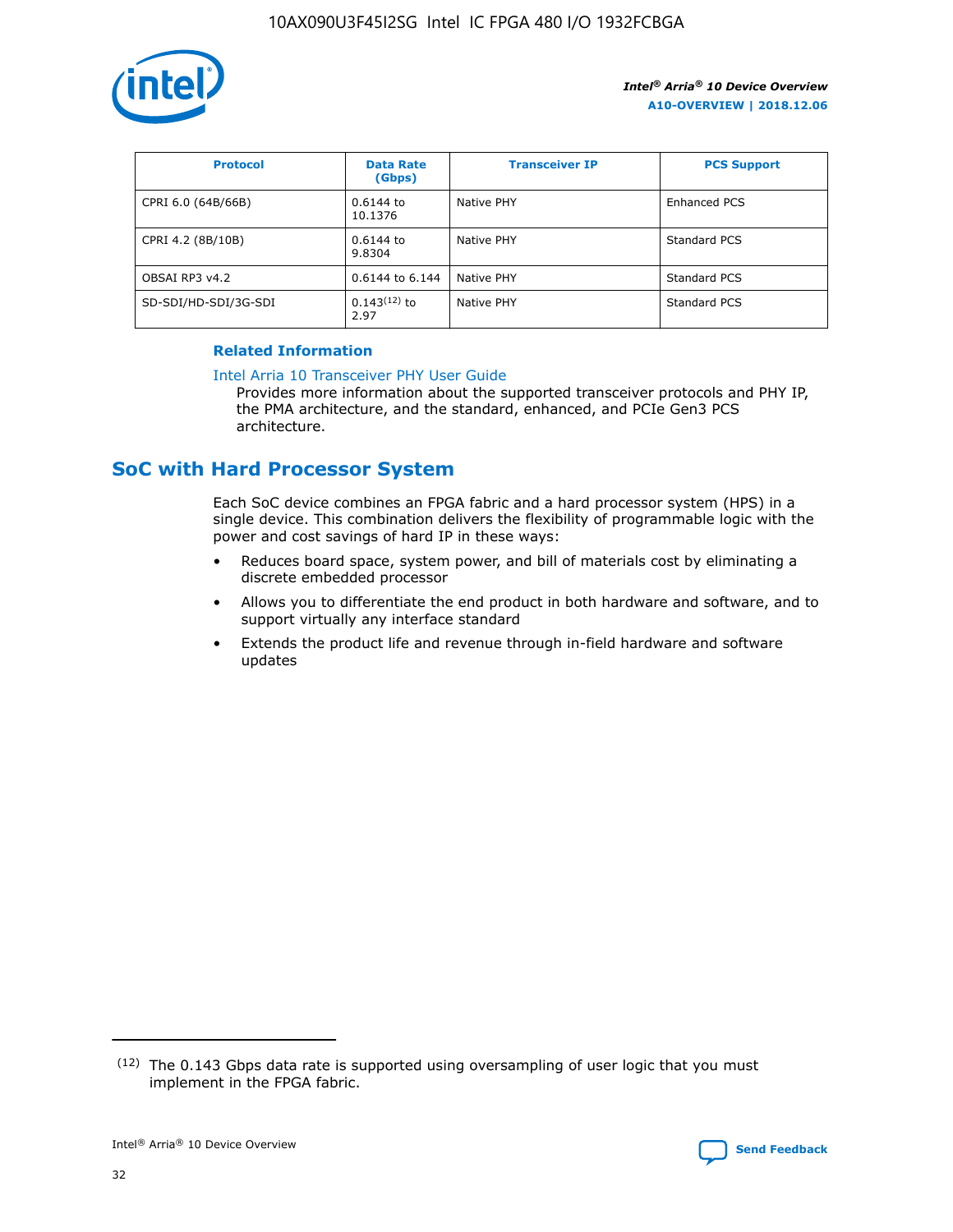| Protocol | Data Rate (Gbps) | Transceiver IP | PCS Support |
| --- | --- | --- | --- |
| CPRI 6.0 (64B/66B) | 0.6144 to 10.1376 | Native PHY | Enhanced PCS |
| CPRI 4.2 (8B/10B) | 0.6144 to 9.8304 | Native PHY | Standard PCS |
| OBSAI RP3 v4.2 | 0.6144 to 6.144 | Native PHY | Standard PCS |
| SD-SDI/HD-SDI/3G-SDI | 0.143[12] to 2.97 | Native PHY | Standard PCS |

**Related Information**

Intel Arria 10 Transceiver PHY User Guide

Provides more information about the supported transceiver protocols and PHY IP, the PMA architecture, and the standard, enhanced, and PCIe Gen3 PCS architecture.

## SoC with Hard Processor System

Each SoC device combines an FPGA fabric and a hard processor system (HPS) in a single device. This combination delivers the flexibility of programmable logic with the power and cost savings of hard IP in these ways:

- Reduces board space, system power, and bill of materials cost by eliminating a discrete embedded processor
- Allows you to differentiate the end product in both hardware and software, and to support virtually any interface standard
- Extends the product life and revenue through in-field hardware and software updates

(12) The 0.143 Gbps data rate is supported using oversampling of user logic that you must implement in the FPGA fabric.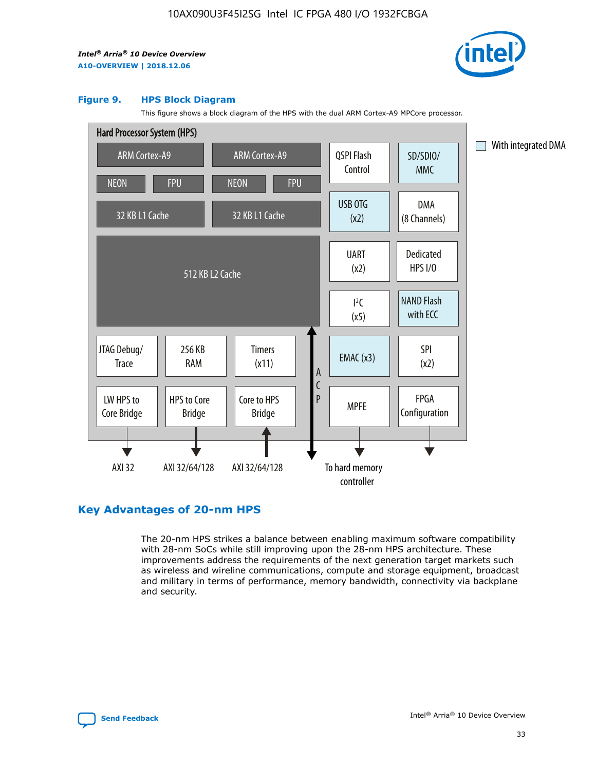**Figure 9. HPS Block Diagram**

This figure shows a block diagram of the HPS with the dual ARM Cortex-A9 MPCore processor.

Hard Processor System (HPS)

ARM Cortex-A9 | ARM Cortex-A9
NEON | FPU | NEON | FPU
32 KB L1 Cache | 32 KB L1 Cache
512 KB L2 Cache

QSPI Flash Control | SD/SDIO/ MMC
USB OTG (x2) | DMA (8 Channels)
UART (x2) | Dedicated HPS I/O
$I^2C$ (x5) | NAND Flash with ECC
EMAC (x3) | SPI (x2)
MPFE | FPGA Configuration

JTAG Debug/ Trace | 256 KB RAM | Timers (x11)
LW HPS to Core Bridge | HPS to Core Bridge | Core to HPS Bridge

ACP

AXI 32 | AXI 32/64/128 | AXI 32/64/128 | To hard memory controller

With integrated DMA

## Key Advantages of 20-nm HPS

The 20-nm HPS strikes a balance between enabling maximum software compatibility with 28-nm SoCs while still improving upon the 28-nm HPS architecture. These improvements address the requirements of the next generation target markets such as wireless and wireline communications, compute and storage equipment, broadcast and military in terms of performance, memory bandwidth, connectivity via backplane and security.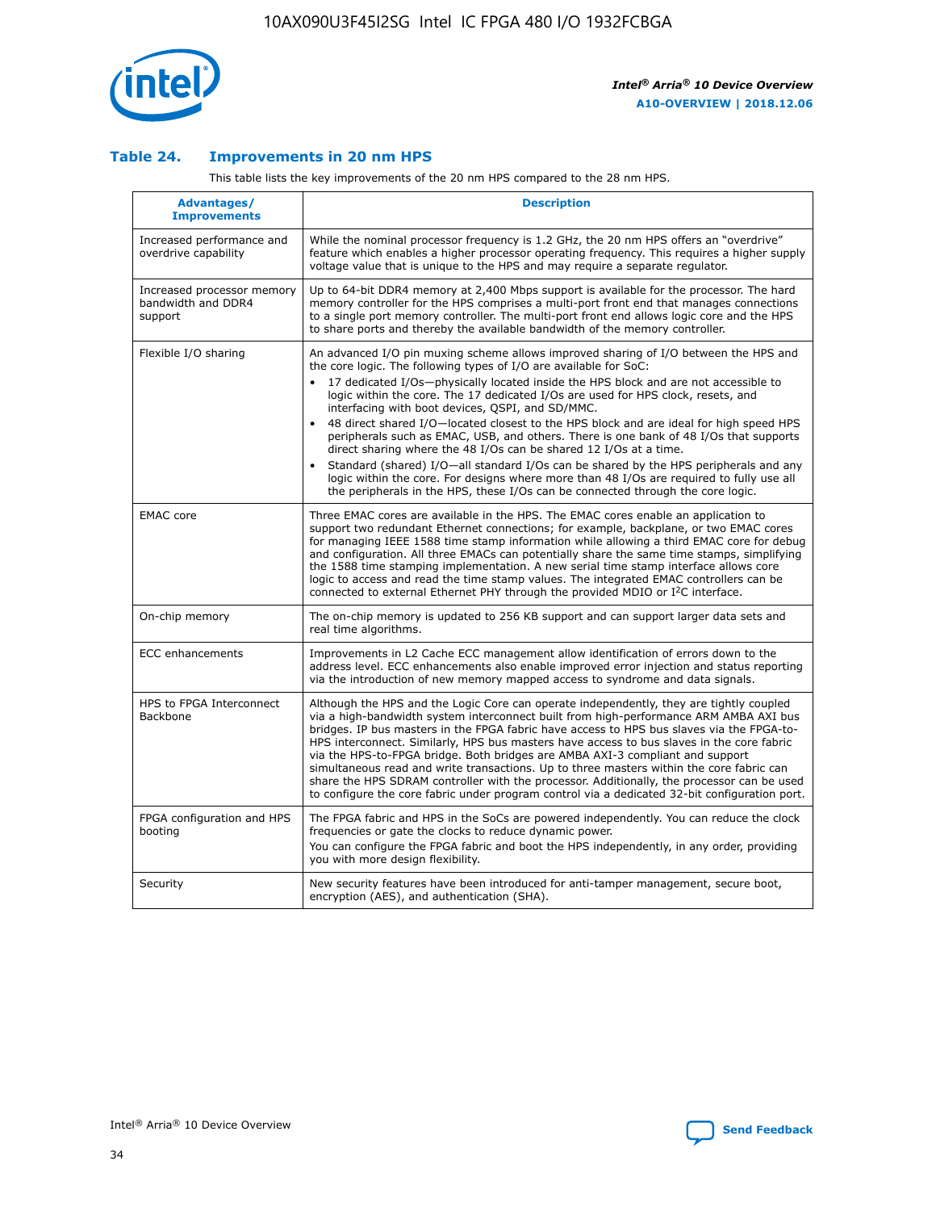### Table 24. Improvements in 20 nm HPS

This table lists the key improvements of the 20 nm HPS compared to the 28 nm HPS.

| Advantages/ Improvements | Description |
| --- | --- |
| Increased performance and overdrive capability | While the nominal processor frequency is 1.2 GHz, the 20 nm HPS offers an "overdrive" feature which enables a higher processor operating frequency. This requires a higher supply voltage value that is unique to the HPS and may require a separate regulator. |
| Increased processor memory bandwidth and DDR4 support | Up to 64-bit DDR4 memory at 2,400 Mbps support is available for the processor. The hard memory controller for the HPS comprises a multi-port front end that manages connections to a single port memory controller. The multi-port front end allows logic core and the HPS to share ports and thereby the available bandwidth of the memory controller. |
| Flexible I/O sharing | An advanced I/O pin muxing scheme allows improved sharing of I/O between the HPS and the core logic. The following types of I/O are available for SoC:<br>• 17 dedicated I/Os—physically located inside the HPS block and are not accessible to logic within the core. The 17 dedicated I/Os are used for HPS clock, resets, and interfacing with boot devices, QSPI, and SD/MMC.<br>• 48 direct shared I/O—located closest to the HPS block and are ideal for high speed HPS peripherals such as EMAC, USB, and others. There is one bank of 48 I/Os that supports direct sharing where the 48 I/Os can be shared 12 I/Os at a time.<br>• Standard (shared) I/O—all standard I/Os can be shared by the HPS peripherals and any logic within the core. For designs where more than 48 I/Os are required to fully use all the peripherals in the HPS, these I/Os can be connected through the core logic. |
| EMAC core | Three EMAC cores are available in the HPS. The EMAC cores enable an application to support two redundant Ethernet connections; for example, backplane, or two EMAC cores for managing IEEE 1588 time stamp information while allowing a third EMAC core for debug and configuration. All three EMACs can potentially share the same time stamps, simplifying the 1588 time stamping implementation. A new serial time stamp interface allows core logic to access and read the time stamp values. The integrated EMAC controllers can be connected to external Ethernet PHY through the provided MDIO or I²C interface. |
| On-chip memory | The on-chip memory is updated to 256 KB support and can support larger data sets and real time algorithms. |
| ECC enhancements | Improvements in L2 Cache ECC management allow identification of errors down to the address level. ECC enhancements also enable improved error injection and status reporting via the introduction of new memory mapped access to syndrome and data signals. |
| HPS to FPGA Interconnect Backbone | Although the HPS and the Logic Core can operate independently, they are tightly coupled via a high-bandwidth system interconnect built from high-performance ARM AMBA AXI bus bridges. IP bus masters in the FPGA fabric have access to HPS bus slaves via the FPGA-to-HPS interconnect. Similarly, HPS bus masters have access to bus slaves in the core fabric via the HPS-to-FPGA bridge. Both bridges are AMBA AXI-3 compliant and support simultaneous read and write transactions. Up to three masters within the core fabric can share the HPS SDRAM controller with the processor. Additionally, the processor can be used to configure the core fabric under program control via a dedicated 32-bit configuration port. |
| FPGA configuration and HPS booting | The FPGA fabric and HPS in the SoCs are powered independently. You can reduce the clock frequencies or gate the clocks to reduce dynamic power.<br>You can configure the FPGA fabric and boot the HPS independently, in any order, providing you with more design flexibility. |
| Security | New security features have been introduced for anti-tamper management, secure boot, encryption (AES), and authentication (SHA). |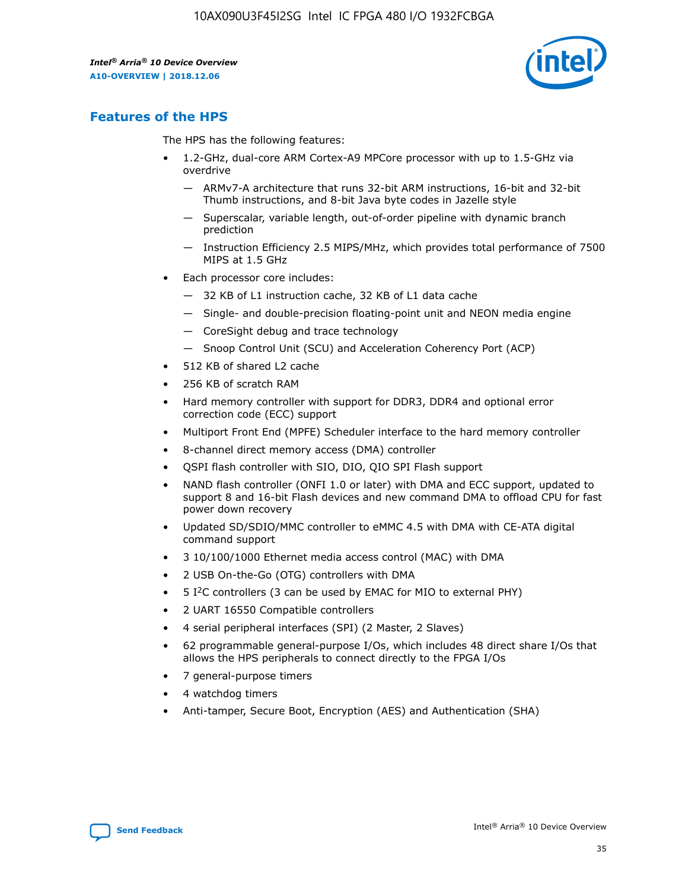## Features of the HPS

The HPS has the following features:

- 1.2-GHz, dual-core ARM Cortex-A9 MPCore processor with up to 1.5-GHz via overdrive
  - — ARMv7-A architecture that runs 32-bit ARM instructions, 16-bit and 32-bit Thumb instructions, and 8-bit Java byte codes in Jazelle style
  - — Superscalar, variable length, out-of-order pipeline with dynamic branch prediction
  - — Instruction Efficiency 2.5 MIPS/MHz, which provides total performance of 7500 MIPS at 1.5 GHz
- Each processor core includes:
  - — 32 KB of L1 instruction cache, 32 KB of L1 data cache
  - — Single- and double-precision floating-point unit and NEON media engine
  - — CoreSight debug and trace technology
  - — Snoop Control Unit (SCU) and Acceleration Coherency Port (ACP)
- 512 KB of shared L2 cache
- 256 KB of scratch RAM
- Hard memory controller with support for DDR3, DDR4 and optional error correction code (ECC) support
- Multiport Front End (MPFE) Scheduler interface to the hard memory controller
- 8-channel direct memory access (DMA) controller
- QSPI flash controller with SIO, DIO, QIO SPI Flash support
- NAND flash controller (ONFI 1.0 or later) with DMA and ECC support, updated to support 8 and 16-bit Flash devices and new command DMA to offload CPU for fast power down recovery
- Updated SD/SDIO/MMC controller to eMMC 4.5 with DMA with CE-ATA digital command support
- 3 10/100/1000 Ethernet media access control (MAC) with DMA
- 2 USB On-the-Go (OTG) controllers with DMA
- 5 I²C controllers (3 can be used by EMAC for MIO to external PHY)
- 2 UART 16550 Compatible controllers
- 4 serial peripheral interfaces (SPI) (2 Master, 2 Slaves)
- 62 programmable general-purpose I/Os, which includes 48 direct share I/Os that allows the HPS peripherals to connect directly to the FPGA I/Os
- 7 general-purpose timers
- 4 watchdog timers
- Anti-tamper, Secure Boot, Encryption (AES) and Authentication (SHA)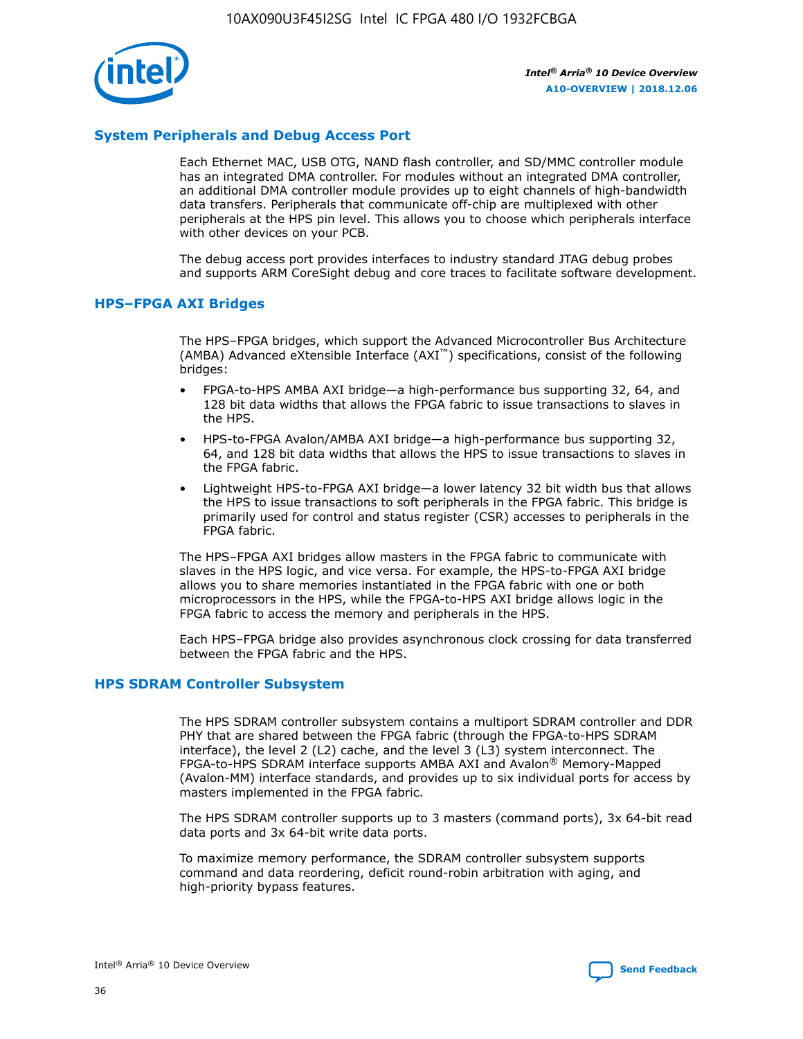## System Peripherals and Debug Access Port

Each Ethernet MAC, USB OTG, NAND flash controller, and SD/MMC controller module has an integrated DMA controller. For modules without an integrated DMA controller, an additional DMA controller module provides up to eight channels of high-bandwidth data transfers. Peripherals that communicate off-chip are multiplexed with other peripherals at the HPS pin level. This allows you to choose which peripherals interface with other devices on your PCB.

The debug access port provides interfaces to industry standard JTAG debug probes and supports ARM CoreSight debug and core traces to facilitate software development.

## HPS–FPGA AXI Bridges

The HPS–FPGA bridges, which support the Advanced Microcontroller Bus Architecture (AMBA) Advanced eXtensible Interface (AXI™) specifications, consist of the following bridges:

- FPGA-to-HPS AMBA AXI bridge—a high-performance bus supporting 32, 64, and 128 bit data widths that allows the FPGA fabric to issue transactions to slaves in the HPS.
- HPS-to-FPGA Avalon/AMBA AXI bridge—a high-performance bus supporting 32, 64, and 128 bit data widths that allows the HPS to issue transactions to slaves in the FPGA fabric.
- Lightweight HPS-to-FPGA AXI bridge—a lower latency 32 bit width bus that allows the HPS to issue transactions to soft peripherals in the FPGA fabric. This bridge is primarily used for control and status register (CSR) accesses to peripherals in the FPGA fabric.

The HPS–FPGA AXI bridges allow masters in the FPGA fabric to communicate with slaves in the HPS logic, and vice versa. For example, the HPS-to-FPGA AXI bridge allows you to share memories instantiated in the FPGA fabric with one or both microprocessors in the HPS, while the FPGA-to-HPS AXI bridge allows logic in the FPGA fabric to access the memory and peripherals in the HPS.

Each HPS–FPGA bridge also provides asynchronous clock crossing for data transferred between the FPGA fabric and the HPS.

## HPS SDRAM Controller Subsystem

The HPS SDRAM controller subsystem contains a multiport SDRAM controller and DDR PHY that are shared between the FPGA fabric (through the FPGA-to-HPS SDRAM interface), the level 2 (L2) cache, and the level 3 (L3) system interconnect. The FPGA-to-HPS SDRAM interface supports AMBA AXI and Avalon® Memory-Mapped (Avalon-MM) interface standards, and provides up to six individual ports for access by masters implemented in the FPGA fabric.

The HPS SDRAM controller supports up to 3 masters (command ports), 3x 64-bit read data ports and 3x 64-bit write data ports.

To maximize memory performance, the SDRAM controller subsystem supports command and data reordering, deficit round-robin arbitration with aging, and high-priority bypass features.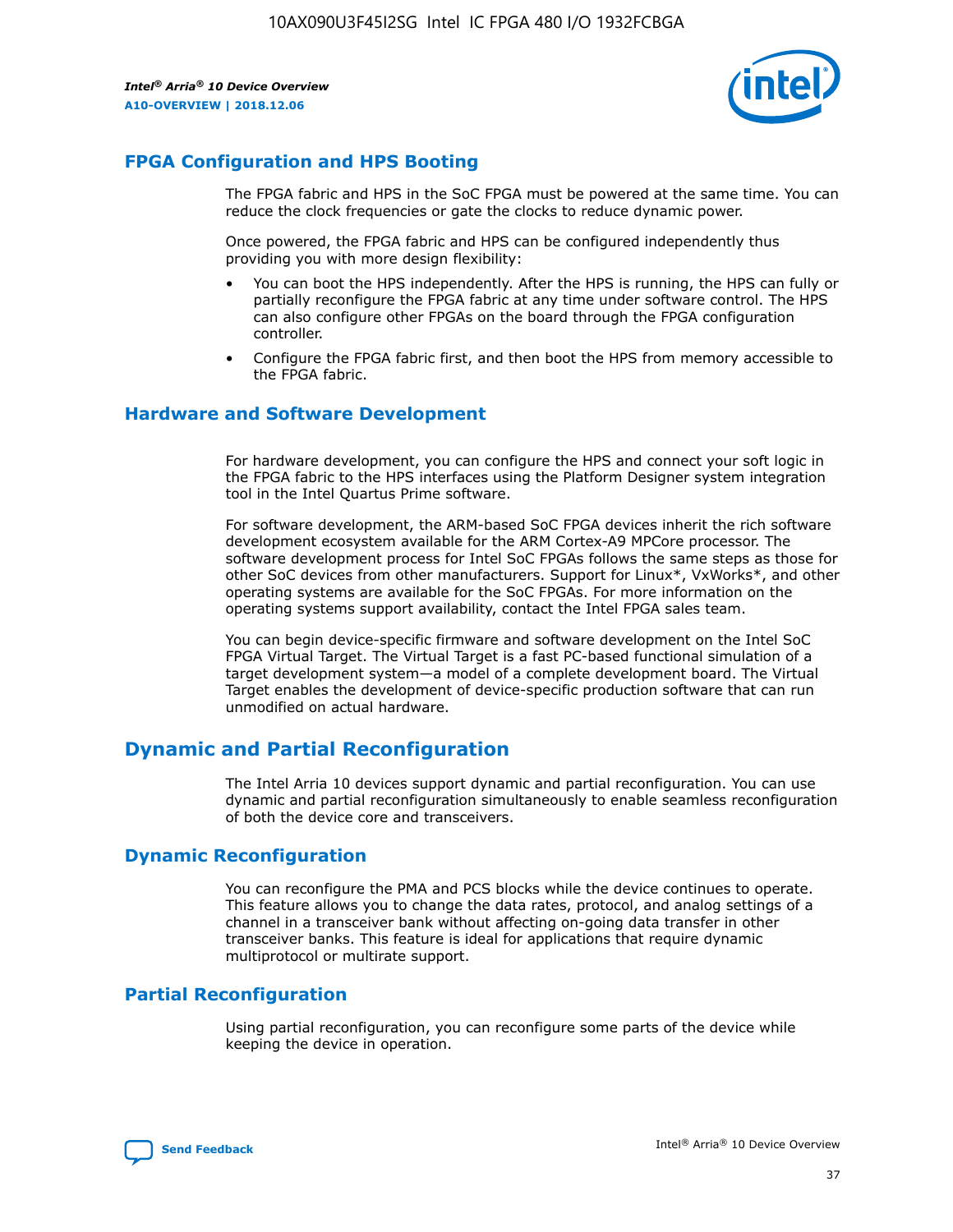## FPGA Configuration and HPS Booting

The FPGA fabric and HPS in the SoC FPGA must be powered at the same time. You can reduce the clock frequencies or gate the clocks to reduce dynamic power.

Once powered, the FPGA fabric and HPS can be configured independently thus providing you with more design flexibility:

- You can boot the HPS independently. After the HPS is running, the HPS can fully or partially reconfigure the FPGA fabric at any time under software control. The HPS can also configure other FPGAs on the board through the FPGA configuration controller.
- Configure the FPGA fabric first, and then boot the HPS from memory accessible to the FPGA fabric.

## Hardware and Software Development

For hardware development, you can configure the HPS and connect your soft logic in the FPGA fabric to the HPS interfaces using the Platform Designer system integration tool in the Intel Quartus Prime software.

For software development, the ARM-based SoC FPGA devices inherit the rich software development ecosystem available for the ARM Cortex-A9 MPCore processor. The software development process for Intel SoC FPGAs follows the same steps as those for other SoC devices from other manufacturers. Support for Linux*, VxWorks*, and other operating systems are available for the SoC FPGAs. For more information on the operating systems support availability, contact the Intel FPGA sales team.

You can begin device-specific firmware and software development on the Intel SoC FPGA Virtual Target. The Virtual Target is a fast PC-based functional simulation of a target development system—a model of a complete development board. The Virtual Target enables the development of device-specific production software that can run unmodified on actual hardware.

# Dynamic and Partial Reconfiguration

The Intel Arria 10 devices support dynamic and partial reconfiguration. You can use dynamic and partial reconfiguration simultaneously to enable seamless reconfiguration of both the device core and transceivers.

## Dynamic Reconfiguration

You can reconfigure the PMA and PCS blocks while the device continues to operate. This feature allows you to change the data rates, protocol, and analog settings of a channel in a transceiver bank without affecting on-going data transfer in other transceiver banks. This feature is ideal for applications that require dynamic multiprotocol or multirate support.

## Partial Reconfiguration

Using partial reconfiguration, you can reconfigure some parts of the device while keeping the device in operation.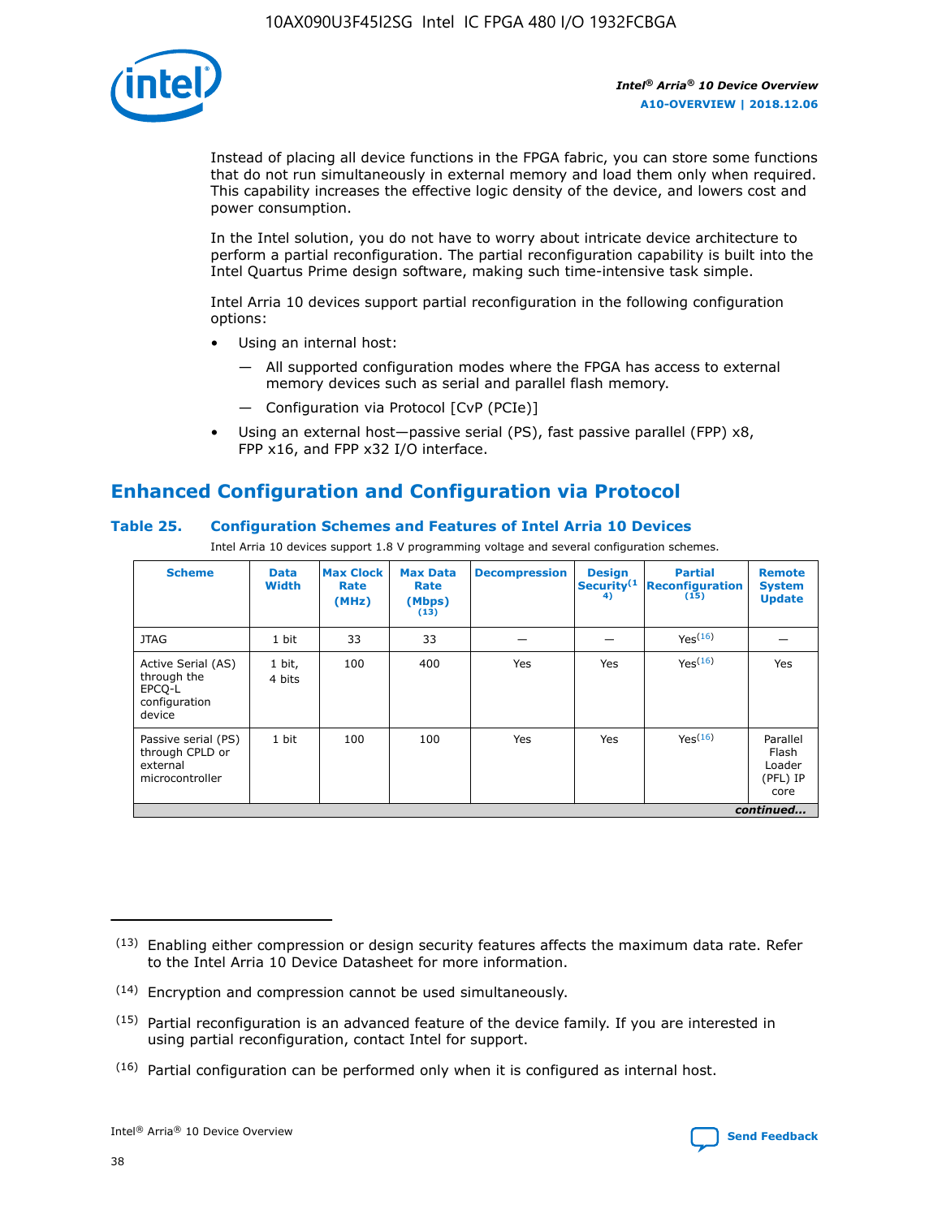Instead of placing all device functions in the FPGA fabric, you can store some functions that do not run simultaneously in external memory and load them only when required. This capability increases the effective logic density of the device, and lowers cost and power consumption.

In the Intel solution, you do not have to worry about intricate device architecture to perform a partial reconfiguration. The partial reconfiguration capability is built into the Intel Quartus Prime design software, making such time-intensive task simple.

Intel Arria 10 devices support partial reconfiguration in the following configuration options:

- Using an internal host:
  - All supported configuration modes where the FPGA has access to external memory devices such as serial and parallel flash memory.
  - Configuration via Protocol [CvP (PCIe)]
- Using an external host—passive serial (PS), fast passive parallel (FPP) x8, FPP x16, and FPP x32 I/O interface.

## Enhanced Configuration and Configuration via Protocol

### Table 25. Configuration Schemes and Features of Intel Arria 10 Devices

Intel Arria 10 devices support 1.8 V programming voltage and several configuration schemes.

| Scheme | Data Width | Max Clock Rate (MHz) | Max Data Rate (Mbps) [13] | Decompression | Design Security[14] | Partial Reconfiguration [15] | Remote System Update |
|---|---|---|---|---|---|---|---|
| JTAG | 1 bit | 33 | 33 | — | — | Yes[16] | — |
| Active Serial (AS) through the EPCQ-L configuration device | 1 bit, 4 bits | 100 | 400 | Yes | Yes | Yes[16] | Yes |
| Passive serial (PS) through CPLD or external microcontroller | 1 bit | 100 | 100 | Yes | Yes | Yes[16] | Parallel Flash Loader (PFL) IP core |

*continued...*

(13) Enabling either compression or design security features affects the maximum data rate. Refer to the Intel Arria 10 Device Datasheet for more information.

(14) Encryption and compression cannot be used simultaneously.

(15) Partial reconfiguration is an advanced feature of the device family. If you are interested in using partial reconfiguration, contact Intel for support.

(16) Partial configuration can be performed only when it is configured as internal host.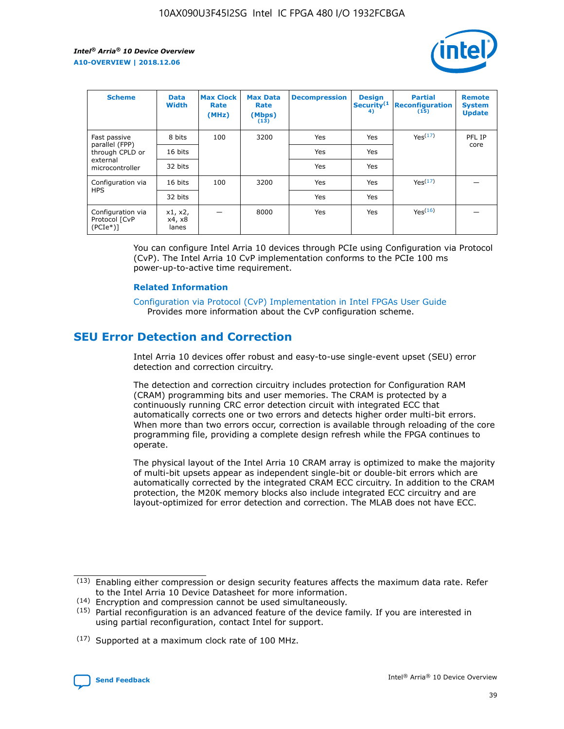| Scheme | Data Width | Max Clock Rate (MHz) | Max Data Rate (Mbps) (13) | Decompression | Design Security (14) | Partial Reconfiguration (15) | Remote System Update |
| --- | --- | --- | --- | --- | --- | --- | --- |
| Fast passive parallel (FPP) through CPLD or external microcontroller | 8 bits | 100 | 3200 | Yes | Yes | Yes (17) | PFL IP core |
| | 16 bits | | | Yes | Yes | | |
| | 32 bits | | | Yes | Yes | | |
| Configuration via HPS | 16 bits | 100 | 3200 | Yes | Yes | Yes (17) | — |
| | 32 bits | | | Yes | Yes | | |
| Configuration via Protocol [CvP (PCIe*)] | x1, x2, x4, x8 lanes | — | 8000 | Yes | Yes | Yes (16) | — |

You can configure Intel Arria 10 devices through PCIe using Configuration via Protocol (CvP). The Intel Arria 10 CvP implementation conforms to the PCIe 100 ms power-up-to-active time requirement.

### Related Information

Configuration via Protocol (CvP) Implementation in Intel FPGAs User Guide
Provides more information about the CvP configuration scheme.

## SEU Error Detection and Correction

Intel Arria 10 devices offer robust and easy-to-use single-event upset (SEU) error detection and correction circuitry.

The detection and correction circuitry includes protection for Configuration RAM (CRAM) programming bits and user memories. The CRAM is protected by a continuously running CRC error detection circuit with integrated ECC that automatically corrects one or two errors and detects higher order multi-bit errors. When more than two errors occur, correction is available through reloading of the core programming file, providing a complete design refresh while the FPGA continues to operate.

The physical layout of the Intel Arria 10 CRAM array is optimized to make the majority of multi-bit upsets appear as independent single-bit or double-bit errors which are automatically corrected by the integrated CRAM ECC circuitry. In addition to the CRAM protection, the M20K memory blocks also include integrated ECC circuitry and are layout-optimized for error detection and correction. The MLAB does not have ECC.

(13) Enabling either compression or design security features affects the maximum data rate. Refer to the Intel Arria 10 Device Datasheet for more information.

(14) Encryption and compression cannot be used simultaneously.

(15) Partial reconfiguration is an advanced feature of the device family. If you are interested in using partial reconfiguration, contact Intel for support.

(17) Supported at a maximum clock rate of 100 MHz.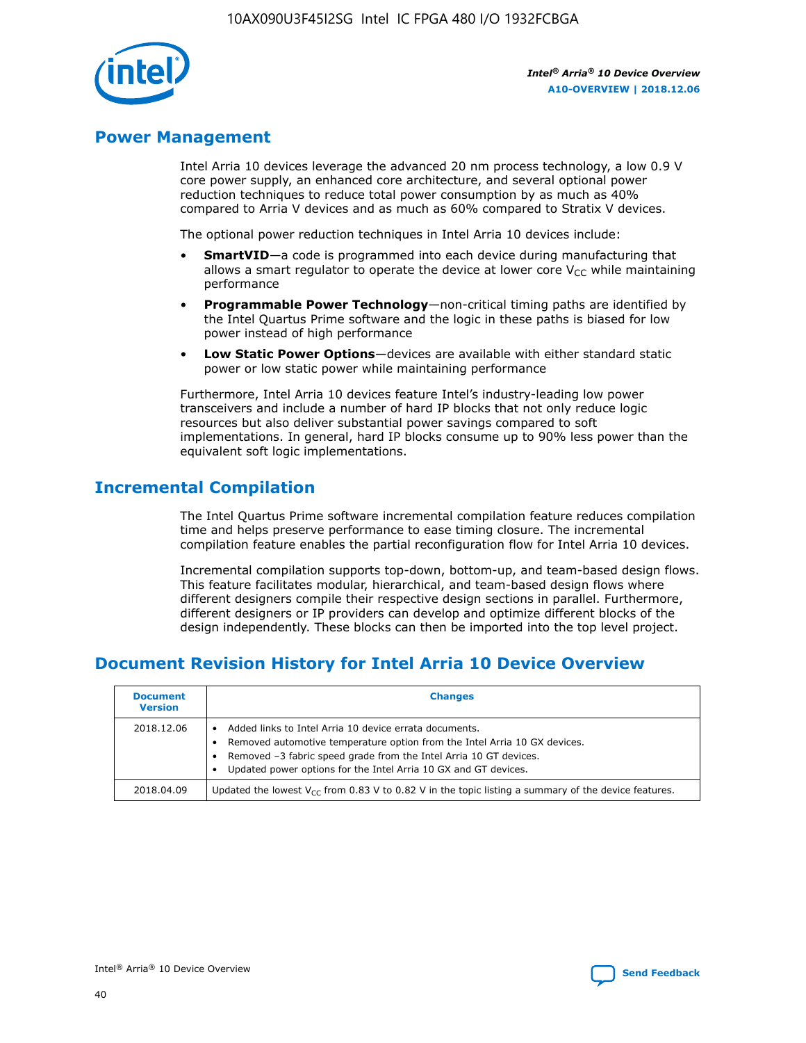## Power Management

Intel Arria 10 devices leverage the advanced 20 nm process technology, a low 0.9 V core power supply, an enhanced core architecture, and several optional power reduction techniques to reduce total power consumption by as much as 40% compared to Arria V devices and as much as 60% compared to Stratix V devices.

The optional power reduction techniques in Intel Arria 10 devices include:

- **SmartVID**—a code is programmed into each device during manufacturing that allows a smart regulator to operate the device at lower core $V_{CC}$ while maintaining performance
- **Programmable Power Technology**—non-critical timing paths are identified by the Intel Quartus Prime software and the logic in these paths is biased for low power instead of high performance
- **Low Static Power Options**—devices are available with either standard static power or low static power while maintaining performance

Furthermore, Intel Arria 10 devices feature Intel's industry-leading low power transceivers and include a number of hard IP blocks that not only reduce logic resources but also deliver substantial power savings compared to soft implementations. In general, hard IP blocks consume up to 90% less power than the equivalent soft logic implementations.

## Incremental Compilation

The Intel Quartus Prime software incremental compilation feature reduces compilation time and helps preserve performance to ease timing closure. The incremental compilation feature enables the partial reconfiguration flow for Intel Arria 10 devices.

Incremental compilation supports top-down, bottom-up, and team-based design flows. This feature facilitates modular, hierarchical, and team-based design flows where different designers compile their respective design sections in parallel. Furthermore, different designers or IP providers can develop and optimize different blocks of the design independently. These blocks can then be imported into the top level project.

## Document Revision History for Intel Arria 10 Device Overview

| Document Version | Changes |
| --- | --- |
| 2018.12.06 | • Added links to Intel Arria 10 device errata documents.<br>• Removed automotive temperature option from the Intel Arria 10 GX devices.<br>• Removed –3 fabric speed grade from the Intel Arria 10 GT devices.<br>• Updated power options for the Intel Arria 10 GX and GT devices. |
| 2018.04.09 | Updated the lowest $V_{CC}$ from 0.83 V to 0.82 V in the topic listing a summary of the device features. |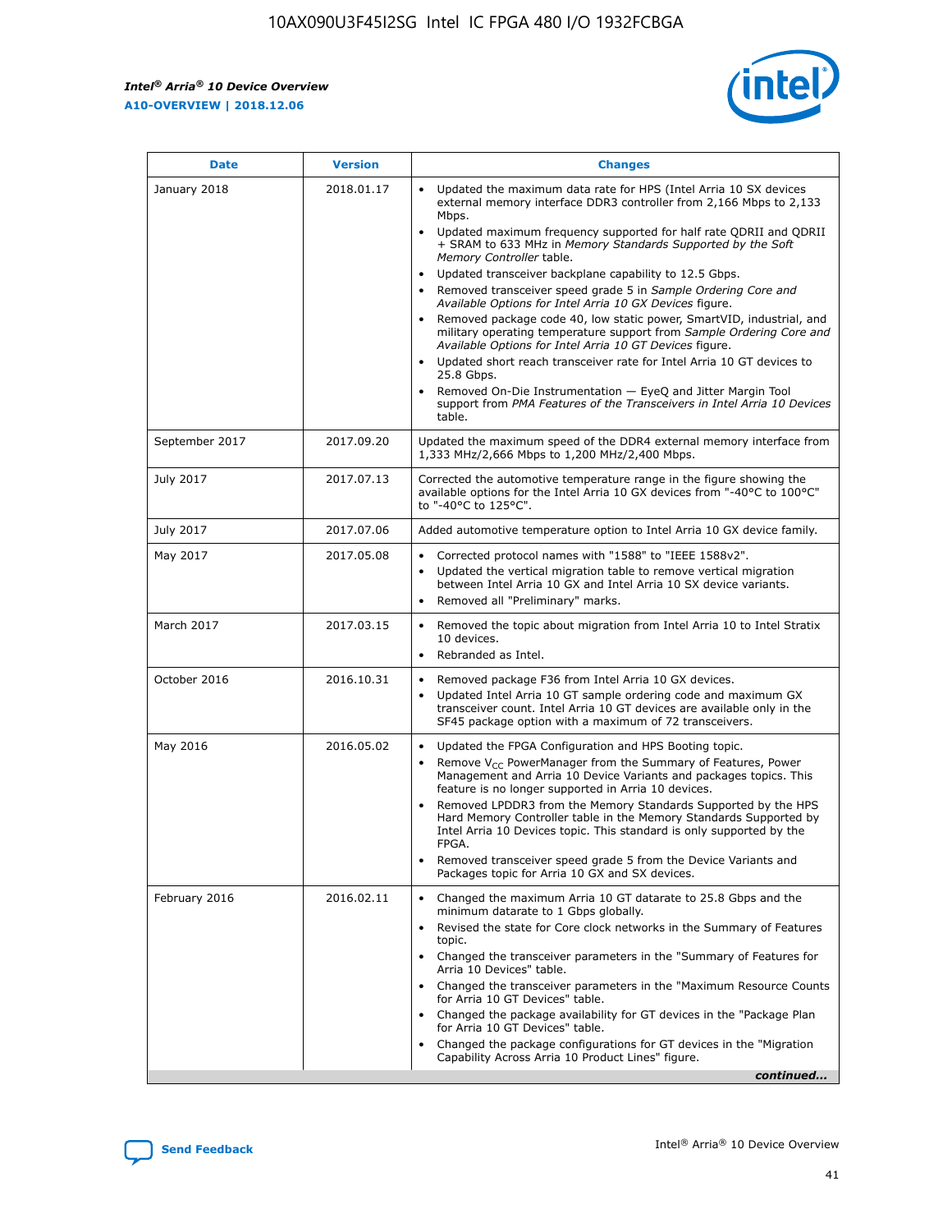| Date | Version | Changes |
|---|---|---|
| January 2018 | 2018.01.17 | • Updated the maximum data rate for HPS (Intel Arria 10 SX devices external memory interface DDR3 controller from 2,166 Mbps to 2,133 Mbps.<br>• Updated maximum frequency supported for half rate QDRII and QDRII + SRAM to 633 MHz in *Memory Standards Supported by the Soft Memory Controller* table.<br>• Updated transceiver backplane capability to 12.5 Gbps.<br>• Removed transceiver speed grade 5 in *Sample Ordering Core and Available Options for Intel Arria 10 GX Devices* figure.<br>• Removed package code 40, low static power, SmartVID, industrial, and military operating temperature support from *Sample Ordering Core and Available Options for Intel Arria 10 GT Devices* figure.<br>• Updated short reach transceiver rate for Intel Arria 10 GT devices to 25.8 Gbps.<br>• Removed On-Die Instrumentation — EyeQ and Jitter Margin Tool support from *PMA Features of the Transceivers in Intel Arria 10 Devices* table. |
| September 2017 | 2017.09.20 | Updated the maximum speed of the DDR4 external memory interface from 1,333 MHz/2,666 Mbps to 1,200 MHz/2,400 Mbps. |
| July 2017 | 2017.07.13 | Corrected the automotive temperature range in the figure showing the available options for the Intel Arria 10 GX devices from "-40°C to 100°C" to "-40°C to 125°C". |
| July 2017 | 2017.07.06 | Added automotive temperature option to Intel Arria 10 GX device family. |
| May 2017 | 2017.05.08 | • Corrected protocol names with "1588" to "IEEE 1588v2".<br>• Updated the vertical migration table to remove vertical migration between Intel Arria 10 GX and Intel Arria 10 SX device variants.<br>• Removed all "Preliminary" marks. |
| March 2017 | 2017.03.15 | • Removed the topic about migration from Intel Arria 10 to Intel Stratix 10 devices.<br>• Rebranded as Intel. |
| October 2016 | 2016.10.31 | • Removed package F36 from Intel Arria 10 GX devices.<br>• Updated Intel Arria 10 GT sample ordering code and maximum GX transceiver count. Intel Arria 10 GT devices are available only in the SF45 package option with a maximum of 72 transceivers. |
| May 2016 | 2016.05.02 | • Updated the FPGA Configuration and HPS Booting topic.<br>• Remove $V_{CC}$ PowerManager from the Summary of Features, Power Management and Arria 10 Device Variants and packages topics. This feature is no longer supported in Arria 10 devices.<br>• Removed LPDDR3 from the Memory Standards Supported by the HPS Hard Memory Controller table in the Memory Standards Supported by Intel Arria 10 Devices topic. This standard is only supported by the FPGA.<br>• Removed transceiver speed grade 5 from the Device Variants and Packages topic for Arria 10 GX and SX devices. |
| February 2016 | 2016.02.11 | • Changed the maximum Arria 10 GT datarate to 25.8 Gbps and the minimum datarate to 1 Gbps globally.<br>• Revised the state for Core clock networks in the Summary of Features topic.<br>• Changed the transceiver parameters in the "Summary of Features for Arria 10 Devices" table.<br>• Changed the transceiver parameters in the "Maximum Resource Counts for Arria 10 GT Devices" table.<br>• Changed the package availability for GT devices in the "Package Plan for Arria 10 GT Devices" table.<br>• Changed the package configurations for GT devices in the "Migration Capability Across Arria 10 Product Lines" figure. |

*continued...*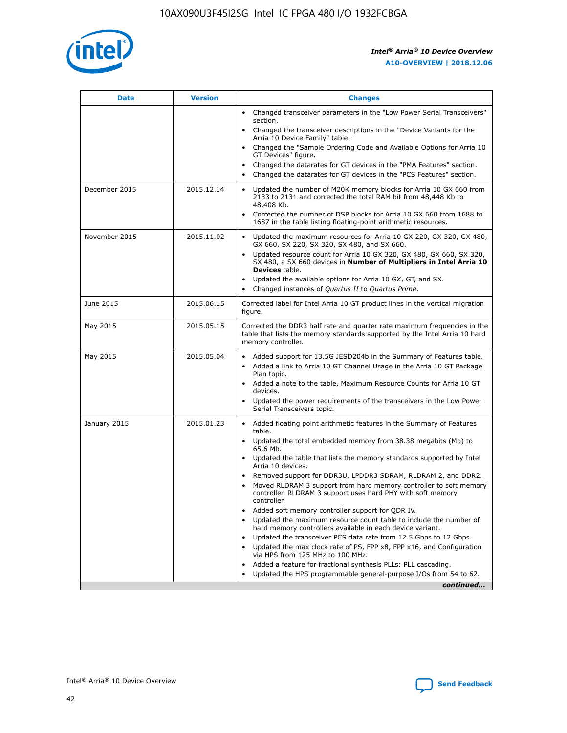| Date | Version | Changes |
| --- | --- | --- |
|  |  | • Changed transceiver parameters in the "Low Power Serial Transceivers" section.<br>• Changed the transceiver descriptions in the "Device Variants for the Arria 10 Device Family" table.<br>• Changed the "Sample Ordering Code and Available Options for Arria 10 GT Devices" figure.<br>• Changed the datarates for GT devices in the "PMA Features" section.<br>• Changed the datarates for GT devices in the "PCS Features" section. |
| December 2015 | 2015.12.14 | • Updated the number of M20K memory blocks for Arria 10 GX 660 from 2133 to 2131 and corrected the total RAM bit from 48,448 Kb to 48,408 Kb.<br>• Corrected the number of DSP blocks for Arria 10 GX 660 from 1688 to 1687 in the table listing floating-point arithmetic resources. |
| November 2015 | 2015.11.02 | • Updated the maximum resources for Arria 10 GX 220, GX 320, GX 480, GX 660, SX 220, SX 320, SX 480, and SX 660.<br>• Updated resource count for Arria 10 GX 320, GX 480, GX 660, SX 320, SX 480, a SX 660 devices in **Number of Multipliers in Intel Arria 10 Devices** table.<br>• Updated the available options for Arria 10 GX, GT, and SX.<br>• Changed instances of *Quartus II* to *Quartus Prime*. |
| June 2015 | 2015.06.15 | Corrected label for Intel Arria 10 GT product lines in the vertical migration figure. |
| May 2015 | 2015.05.15 | Corrected the DDR3 half rate and quarter rate maximum frequencies in the table that lists the memory standards supported by the Intel Arria 10 hard memory controller. |
| May 2015 | 2015.05.04 | • Added support for 13.5G JESD204b in the Summary of Features table.<br>• Added a link to Arria 10 GT Channel Usage in the Arria 10 GT Package Plan topic.<br>• Added a note to the table, Maximum Resource Counts for Arria 10 GT devices.<br>• Updated the power requirements of the transceivers in the Low Power Serial Transceivers topic. |
| January 2015 | 2015.01.23 | • Added floating point arithmetic features in the Summary of Features table.<br>• Updated the total embedded memory from 38.38 megabits (Mb) to 65.6 Mb.<br>• Updated the table that lists the memory standards supported by Intel Arria 10 devices.<br>• Removed support for DDR3U, LPDDR3 SDRAM, RLDRAM 2, and DDR2.<br>• Moved RLDRAM 3 support from hard memory controller to soft memory controller. RLDRAM 3 support uses hard PHY with soft memory controller.<br>• Added soft memory controller support for QDR IV.<br>• Updated the maximum resource count table to include the number of hard memory controllers available in each device variant.<br>• Updated the transceiver PCS data rate from 12.5 Gbps to 12 Gbps.<br>• Updated the max clock rate of PS, FPP x8, FPP x16, and Configuration via HPS from 125 MHz to 100 MHz.<br>• Added a feature for fractional synthesis PLLs: PLL cascading.<br>• Updated the HPS programmable general-purpose I/Os from 54 to 62. |

*continued...*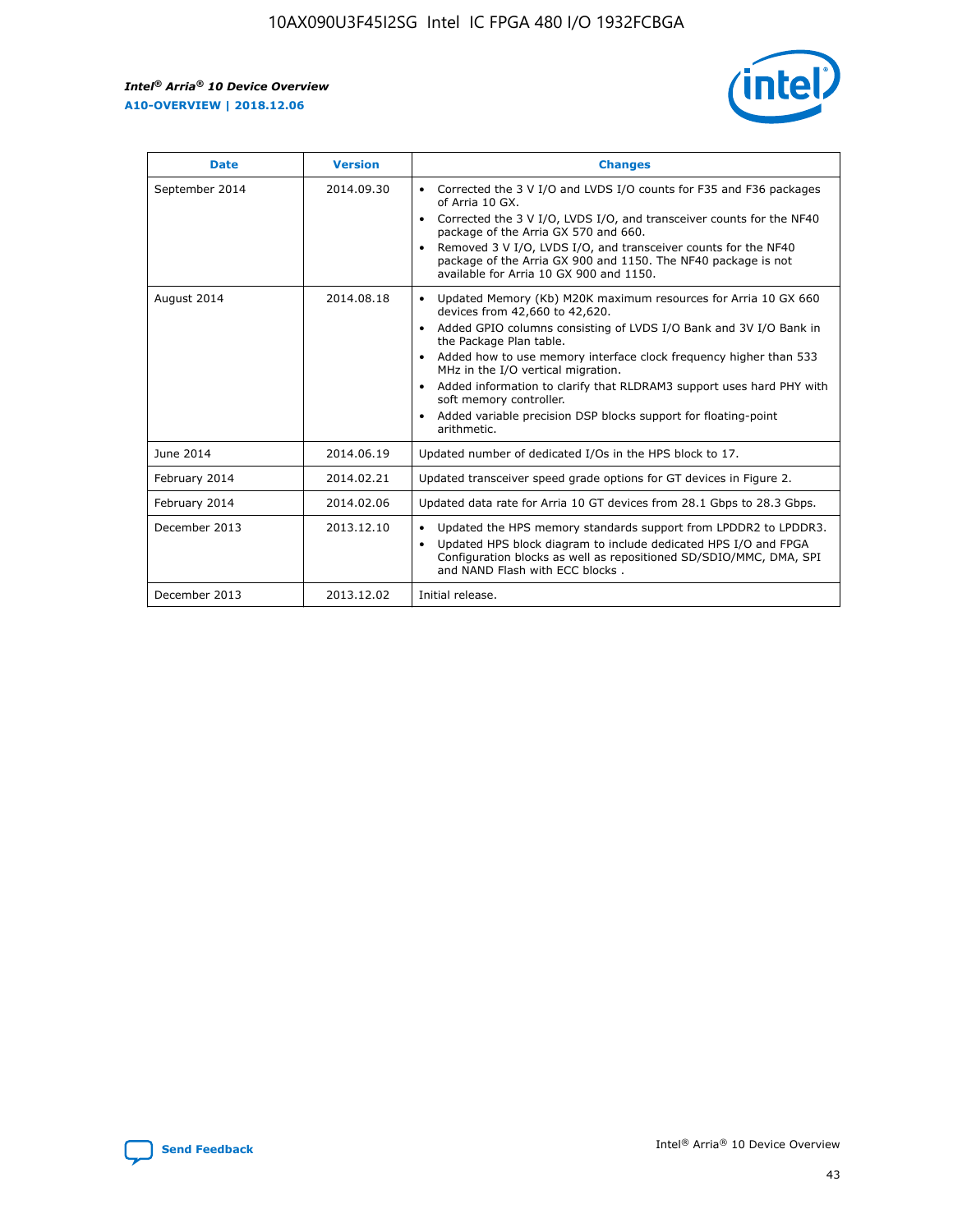| Date | Version | Changes |
| --- | --- | --- |
| September 2014 | 2014.09.30 | • Corrected the 3 V I/O and LVDS I/O counts for F35 and F36 packages of Arria 10 GX.<br>• Corrected the 3 V I/O, LVDS I/O, and transceiver counts for the NF40 package of the Arria GX 570 and 660.<br>• Removed 3 V I/O, LVDS I/O, and transceiver counts for the NF40 package of the Arria GX 900 and 1150. The NF40 package is not available for Arria 10 GX 900 and 1150. |
| August 2014 | 2014.08.18 | • Updated Memory (Kb) M20K maximum resources for Arria 10 GX 660 devices from 42,660 to 42,620.<br>• Added GPIO columns consisting of LVDS I/O Bank and 3V I/O Bank in the Package Plan table.<br>• Added how to use memory interface clock frequency higher than 533 MHz in the I/O vertical migration.<br>• Added information to clarify that RLDRAM3 support uses hard PHY with soft memory controller.<br>• Added variable precision DSP blocks support for floating-point arithmetic. |
| June 2014 | 2014.06.19 | Updated number of dedicated I/Os in the HPS block to 17. |
| February 2014 | 2014.02.21 | Updated transceiver speed grade options for GT devices in Figure 2. |
| February 2014 | 2014.02.06 | Updated data rate for Arria 10 GT devices from 28.1 Gbps to 28.3 Gbps. |
| December 2013 | 2013.12.10 | • Updated the HPS memory standards support from LPDDR2 to LPDDR3.<br>• Updated HPS block diagram to include dedicated HPS I/O and FPGA Configuration blocks as well as repositioned SD/SDIO/MMC, DMA, SPI and NAND Flash with ECC blocks . |
| December 2013 | 2013.12.02 | Initial release. |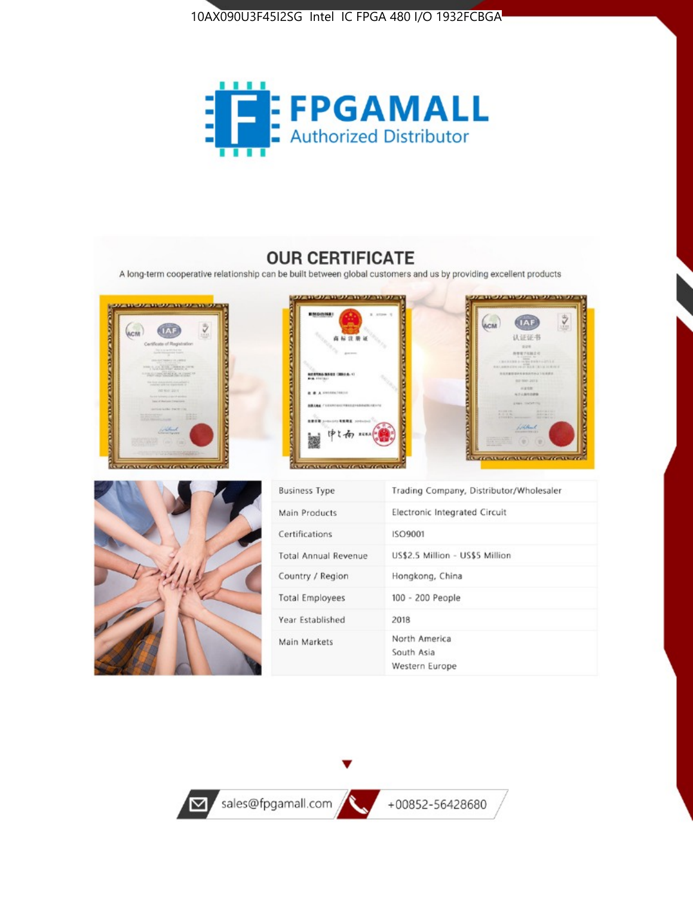# FPGAMALL

Authorized Distributor

## OUR CERTIFICATE

A long-term cooperative relationship can be built between global customers and us by providing excellent products

| | |
|---|---|
| Business Type | Trading Company, Distributor/Wholesaler |
| Main Products | Electronic Integrated Circuit |
| Certifications | ISO9001 |
| Total Annual Revenue | US$2.5 Million - US$5 Million |
| Country / Region | Hongkong, China |
| Total Employees | 100 - 200 People |
| Year Established | 2018 |
| Main Markets | North America<br>South Asia<br>Western Europe |

sales@fpgamall.com

+00852-56428680